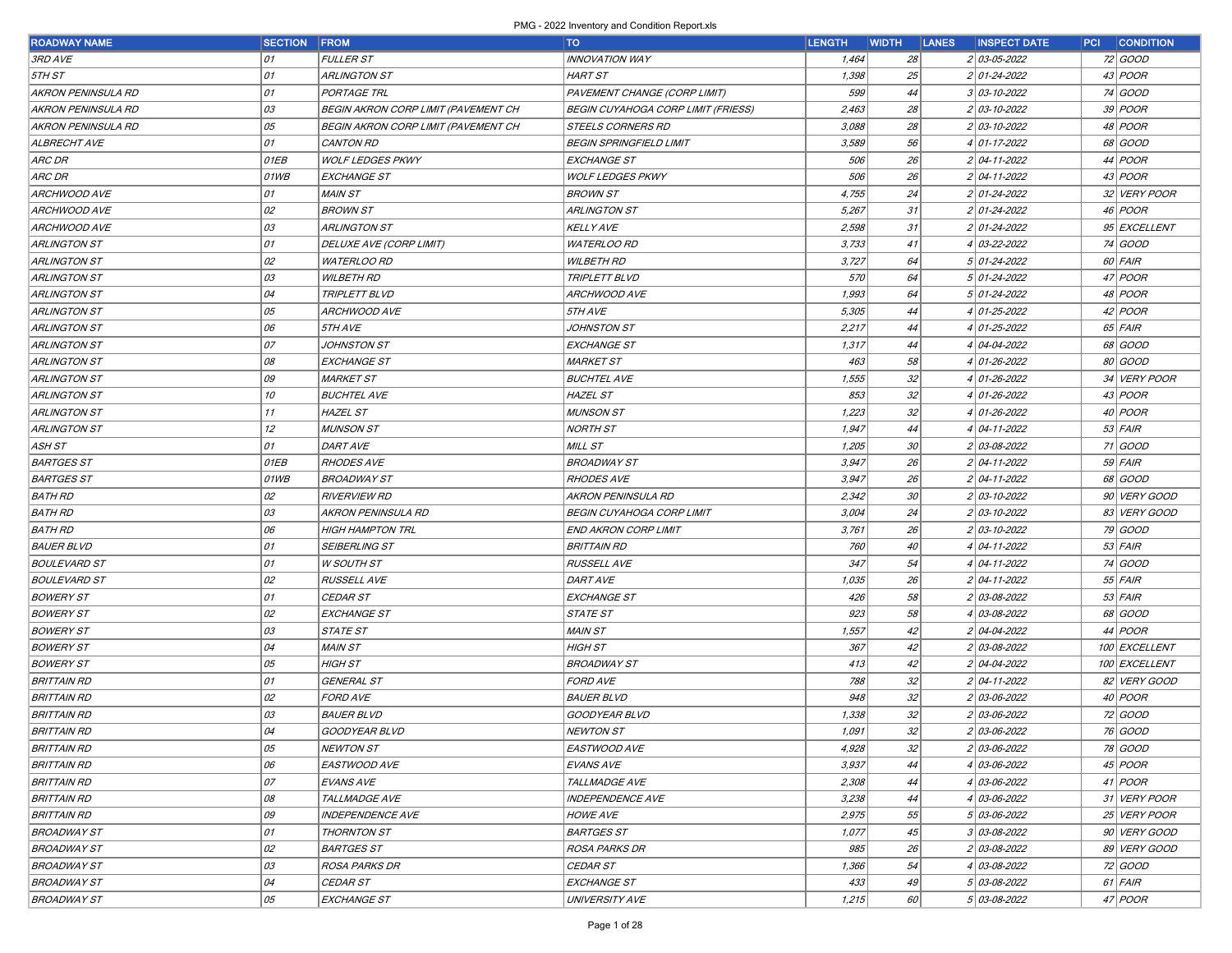| ROADWAY NAME | SECTION | FROM | TO | LENGTH | WIDTH | LANES | INSPECT DATE | PCI | CONDITION |
|---|---|---|---|---|---|---|---|---|---|
| 3RD AVE | 01 | FULLER ST | INNOVATION WAY | 1,464 | 28 | 2 | 03-05-2022 | 72 | GOOD |
| 5TH ST | 01 | ARLINGTON ST | HART ST | 1,398 | 25 | 2 | 01-24-2022 | 43 | POOR |
| AKRON PENINSULA RD | 01 | PORTAGE TRL | PAVEMENT CHANGE (CORP LIMIT) | 599 | 44 | 3 | 03-10-2022 | 74 | GOOD |
| AKRON PENINSULA RD | 03 | BEGIN AKRON CORP LIMIT (PAVEMENT CH | BEGIN CUYAHOGA CORP LIMIT (FRIESS) | 2,463 | 28 | 2 | 03-10-2022 | 39 | POOR |
| AKRON PENINSULA RD | 05 | BEGIN AKRON CORP LIMIT (PAVEMENT CH | STEELS CORNERS RD | 3,088 | 28 | 2 | 03-10-2022 | 48 | POOR |
| ALBRECHT AVE | 01 | CANTON RD | BEGIN SPRINGFIELD LIMIT | 3,589 | 56 | 4 | 01-17-2022 | 68 | GOOD |
| ARC DR | 01EB | WOLF LEDGES PKWY | EXCHANGE ST | 506 | 26 | 2 | 04-11-2022 | 44 | POOR |
| ARC DR | 01WB | EXCHANGE ST | WOLF LEDGES PKWY | 506 | 26 | 2 | 04-11-2022 | 43 | POOR |
| ARCHWOOD AVE | 01 | MAIN ST | BROWN ST | 4,755 | 24 | 2 | 01-24-2022 | 32 | VERY POOR |
| ARCHWOOD AVE | 02 | BROWN ST | ARLINGTON ST | 5,267 | 31 | 2 | 01-24-2022 | 46 | POOR |
| ARCHWOOD AVE | 03 | ARLINGTON ST | KELLY AVE | 2,598 | 31 | 2 | 01-24-2022 | 95 | EXCELLENT |
| ARLINGTON ST | 01 | DELUXE AVE (CORP LIMIT) | WATERLOO RD | 3,733 | 41 | 4 | 03-22-2022 | 74 | GOOD |
| ARLINGTON ST | 02 | WATERLOO RD | WILBETH RD | 3,727 | 64 | 5 | 01-24-2022 | 60 | FAIR |
| ARLINGTON ST | 03 | WILBETH RD | TRIPLETT BLVD | 570 | 64 | 5 | 01-24-2022 | 47 | POOR |
| ARLINGTON ST | 04 | TRIPLETT BLVD | ARCHWOOD AVE | 1,993 | 64 | 5 | 01-24-2022 | 48 | POOR |
| ARLINGTON ST | 05 | ARCHWOOD AVE | 5TH AVE | 5,305 | 44 | 4 | 01-25-2022 | 42 | POOR |
| ARLINGTON ST | 06 | 5TH AVE | JOHNSTON ST | 2,217 | 44 | 4 | 01-25-2022 | 65 | FAIR |
| ARLINGTON ST | 07 | JOHNSTON ST | EXCHANGE ST | 1,317 | 44 | 4 | 04-04-2022 | 68 | GOOD |
| ARLINGTON ST | 08 | EXCHANGE ST | MARKET ST | 463 | 58 | 4 | 01-26-2022 | 80 | GOOD |
| ARLINGTON ST | 09 | MARKET ST | BUCHTEL AVE | 1,555 | 32 | 4 | 01-26-2022 | 34 | VERY POOR |
| ARLINGTON ST | 10 | BUCHTEL AVE | HAZEL ST | 853 | 32 | 4 | 01-26-2022 | 43 | POOR |
| ARLINGTON ST | 11 | HAZEL ST | MUNSON ST | 1,223 | 32 | 4 | 01-26-2022 | 40 | POOR |
| ARLINGTON ST | 12 | MUNSON ST | NORTH ST | 1,947 | 44 | 4 | 04-11-2022 | 53 | FAIR |
| ASH ST | 01 | DART AVE | MILL ST | 1,205 | 30 | 2 | 03-08-2022 | 71 | GOOD |
| BARTGES ST | 01EB | RHODES AVE | BROADWAY ST | 3,947 | 26 | 2 | 04-11-2022 | 59 | FAIR |
| BARTGES ST | 01WB | BROADWAY ST | RHODES AVE | 3,947 | 26 | 2 | 04-11-2022 | 68 | GOOD |
| BATH RD | 02 | RIVERVIEW RD | AKRON PENINSULA RD | 2,342 | 30 | 2 | 03-10-2022 | 90 | VERY GOOD |
| BATH RD | 03 | AKRON PENINSULA RD | BEGIN CUYAHOGA CORP LIMIT | 3,004 | 24 | 2 | 03-10-2022 | 83 | VERY GOOD |
| BATH RD | 06 | HIGH HAMPTON TRL | END AKRON CORP LIMIT | 3,761 | 26 | 2 | 03-10-2022 | 79 | GOOD |
| BAUER BLVD | 01 | SEIBERLING ST | BRITTAIN RD | 760 | 40 | 4 | 04-11-2022 | 53 | FAIR |
| BOULEVARD ST | 01 | W SOUTH ST | RUSSELL AVE | 347 | 54 | 4 | 04-11-2022 | 74 | GOOD |
| BOULEVARD ST | 02 | RUSSELL AVE | DART AVE | 1,035 | 26 | 2 | 04-11-2022 | 55 | FAIR |
| BOWERY ST | 01 | CEDAR ST | EXCHANGE ST | 426 | 58 | 2 | 03-08-2022 | 53 | FAIR |
| BOWERY ST | 02 | EXCHANGE ST | STATE ST | 923 | 58 | 4 | 03-08-2022 | 68 | GOOD |
| BOWERY ST | 03 | STATE ST | MAIN ST | 1,557 | 42 | 2 | 04-04-2022 | 44 | POOR |
| BOWERY ST | 04 | MAIN ST | HIGH ST | 367 | 42 | 2 | 03-08-2022 | 100 | EXCELLENT |
| BOWERY ST | 05 | HIGH ST | BROADWAY ST | 413 | 42 | 2 | 04-04-2022 | 100 | EXCELLENT |
| BRITTAIN RD | 01 | GENERAL ST | FORD AVE | 788 | 32 | 2 | 04-11-2022 | 82 | VERY GOOD |
| BRITTAIN RD | 02 | FORD AVE | BAUER BLVD | 948 | 32 | 2 | 03-06-2022 | 40 | POOR |
| BRITTAIN RD | 03 | BAUER BLVD | GOODYEAR BLVD | 1,338 | 32 | 2 | 03-06-2022 | 72 | GOOD |
| BRITTAIN RD | 04 | GOODYEAR BLVD | NEWTON ST | 1,091 | 32 | 2 | 03-06-2022 | 76 | GOOD |
| BRITTAIN RD | 05 | NEWTON ST | EASTWOOD AVE | 4,928 | 32 | 2 | 03-06-2022 | 78 | GOOD |
| BRITTAIN RD | 06 | EASTWOOD AVE | EVANS AVE | 3,937 | 44 | 4 | 03-06-2022 | 45 | POOR |
| BRITTAIN RD | 07 | EVANS AVE | TALLMADGE AVE | 2,308 | 44 | 4 | 03-06-2022 | 41 | POOR |
| BRITTAIN RD | 08 | TALLMADGE AVE | INDEPENDENCE AVE | 3,238 | 44 | 4 | 03-06-2022 | 31 | VERY POOR |
| BRITTAIN RD | 09 | INDEPENDENCE AVE | HOWE AVE | 2,975 | 55 | 5 | 03-06-2022 | 25 | VERY POOR |
| BROADWAY ST | 01 | THORNTON ST | BARTGES ST | 1,077 | 45 | 3 | 03-08-2022 | 90 | VERY GOOD |
| BROADWAY ST | 02 | BARTGES ST | ROSA PARKS DR | 985 | 26 | 2 | 03-08-2022 | 89 | VERY GOOD |
| BROADWAY ST | 03 | ROSA PARKS DR | CEDAR ST | 1,366 | 54 | 4 | 03-08-2022 | 72 | GOOD |
| BROADWAY ST | 04 | CEDAR ST | EXCHANGE ST | 433 | 49 | 5 | 03-08-2022 | 61 | FAIR |
| BROADWAY ST | 05 | EXCHANGE ST | UNIVERSITY AVE | 1,215 | 60 | 5 | 03-08-2022 | 47 | POOR |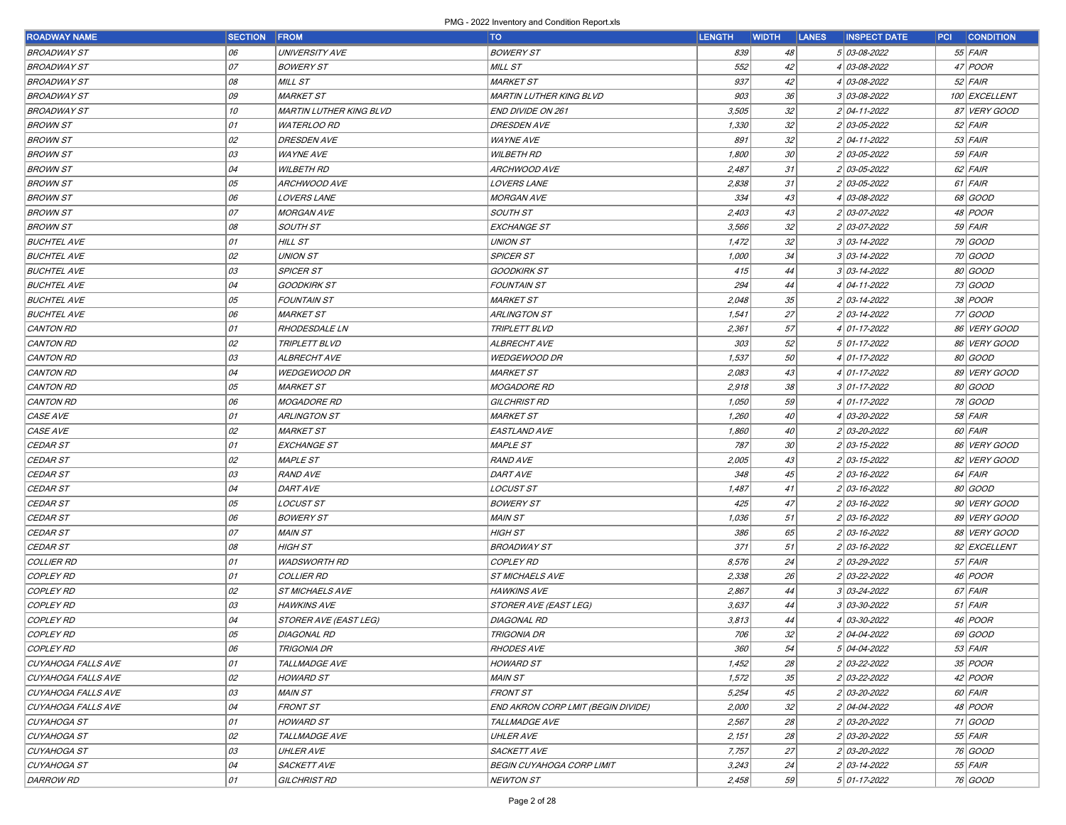| ROADWAY NAME | SECTION | FROM | TO | LENGTH | WIDTH | LANES | INSPECT DATE | PCI | CONDITION |
|---|---|---|---|---|---|---|---|---|---|
| BROADWAY ST | 06 | UNIVERSITY AVE | BOWERY ST | 839 | 48 | 5 | 03-08-2022 | 55 | FAIR |
| BROADWAY ST | 07 | BOWERY ST | MILL ST | 552 | 42 | 4 | 03-08-2022 | 47 | POOR |
| BROADWAY ST | 08 | MILL ST | MARKET ST | 937 | 42 | 4 | 03-08-2022 | 52 | FAIR |
| BROADWAY ST | 09 | MARKET ST | MARTIN LUTHER KING BLVD | 903 | 36 | 3 | 03-08-2022 | 100 | EXCELLENT |
| BROADWAY ST | 10 | MARTIN LUTHER KING BLVD | END DIVIDE ON 261 | 3,505 | 32 | 2 | 04-11-2022 | 87 | VERY GOOD |
| BROWN ST | 01 | WATERLOO RD | DRESDEN AVE | 1,330 | 32 | 2 | 03-05-2022 | 52 | FAIR |
| BROWN ST | 02 | DRESDEN AVE | WAYNE AVE | 891 | 32 | 2 | 04-11-2022 | 53 | FAIR |
| BROWN ST | 03 | WAYNE AVE | WILBETH RD | 1,800 | 30 | 2 | 03-05-2022 | 59 | FAIR |
| BROWN ST | 04 | WILBETH RD | ARCHWOOD AVE | 2,487 | 31 | 2 | 03-05-2022 | 62 | FAIR |
| BROWN ST | 05 | ARCHWOOD AVE | LOVERS LANE | 2,838 | 31 | 2 | 03-05-2022 | 61 | FAIR |
| BROWN ST | 06 | LOVERS LANE | MORGAN AVE | 334 | 43 | 4 | 03-08-2022 | 68 | GOOD |
| BROWN ST | 07 | MORGAN AVE | SOUTH ST | 2,403 | 43 | 2 | 03-07-2022 | 48 | POOR |
| BROWN ST | 08 | SOUTH ST | EXCHANGE ST | 3,566 | 32 | 2 | 03-07-2022 | 59 | FAIR |
| BUCHTEL AVE | 01 | HILL ST | UNION ST | 1,472 | 32 | 3 | 03-14-2022 | 79 | GOOD |
| BUCHTEL AVE | 02 | UNION ST | SPICER ST | 1,000 | 34 | 3 | 03-14-2022 | 70 | GOOD |
| BUCHTEL AVE | 03 | SPICER ST | GOODKIRK ST | 415 | 44 | 3 | 03-14-2022 | 80 | GOOD |
| BUCHTEL AVE | 04 | GOODKIRK ST | FOUNTAIN ST | 294 | 44 | 4 | 04-11-2022 | 73 | GOOD |
| BUCHTEL AVE | 05 | FOUNTAIN ST | MARKET ST | 2,048 | 35 | 2 | 03-14-2022 | 38 | POOR |
| BUCHTEL AVE | 06 | MARKET ST | ARLINGTON ST | 1,541 | 27 | 2 | 03-14-2022 | 77 | GOOD |
| CANTON RD | 01 | RHODESDALE LN | TRIPLETT BLVD | 2,361 | 57 | 4 | 01-17-2022 | 86 | VERY GOOD |
| CANTON RD | 02 | TRIPLETT BLVD | ALBRECHT AVE | 303 | 52 | 5 | 01-17-2022 | 86 | VERY GOOD |
| CANTON RD | 03 | ALBRECHT AVE | WEDGEWOOD DR | 1,537 | 50 | 4 | 01-17-2022 | 80 | GOOD |
| CANTON RD | 04 | WEDGEWOOD DR | MARKET ST | 2,083 | 43 | 4 | 01-17-2022 | 89 | VERY GOOD |
| CANTON RD | 05 | MARKET ST | MOGADORE RD | 2,918 | 38 | 3 | 01-17-2022 | 80 | GOOD |
| CANTON RD | 06 | MOGADORE RD | GILCHRIST RD | 1,050 | 59 | 4 | 01-17-2022 | 78 | GOOD |
| CASE AVE | 01 | ARLINGTON ST | MARKET ST | 1,260 | 40 | 4 | 03-20-2022 | 58 | FAIR |
| CASE AVE | 02 | MARKET ST | EASTLAND AVE | 1,860 | 40 | 2 | 03-20-2022 | 60 | FAIR |
| CEDAR ST | 01 | EXCHANGE ST | MAPLE ST | 787 | 30 | 2 | 03-15-2022 | 86 | VERY GOOD |
| CEDAR ST | 02 | MAPLE ST | RAND AVE | 2,005 | 43 | 2 | 03-15-2022 | 82 | VERY GOOD |
| CEDAR ST | 03 | RAND AVE | DART AVE | 348 | 45 | 2 | 03-16-2022 | 64 | FAIR |
| CEDAR ST | 04 | DART AVE | LOCUST ST | 1,487 | 41 | 2 | 03-16-2022 | 80 | GOOD |
| CEDAR ST | 05 | LOCUST ST | BOWERY ST | 425 | 47 | 2 | 03-16-2022 | 90 | VERY GOOD |
| CEDAR ST | 06 | BOWERY ST | MAIN ST | 1,036 | 51 | 2 | 03-16-2022 | 89 | VERY GOOD |
| CEDAR ST | 07 | MAIN ST | HIGH ST | 386 | 65 | 2 | 03-16-2022 | 88 | VERY GOOD |
| CEDAR ST | 08 | HIGH ST | BROADWAY ST | 371 | 51 | 2 | 03-16-2022 | 92 | EXCELLENT |
| COLLIER RD | 01 | WADSWORTH RD | COPLEY RD | 8,576 | 24 | 2 | 03-29-2022 | 57 | FAIR |
| COPLEY RD | 01 | COLLIER RD | ST MICHAELS AVE | 2,338 | 26 | 2 | 03-22-2022 | 46 | POOR |
| COPLEY RD | 02 | ST MICHAELS AVE | HAWKINS AVE | 2,867 | 44 | 3 | 03-24-2022 | 67 | FAIR |
| COPLEY RD | 03 | HAWKINS AVE | STORER AVE (EAST LEG) | 3,637 | 44 | 3 | 03-30-2022 | 51 | FAIR |
| COPLEY RD | 04 | STORER AVE (EAST LEG) | DIAGONAL RD | 3,813 | 44 | 4 | 03-30-2022 | 46 | POOR |
| COPLEY RD | 05 | DIAGONAL RD | TRIGONIA DR | 706 | 32 | 2 | 04-04-2022 | 69 | GOOD |
| COPLEY RD | 06 | TRIGONIA DR | RHODES AVE | 360 | 54 | 5 | 04-04-2022 | 53 | FAIR |
| CUYAHOGA FALLS AVE | 01 | TALLMADGE AVE | HOWARD ST | 1,452 | 28 | 2 | 03-22-2022 | 35 | POOR |
| CUYAHOGA FALLS AVE | 02 | HOWARD ST | MAIN ST | 1,572 | 35 | 2 | 03-22-2022 | 42 | POOR |
| CUYAHOGA FALLS AVE | 03 | MAIN ST | FRONT ST | 5,254 | 45 | 2 | 03-20-2022 | 60 | FAIR |
| CUYAHOGA FALLS AVE | 04 | FRONT ST | END AKRON CORP LMIT (BEGIN DIVIDE) | 2,000 | 32 | 2 | 04-04-2022 | 48 | POOR |
| CUYAHOGA ST | 01 | HOWARD ST | TALLMADGE AVE | 2,567 | 28 | 2 | 03-20-2022 | 71 | GOOD |
| CUYAHOGA ST | 02 | TALLMADGE AVE | UHLER AVE | 2,151 | 28 | 2 | 03-20-2022 | 55 | FAIR |
| CUYAHOGA ST | 03 | UHLER AVE | SACKETT AVE | 7,757 | 27 | 2 | 03-20-2022 | 76 | GOOD |
| CUYAHOGA ST | 04 | SACKETT AVE | BEGIN CUYAHOGA CORP LIMIT | 3,243 | 24 | 2 | 03-14-2022 | 55 | FAIR |
| DARROW RD | 01 | GILCHRIST RD | NEWTON ST | 2,458 | 59 | 5 | 01-17-2022 | 76 | GOOD |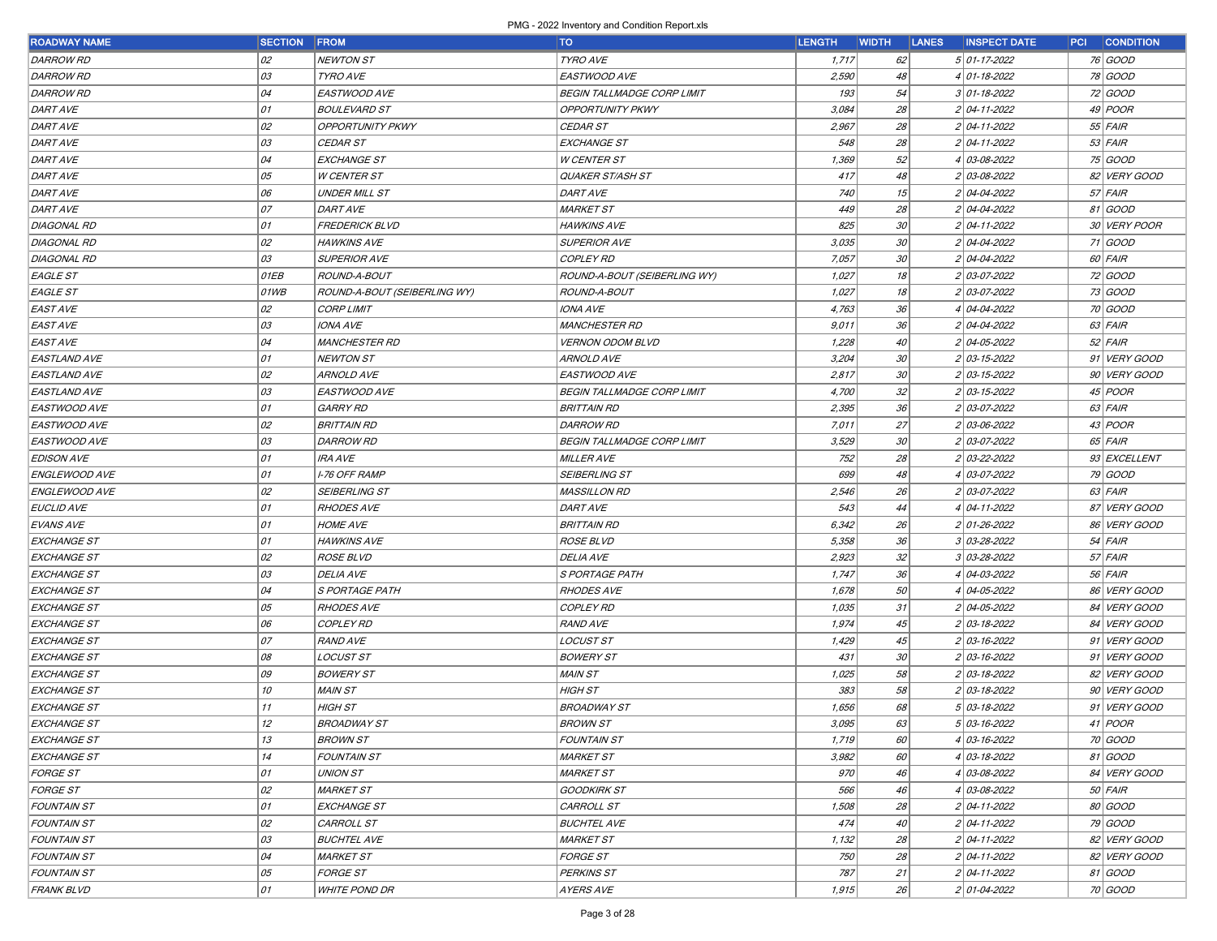| ROADWAY NAME | SECTION | FROM | TO | LENGTH | WIDTH | LANES | INSPECT DATE | PCI | CONDITION |
|---|---|---|---|---|---|---|---|---|---|
| DARROW RD | 02 | NEWTON ST | TYRO AVE | 1,717 | 62 | 5 | 01-17-2022 | 76 | GOOD |
| DARROW RD | 03 | TYRO AVE | EASTWOOD AVE | 2,590 | 48 | 4 | 01-18-2022 | 78 | GOOD |
| DARROW RD | 04 | EASTWOOD AVE | BEGIN TALLMADGE CORP LIMIT | 193 | 54 | 3 | 01-18-2022 | 72 | GOOD |
| DART AVE | 01 | BOULEVARD ST | OPPORTUNITY PKWY | 3,084 | 28 | 2 | 04-11-2022 | 49 | POOR |
| DART AVE | 02 | OPPORTUNITY PKWY | CEDAR ST | 2,967 | 28 | 2 | 04-11-2022 | 55 | FAIR |
| DART AVE | 03 | CEDAR ST | EXCHANGE ST | 548 | 28 | 2 | 04-11-2022 | 53 | FAIR |
| DART AVE | 04 | EXCHANGE ST | W CENTER ST | 1,369 | 52 | 4 | 03-08-2022 | 75 | GOOD |
| DART AVE | 05 | W CENTER ST | QUAKER ST/ASH ST | 417 | 48 | 2 | 03-08-2022 | 82 | VERY GOOD |
| DART AVE | 06 | UNDER MILL ST | DART AVE | 740 | 15 | 2 | 04-04-2022 | 57 | FAIR |
| DART AVE | 07 | DART AVE | MARKET ST | 449 | 28 | 2 | 04-04-2022 | 81 | GOOD |
| DIAGONAL RD | 01 | FREDERICK BLVD | HAWKINS AVE | 825 | 30 | 2 | 04-11-2022 | 30 | VERY POOR |
| DIAGONAL RD | 02 | HAWKINS AVE | SUPERIOR AVE | 3,035 | 30 | 2 | 04-04-2022 | 71 | GOOD |
| DIAGONAL RD | 03 | SUPERIOR AVE | COPLEY RD | 7,057 | 30 | 2 | 04-04-2022 | 60 | FAIR |
| EAGLE ST | 01EB | ROUND-A-BOUT | ROUND-A-BOUT (SEIBERLING WY) | 1,027 | 18 | 2 | 03-07-2022 | 72 | GOOD |
| EAGLE ST | 01WB | ROUND-A-BOUT (SEIBERLING WY) | ROUND-A-BOUT | 1,027 | 18 | 2 | 03-07-2022 | 73 | GOOD |
| EAST AVE | 02 | CORP LIMIT | IONA AVE | 4,763 | 36 | 4 | 04-04-2022 | 70 | GOOD |
| EAST AVE | 03 | IONA AVE | MANCHESTER RD | 9,011 | 36 | 2 | 04-04-2022 | 63 | FAIR |
| EAST AVE | 04 | MANCHESTER RD | VERNON ODOM BLVD | 1,228 | 40 | 2 | 04-05-2022 | 52 | FAIR |
| EASTLAND AVE | 01 | NEWTON ST | ARNOLD AVE | 3,204 | 30 | 2 | 03-15-2022 | 91 | VERY GOOD |
| EASTLAND AVE | 02 | ARNOLD AVE | EASTWOOD AVE | 2,817 | 30 | 2 | 03-15-2022 | 90 | VERY GOOD |
| EASTLAND AVE | 03 | EASTWOOD AVE | BEGIN TALLMADGE CORP LIMIT | 4,700 | 32 | 2 | 03-15-2022 | 45 | POOR |
| EASTWOOD AVE | 01 | GARRY RD | BRITTAIN RD | 2,395 | 36 | 2 | 03-07-2022 | 63 | FAIR |
| EASTWOOD AVE | 02 | BRITTAIN RD | DARROW RD | 7,011 | 27 | 2 | 03-06-2022 | 43 | POOR |
| EASTWOOD AVE | 03 | DARROW RD | BEGIN TALLMADGE CORP LIMIT | 3,529 | 30 | 2 | 03-07-2022 | 65 | FAIR |
| EDISON AVE | 01 | IRA AVE | MILLER AVE | 752 | 28 | 2 | 03-22-2022 | 93 | EXCELLENT |
| ENGLEWOOD AVE | 01 | I-76 OFF RAMP | SEIBERLING ST | 699 | 48 | 4 | 03-07-2022 | 79 | GOOD |
| ENGLEWOOD AVE | 02 | SEIBERLING ST | MASSILLON RD | 2,546 | 26 | 2 | 03-07-2022 | 63 | FAIR |
| EUCLID AVE | 01 | RHODES AVE | DART AVE | 543 | 44 | 4 | 04-11-2022 | 87 | VERY GOOD |
| EVANS AVE | 01 | HOME AVE | BRITTAIN RD | 6,342 | 26 | 2 | 01-26-2022 | 86 | VERY GOOD |
| EXCHANGE ST | 01 | HAWKINS AVE | ROSE BLVD | 5,358 | 36 | 3 | 03-28-2022 | 54 | FAIR |
| EXCHANGE ST | 02 | ROSE BLVD | DELIA AVE | 2,923 | 32 | 3 | 03-28-2022 | 57 | FAIR |
| EXCHANGE ST | 03 | DELIA AVE | S PORTAGE PATH | 1,747 | 36 | 4 | 04-03-2022 | 56 | FAIR |
| EXCHANGE ST | 04 | S PORTAGE PATH | RHODES AVE | 1,678 | 50 | 4 | 04-05-2022 | 86 | VERY GOOD |
| EXCHANGE ST | 05 | RHODES AVE | COPLEY RD | 1,035 | 31 | 2 | 04-05-2022 | 84 | VERY GOOD |
| EXCHANGE ST | 06 | COPLEY RD | RAND AVE | 1,974 | 45 | 2 | 03-18-2022 | 84 | VERY GOOD |
| EXCHANGE ST | 07 | RAND AVE | LOCUST ST | 1,429 | 45 | 2 | 03-16-2022 | 91 | VERY GOOD |
| EXCHANGE ST | 08 | LOCUST ST | BOWERY ST | 431 | 30 | 2 | 03-16-2022 | 91 | VERY GOOD |
| EXCHANGE ST | 09 | BOWERY ST | MAIN ST | 1,025 | 58 | 2 | 03-18-2022 | 82 | VERY GOOD |
| EXCHANGE ST | 10 | MAIN ST | HIGH ST | 383 | 58 | 2 | 03-18-2022 | 90 | VERY GOOD |
| EXCHANGE ST | 11 | HIGH ST | BROADWAY ST | 1,656 | 68 | 5 | 03-18-2022 | 91 | VERY GOOD |
| EXCHANGE ST | 12 | BROADWAY ST | BROWN ST | 3,095 | 63 | 5 | 03-16-2022 | 41 | POOR |
| EXCHANGE ST | 13 | BROWN ST | FOUNTAIN ST | 1,719 | 60 | 4 | 03-16-2022 | 70 | GOOD |
| EXCHANGE ST | 14 | FOUNTAIN ST | MARKET ST | 3,982 | 60 | 4 | 03-18-2022 | 81 | GOOD |
| FORGE ST | 01 | UNION ST | MARKET ST | 970 | 46 | 4 | 03-08-2022 | 84 | VERY GOOD |
| FORGE ST | 02 | MARKET ST | GOODKIRK ST | 566 | 46 | 4 | 03-08-2022 | 50 | FAIR |
| FOUNTAIN ST | 01 | EXCHANGE ST | CARROLL ST | 1,508 | 28 | 2 | 04-11-2022 | 80 | GOOD |
| FOUNTAIN ST | 02 | CARROLL ST | BUCHTEL AVE | 474 | 40 | 2 | 04-11-2022 | 79 | GOOD |
| FOUNTAIN ST | 03 | BUCHTEL AVE | MARKET ST | 1,132 | 28 | 2 | 04-11-2022 | 82 | VERY GOOD |
| FOUNTAIN ST | 04 | MARKET ST | FORGE ST | 750 | 28 | 2 | 04-11-2022 | 82 | VERY GOOD |
| FOUNTAIN ST | 05 | FORGE ST | PERKINS ST | 787 | 21 | 2 | 04-11-2022 | 81 | GOOD |
| FRANK BLVD | 01 | WHITE POND DR | AYERS AVE | 1,915 | 26 | 2 | 01-04-2022 | 70 | GOOD |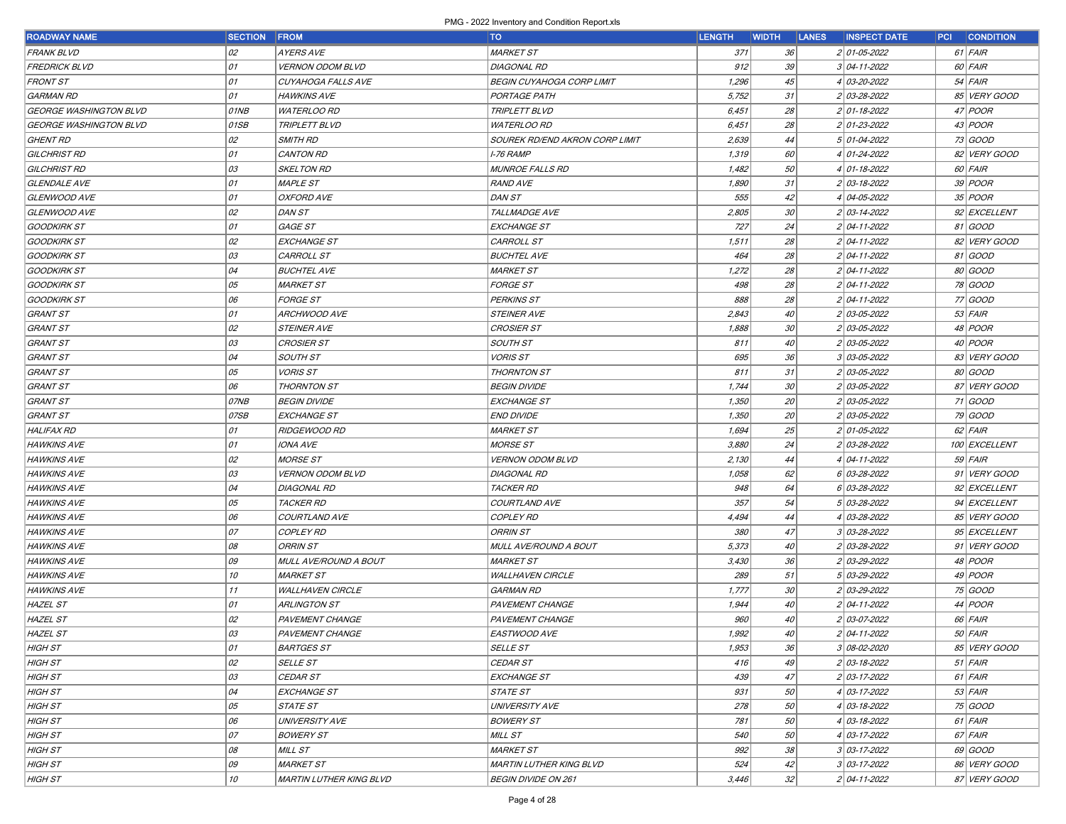| ROADWAY NAME | SECTION | FROM | TO | LENGTH | WIDTH | LANES | INSPECT DATE | PCI | CONDITION |
|---|---|---|---|---|---|---|---|---|---|
| FRANK BLVD | 02 | AYERS AVE | MARKET ST | 371 | 36 | 2 | 01-05-2022 | 61 | FAIR |
| FREDRICK BLVD | 01 | VERNON ODOM BLVD | DIAGONAL RD | 912 | 39 | 3 | 04-11-2022 | 60 | FAIR |
| FRONT ST | 01 | CUYAHOGA FALLS AVE | BEGIN CUYAHOGA CORP LIMIT | 1,296 | 45 | 4 | 03-20-2022 | 54 | FAIR |
| GARMAN RD | 01 | HAWKINS AVE | PORTAGE PATH | 5,752 | 31 | 2 | 03-28-2022 | 85 | VERY GOOD |
| GEORGE WASHINGTON BLVD | 01NB | WATERLOO RD | TRIPLETT BLVD | 6,451 | 28 | 2 | 01-18-2022 | 47 | POOR |
| GEORGE WASHINGTON BLVD | 01SB | TRIPLETT BLVD | WATERLOO RD | 6,451 | 28 | 2 | 01-23-2022 | 43 | POOR |
| GHENT RD | 02 | SMITH RD | SOUREK RD/END AKRON CORP LIMIT | 2,639 | 44 | 5 | 01-04-2022 | 73 | GOOD |
| GILCHRIST RD | 01 | CANTON RD | I-76 RAMP | 1,319 | 60 | 4 | 01-24-2022 | 82 | VERY GOOD |
| GILCHRIST RD | 03 | SKELTON RD | MUNROE FALLS RD | 1,482 | 50 | 4 | 01-18-2022 | 60 | FAIR |
| GLENDALE AVE | 01 | MAPLE ST | RAND AVE | 1,890 | 31 | 2 | 03-18-2022 | 39 | POOR |
| GLENWOOD AVE | 01 | OXFORD AVE | DAN ST | 555 | 42 | 4 | 04-05-2022 | 35 | POOR |
| GLENWOOD AVE | 02 | DAN ST | TALLMADGE AVE | 2,805 | 30 | 2 | 03-14-2022 | 92 | EXCELLENT |
| GOODKIRK ST | 01 | GAGE ST | EXCHANGE ST | 727 | 24 | 2 | 04-11-2022 | 81 | GOOD |
| GOODKIRK ST | 02 | EXCHANGE ST | CARROLL ST | 1,511 | 28 | 2 | 04-11-2022 | 82 | VERY GOOD |
| GOODKIRK ST | 03 | CARROLL ST | BUCHTEL AVE | 464 | 28 | 2 | 04-11-2022 | 81 | GOOD |
| GOODKIRK ST | 04 | BUCHTEL AVE | MARKET ST | 1,272 | 28 | 2 | 04-11-2022 | 80 | GOOD |
| GOODKIRK ST | 05 | MARKET ST | FORGE ST | 498 | 28 | 2 | 04-11-2022 | 78 | GOOD |
| GOODKIRK ST | 06 | FORGE ST | PERKINS ST | 888 | 28 | 2 | 04-11-2022 | 77 | GOOD |
| GRANT ST | 01 | ARCHWOOD AVE | STEINER AVE | 2,843 | 40 | 2 | 03-05-2022 | 53 | FAIR |
| GRANT ST | 02 | STEINER AVE | CROSIER ST | 1,888 | 30 | 2 | 03-05-2022 | 48 | POOR |
| GRANT ST | 03 | CROSIER ST | SOUTH ST | 811 | 40 | 2 | 03-05-2022 | 40 | POOR |
| GRANT ST | 04 | SOUTH ST | VORIS ST | 695 | 36 | 3 | 03-05-2022 | 83 | VERY GOOD |
| GRANT ST | 05 | VORIS ST | THORNTON ST | 811 | 31 | 2 | 03-05-2022 | 80 | GOOD |
| GRANT ST | 06 | THORNTON ST | BEGIN DIVIDE | 1,744 | 30 | 2 | 03-05-2022 | 87 | VERY GOOD |
| GRANT ST | 07NB | BEGIN DIVIDE | EXCHANGE ST | 1,350 | 20 | 2 | 03-05-2022 | 71 | GOOD |
| GRANT ST | 07SB | EXCHANGE ST | END DIVIDE | 1,350 | 20 | 2 | 03-05-2022 | 79 | GOOD |
| HALIFAX RD | 01 | RIDGEWOOD RD | MARKET ST | 1,694 | 25 | 2 | 01-05-2022 | 62 | FAIR |
| HAWKINS AVE | 01 | IONA AVE | MORSE ST | 3,880 | 24 | 2 | 03-28-2022 | 100 | EXCELLENT |
| HAWKINS AVE | 02 | MORSE ST | VERNON ODOM BLVD | 2,130 | 44 | 4 | 04-11-2022 | 59 | FAIR |
| HAWKINS AVE | 03 | VERNON ODOM BLVD | DIAGONAL RD | 1,058 | 62 | 6 | 03-28-2022 | 91 | VERY GOOD |
| HAWKINS AVE | 04 | DIAGONAL RD | TACKER RD | 948 | 64 | 6 | 03-28-2022 | 92 | EXCELLENT |
| HAWKINS AVE | 05 | TACKER RD | COURTLAND AVE | 357 | 54 | 5 | 03-28-2022 | 94 | EXCELLENT |
| HAWKINS AVE | 06 | COURTLAND AVE | COPLEY RD | 4,494 | 44 | 4 | 03-28-2022 | 85 | VERY GOOD |
| HAWKINS AVE | 07 | COPLEY RD | ORRIN ST | 380 | 47 | 3 | 03-28-2022 | 95 | EXCELLENT |
| HAWKINS AVE | 08 | ORRIN ST | MULL AVE/ROUND A BOUT | 5,373 | 40 | 2 | 03-28-2022 | 91 | VERY GOOD |
| HAWKINS AVE | 09 | MULL AVE/ROUND A BOUT | MARKET ST | 3,430 | 36 | 2 | 03-29-2022 | 48 | POOR |
| HAWKINS AVE | 10 | MARKET ST | WALLHAVEN CIRCLE | 289 | 51 | 5 | 03-29-2022 | 49 | POOR |
| HAWKINS AVE | 11 | WALLHAVEN CIRCLE | GARMAN RD | 1,777 | 30 | 2 | 03-29-2022 | 75 | GOOD |
| HAZEL ST | 01 | ARLINGTON ST | PAVEMENT CHANGE | 1,944 | 40 | 2 | 04-11-2022 | 44 | POOR |
| HAZEL ST | 02 | PAVEMENT CHANGE | PAVEMENT CHANGE | 960 | 40 | 2 | 03-07-2022 | 66 | FAIR |
| HAZEL ST | 03 | PAVEMENT CHANGE | EASTWOOD AVE | 1,992 | 40 | 2 | 04-11-2022 | 50 | FAIR |
| HIGH ST | 01 | BARTGES ST | SELLE ST | 1,953 | 36 | 3 | 08-02-2020 | 85 | VERY GOOD |
| HIGH ST | 02 | SELLE ST | CEDAR ST | 416 | 49 | 2 | 03-18-2022 | 51 | FAIR |
| HIGH ST | 03 | CEDAR ST | EXCHANGE ST | 439 | 47 | 2 | 03-17-2022 | 61 | FAIR |
| HIGH ST | 04 | EXCHANGE ST | STATE ST | 931 | 50 | 4 | 03-17-2022 | 53 | FAIR |
| HIGH ST | 05 | STATE ST | UNIVERSITY AVE | 278 | 50 | 4 | 03-18-2022 | 75 | GOOD |
| HIGH ST | 06 | UNIVERSITY AVE | BOWERY ST | 781 | 50 | 4 | 03-18-2022 | 61 | FAIR |
| HIGH ST | 07 | BOWERY ST | MILL ST | 540 | 50 | 4 | 03-17-2022 | 67 | FAIR |
| HIGH ST | 08 | MILL ST | MARKET ST | 992 | 38 | 3 | 03-17-2022 | 69 | GOOD |
| HIGH ST | 09 | MARKET ST | MARTIN LUTHER KING BLVD | 524 | 42 | 3 | 03-17-2022 | 86 | VERY GOOD |
| HIGH ST | 10 | MARTIN LUTHER KING BLVD | BEGIN DIVIDE ON 261 | 3,446 | 32 | 2 | 04-11-2022 | 87 | VERY GOOD |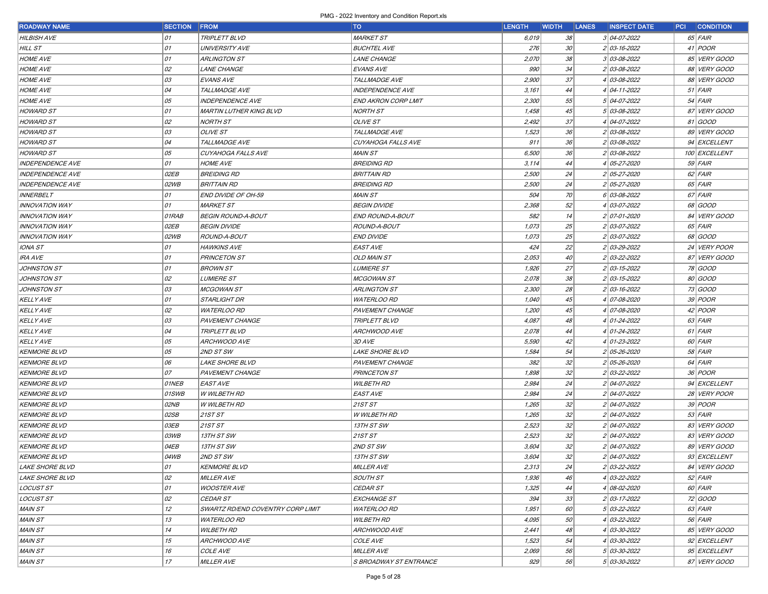| ROADWAY NAME | SECTION | FROM | TO | LENGTH | WIDTH | LANES | INSPECT DATE | PCI | CONDITION |
|---|---|---|---|---|---|---|---|---|---|
| HILBISH AVE | 01 | TRIPLETT BLVD | MARKET ST | 6,019 | 38 | 3 | 04-07-2022 | 65 | FAIR |
| HILL ST | 01 | UNIVERSITY AVE | BUCHTEL AVE | 276 | 30 | 2 | 03-16-2022 | 41 | POOR |
| HOME AVE | 01 | ARLINGTON ST | LANE CHANGE | 2,070 | 38 | 3 | 03-08-2022 | 85 | VERY GOOD |
| HOME AVE | 02 | LANE CHANGE | EVANS AVE | 990 | 34 | 2 | 03-08-2022 | 88 | VERY GOOD |
| HOME AVE | 03 | EVANS AVE | TALLMADGE AVE | 2,900 | 37 | 4 | 03-08-2022 | 88 | VERY GOOD |
| HOME AVE | 04 | TALLMADGE AVE | INDEPENDENCE AVE | 3,161 | 44 | 4 | 04-11-2022 | 51 | FAIR |
| HOME AVE | 05 | INDEPENDENCE AVE | END AKRON CORP LMIT | 2,300 | 55 | 5 | 04-07-2022 | 54 | FAIR |
| HOWARD ST | 01 | MARTIN LUTHER KING BLVD | NORTH ST | 1,458 | 45 | 5 | 03-08-2022 | 87 | VERY GOOD |
| HOWARD ST | 02 | NORTH ST | OLIVE ST | 2,492 | 37 | 4 | 04-07-2022 | 81 | GOOD |
| HOWARD ST | 03 | OLIVE ST | TALLMADGE AVE | 1,523 | 36 | 2 | 03-08-2022 | 89 | VERY GOOD |
| HOWARD ST | 04 | TALLMADGE AVE | CUYAHOGA FALLS AVE | 911 | 36 | 2 | 03-08-2022 | 94 | EXCELLENT |
| HOWARD ST | 05 | CUYAHOGA FALLS AVE | MAIN ST | 6,500 | 36 | 2 | 03-08-2022 | 100 | EXCELLENT |
| INDEPENDENCE AVE | 01 | HOME AVE | BREIDING RD | 3,114 | 44 | 4 | 05-27-2020 | 59 | FAIR |
| INDEPENDENCE AVE | 02EB | BREIDING RD | BRITTAIN RD | 2,500 | 24 | 2 | 05-27-2020 | 62 | FAIR |
| INDEPENDENCE AVE | 02WB | BRITTAIN RD | BREIDING RD | 2,500 | 24 | 2 | 05-27-2020 | 65 | FAIR |
| INNERBELT | 01 | END DIVIDE OF OH-59 | MAIN ST | 504 | 70 | 6 | 03-08-2022 | 67 | FAIR |
| INNOVATION WAY | 01 | MARKET ST | BEGIN DIVIDE | 2,368 | 52 | 4 | 03-07-2022 | 68 | GOOD |
| INNOVATION WAY | 01RAB | BEGIN ROUND-A-BOUT | END ROUND-A-BOUT | 582 | 14 | 2 | 07-01-2020 | 84 | VERY GOOD |
| INNOVATION WAY | 02EB | BEGIN DIVIDE | ROUND-A-BOUT | 1,073 | 25 | 2 | 03-07-2022 | 65 | FAIR |
| INNOVATION WAY | 02WB | ROUND-A-BOUT | END DIVIDE | 1,073 | 25 | 2 | 03-07-2022 | 68 | GOOD |
| IONA ST | 01 | HAWKINS AVE | EAST AVE | 424 | 22 | 2 | 03-29-2022 | 24 | VERY POOR |
| IRA AVE | 01 | PRINCETON ST | OLD MAIN ST | 2,053 | 40 | 2 | 03-22-2022 | 87 | VERY GOOD |
| JOHNSTON ST | 01 | BROWN ST | LUMIERE ST | 1,926 | 27 | 2 | 03-15-2022 | 78 | GOOD |
| JOHNSTON ST | 02 | LUMIERE ST | MCGOWAN ST | 2,078 | 38 | 2 | 03-15-2022 | 80 | GOOD |
| JOHNSTON ST | 03 | MCGOWAN ST | ARLINGTON ST | 2,300 | 28 | 2 | 03-16-2022 | 73 | GOOD |
| KELLY AVE | 01 | STARLIGHT DR | WATERLOO RD | 1,040 | 45 | 4 | 07-08-2020 | 39 | POOR |
| KELLY AVE | 02 | WATERLOO RD | PAVEMENT CHANGE | 1,200 | 45 | 4 | 07-08-2020 | 42 | POOR |
| KELLY AVE | 03 | PAVEMENT CHANGE | TRIPLETT BLVD | 4,087 | 48 | 4 | 01-24-2022 | 63 | FAIR |
| KELLY AVE | 04 | TRIPLETT BLVD | ARCHWOOD AVE | 2,078 | 44 | 4 | 01-24-2022 | 61 | FAIR |
| KELLY AVE | 05 | ARCHWOOD AVE | 3D AVE | 5,590 | 42 | 4 | 01-23-2022 | 60 | FAIR |
| KENMORE BLVD | 05 | 2ND ST SW | LAKE SHORE BLVD | 1,584 | 54 | 2 | 05-26-2020 | 58 | FAIR |
| KENMORE BLVD | 06 | LAKE SHORE BLVD | PAVEMENT CHANGE | 382 | 32 | 2 | 05-26-2020 | 64 | FAIR |
| KENMORE BLVD | 07 | PAVEMENT CHANGE | PRINCETON ST | 1,898 | 32 | 2 | 03-22-2022 | 36 | POOR |
| KENMORE BLVD | 01NEB | EAST AVE | WILBETH RD | 2,984 | 24 | 2 | 04-07-2022 | 94 | EXCELLENT |
| KENMORE BLVD | 01SWB | W WILBETH RD | EAST AVE | 2,984 | 24 | 2 | 04-07-2022 | 28 | VERY POOR |
| KENMORE BLVD | 02NB | W WILBETH RD | 21ST ST | 1,265 | 32 | 2 | 04-07-2022 | 39 | POOR |
| KENMORE BLVD | 02SB | 21ST ST | W WILBETH RD | 1,265 | 32 | 2 | 04-07-2022 | 53 | FAIR |
| KENMORE BLVD | 03EB | 21ST ST | 13TH ST SW | 2,523 | 32 | 2 | 04-07-2022 | 83 | VERY GOOD |
| KENMORE BLVD | 03WB | 13TH ST SW | 21ST ST | 2,523 | 32 | 2 | 04-07-2022 | 83 | VERY GOOD |
| KENMORE BLVD | 04EB | 13TH ST SW | 2ND ST SW | 3,604 | 32 | 2 | 04-07-2022 | 89 | VERY GOOD |
| KENMORE BLVD | 04WB | 2ND ST SW | 13TH ST SW | 3,604 | 32 | 2 | 04-07-2022 | 93 | EXCELLENT |
| LAKE SHORE BLVD | 01 | KENMORE BLVD | MILLER AVE | 2,313 | 24 | 2 | 03-22-2022 | 84 | VERY GOOD |
| LAKE SHORE BLVD | 02 | MILLER AVE | SOUTH ST | 1,936 | 46 | 4 | 03-22-2022 | 52 | FAIR |
| LOCUST ST | 01 | WOOSTER AVE | CEDAR ST | 1,325 | 44 | 4 | 08-02-2020 | 60 | FAIR |
| LOCUST ST | 02 | CEDAR ST | EXCHANGE ST | 394 | 33 | 2 | 03-17-2022 | 72 | GOOD |
| MAIN ST | 12 | SWARTZ RD/END COVENTRY CORP LIMIT | WATERLOO RD | 1,951 | 60 | 5 | 03-22-2022 | 63 | FAIR |
| MAIN ST | 13 | WATERLOO RD | WILBETH RD | 4,095 | 50 | 4 | 03-22-2022 | 56 | FAIR |
| MAIN ST | 14 | WILBETH RD | ARCHWOOD AVE | 2,441 | 48 | 4 | 03-30-2022 | 85 | VERY GOOD |
| MAIN ST | 15 | ARCHWOOD AVE | COLE AVE | 1,523 | 54 | 4 | 03-30-2022 | 92 | EXCELLENT |
| MAIN ST | 16 | COLE AVE | MILLER AVE | 2,069 | 56 | 5 | 03-30-2022 | 95 | EXCELLENT |
| MAIN ST | 17 | MILLER AVE | S BROADWAY ST ENTRANCE | 929 | 56 | 5 | 03-30-2022 | 87 | VERY GOOD |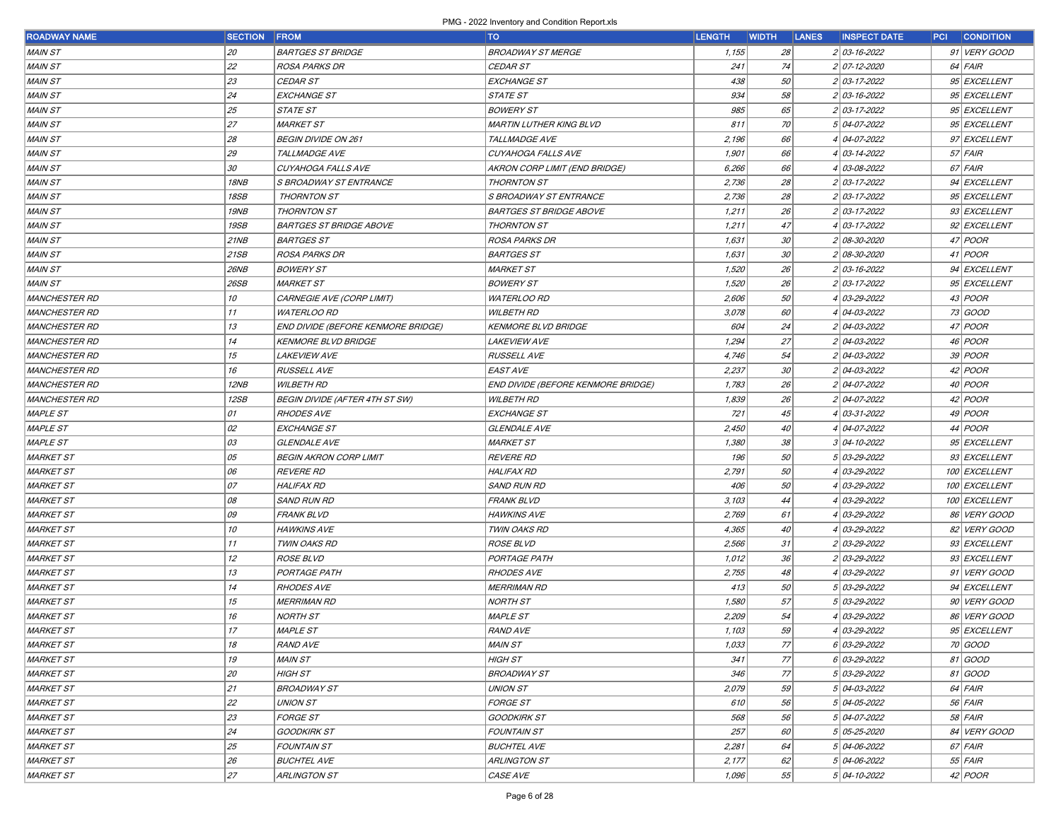| ROADWAY NAME | SECTION | FROM | TO | LENGTH | WIDTH | LANES | INSPECT DATE | PCI | CONDITION |
|---|---|---|---|---|---|---|---|---|---|
| MAIN ST | 20 | BARTGES ST BRIDGE | BROADWAY ST MERGE | 1,155 | 28 | 2 | 03-16-2022 | 91 | VERY GOOD |
| MAIN ST | 22 | ROSA PARKS DR | CEDAR ST | 241 | 74 | 2 | 07-12-2020 | 64 | FAIR |
| MAIN ST | 23 | CEDAR ST | EXCHANGE ST | 438 | 50 | 2 | 03-17-2022 | 95 | EXCELLENT |
| MAIN ST | 24 | EXCHANGE ST | STATE ST | 934 | 58 | 2 | 03-16-2022 | 95 | EXCELLENT |
| MAIN ST | 25 | STATE ST | BOWERY ST | 985 | 65 | 2 | 03-17-2022 | 95 | EXCELLENT |
| MAIN ST | 27 | MARKET ST | MARTIN LUTHER KING BLVD | 811 | 70 | 5 | 04-07-2022 | 95 | EXCELLENT |
| MAIN ST | 28 | BEGIN DIVIDE ON 261 | TALLMADGE AVE | 2,196 | 66 | 4 | 04-07-2022 | 97 | EXCELLENT |
| MAIN ST | 29 | TALLMADGE AVE | CUYAHOGA FALLS AVE | 1,901 | 66 | 4 | 03-14-2022 | 57 | FAIR |
| MAIN ST | 30 | CUYAHOGA FALLS AVE | AKRON CORP LIMIT (END BRIDGE) | 6,266 | 66 | 4 | 03-08-2022 | 67 | FAIR |
| MAIN ST | 18NB | S BROADWAY ST ENTRANCE | THORNTON ST | 2,736 | 28 | 2 | 03-17-2022 | 94 | EXCELLENT |
| MAIN ST | 18SB | THORNTON ST | S BROADWAY ST ENTRANCE | 2,736 | 28 | 2 | 03-17-2022 | 95 | EXCELLENT |
| MAIN ST | 19NB | THORNTON ST | BARTGES ST BRIDGE ABOVE | 1,211 | 26 | 2 | 03-17-2022 | 93 | EXCELLENT |
| MAIN ST | 19SB | BARTGES ST BRIDGE ABOVE | THORNTON ST | 1,211 | 47 | 4 | 03-17-2022 | 92 | EXCELLENT |
| MAIN ST | 21NB | BARTGES ST | ROSA PARKS DR | 1,631 | 30 | 2 | 08-30-2020 | 47 | POOR |
| MAIN ST | 21SB | ROSA PARKS DR | BARTGES ST | 1,631 | 30 | 2 | 08-30-2020 | 41 | POOR |
| MAIN ST | 26NB | BOWERY ST | MARKET ST | 1,520 | 26 | 2 | 03-16-2022 | 94 | EXCELLENT |
| MAIN ST | 26SB | MARKET ST | BOWERY ST | 1,520 | 26 | 2 | 03-17-2022 | 95 | EXCELLENT |
| MANCHESTER RD | 10 | CARNEGIE AVE (CORP LIMIT) | WATERLOO RD | 2,606 | 50 | 4 | 03-29-2022 | 43 | POOR |
| MANCHESTER RD | 11 | WATERLOO RD | WILBETH RD | 3,078 | 60 | 4 | 04-03-2022 | 73 | GOOD |
| MANCHESTER RD | 13 | END DIVIDE (BEFORE KENMORE BRIDGE) | KENMORE BLVD BRIDGE | 604 | 24 | 2 | 04-03-2022 | 47 | POOR |
| MANCHESTER RD | 14 | KENMORE BLVD BRIDGE | LAKEVIEW AVE | 1,294 | 27 | 2 | 04-03-2022 | 46 | POOR |
| MANCHESTER RD | 15 | LAKEVIEW AVE | RUSSELL AVE | 4,746 | 54 | 2 | 04-03-2022 | 39 | POOR |
| MANCHESTER RD | 16 | RUSSELL AVE | EAST AVE | 2,237 | 30 | 2 | 04-03-2022 | 42 | POOR |
| MANCHESTER RD | 12NB | WILBETH RD | END DIVIDE (BEFORE KENMORE BRIDGE) | 1,783 | 26 | 2 | 04-07-2022 | 40 | POOR |
| MANCHESTER RD | 12SB | BEGIN DIVIDE (AFTER 4TH ST SW) | WILBETH RD | 1,839 | 26 | 2 | 04-07-2022 | 42 | POOR |
| MAPLE ST | 01 | RHODES AVE | EXCHANGE ST | 721 | 45 | 4 | 03-31-2022 | 49 | POOR |
| MAPLE ST | 02 | EXCHANGE ST | GLENDALE AVE | 2,450 | 40 | 4 | 04-07-2022 | 44 | POOR |
| MAPLE ST | 03 | GLENDALE AVE | MARKET ST | 1,380 | 38 | 3 | 04-10-2022 | 95 | EXCELLENT |
| MARKET ST | 05 | BEGIN AKRON CORP LIMIT | REVERE RD | 196 | 50 | 5 | 03-29-2022 | 93 | EXCELLENT |
| MARKET ST | 06 | REVERE RD | HALIFAX RD | 2,791 | 50 | 4 | 03-29-2022 | 100 | EXCELLENT |
| MARKET ST | 07 | HALIFAX RD | SAND RUN RD | 406 | 50 | 4 | 03-29-2022 | 100 | EXCELLENT |
| MARKET ST | 08 | SAND RUN RD | FRANK BLVD | 3,103 | 44 | 4 | 03-29-2022 | 100 | EXCELLENT |
| MARKET ST | 09 | FRANK BLVD | HAWKINS AVE | 2,769 | 61 | 4 | 03-29-2022 | 86 | VERY GOOD |
| MARKET ST | 10 | HAWKINS AVE | TWIN OAKS RD | 4,365 | 40 | 4 | 03-29-2022 | 82 | VERY GOOD |
| MARKET ST | 11 | TWIN OAKS RD | ROSE BLVD | 2,566 | 31 | 2 | 03-29-2022 | 93 | EXCELLENT |
| MARKET ST | 12 | ROSE BLVD | PORTAGE PATH | 1,012 | 36 | 2 | 03-29-2022 | 93 | EXCELLENT |
| MARKET ST | 13 | PORTAGE PATH | RHODES AVE | 2,755 | 48 | 4 | 03-29-2022 | 91 | VERY GOOD |
| MARKET ST | 14 | RHODES AVE | MERRIMAN RD | 413 | 50 | 5 | 03-29-2022 | 94 | EXCELLENT |
| MARKET ST | 15 | MERRIMAN RD | NORTH ST | 1,580 | 57 | 5 | 03-29-2022 | 90 | VERY GOOD |
| MARKET ST | 16 | NORTH ST | MAPLE ST | 2,209 | 54 | 4 | 03-29-2022 | 86 | VERY GOOD |
| MARKET ST | 17 | MAPLE ST | RAND AVE | 1,103 | 59 | 4 | 03-29-2022 | 95 | EXCELLENT |
| MARKET ST | 18 | RAND AVE | MAIN ST | 1,033 | 77 | 6 | 03-29-2022 | 70 | GOOD |
| MARKET ST | 19 | MAIN ST | HIGH ST | 341 | 77 | 6 | 03-29-2022 | 81 | GOOD |
| MARKET ST | 20 | HIGH ST | BROADWAY ST | 346 | 77 | 5 | 03-29-2022 | 81 | GOOD |
| MARKET ST | 21 | BROADWAY ST | UNION ST | 2,079 | 59 | 5 | 04-03-2022 | 64 | FAIR |
| MARKET ST | 22 | UNION ST | FORGE ST | 610 | 56 | 5 | 04-05-2022 | 56 | FAIR |
| MARKET ST | 23 | FORGE ST | GOODKIRK ST | 568 | 56 | 5 | 04-07-2022 | 58 | FAIR |
| MARKET ST | 24 | GOODKIRK ST | FOUNTAIN ST | 257 | 60 | 5 | 05-25-2020 | 84 | VERY GOOD |
| MARKET ST | 25 | FOUNTAIN ST | BUCHTEL AVE | 2,281 | 64 | 5 | 04-06-2022 | 67 | FAIR |
| MARKET ST | 26 | BUCHTEL AVE | ARLINGTON ST | 2,177 | 62 | 5 | 04-06-2022 | 55 | FAIR |
| MARKET ST | 27 | ARLINGTON ST | CASE AVE | 1,096 | 55 | 5 | 04-10-2022 | 42 | POOR |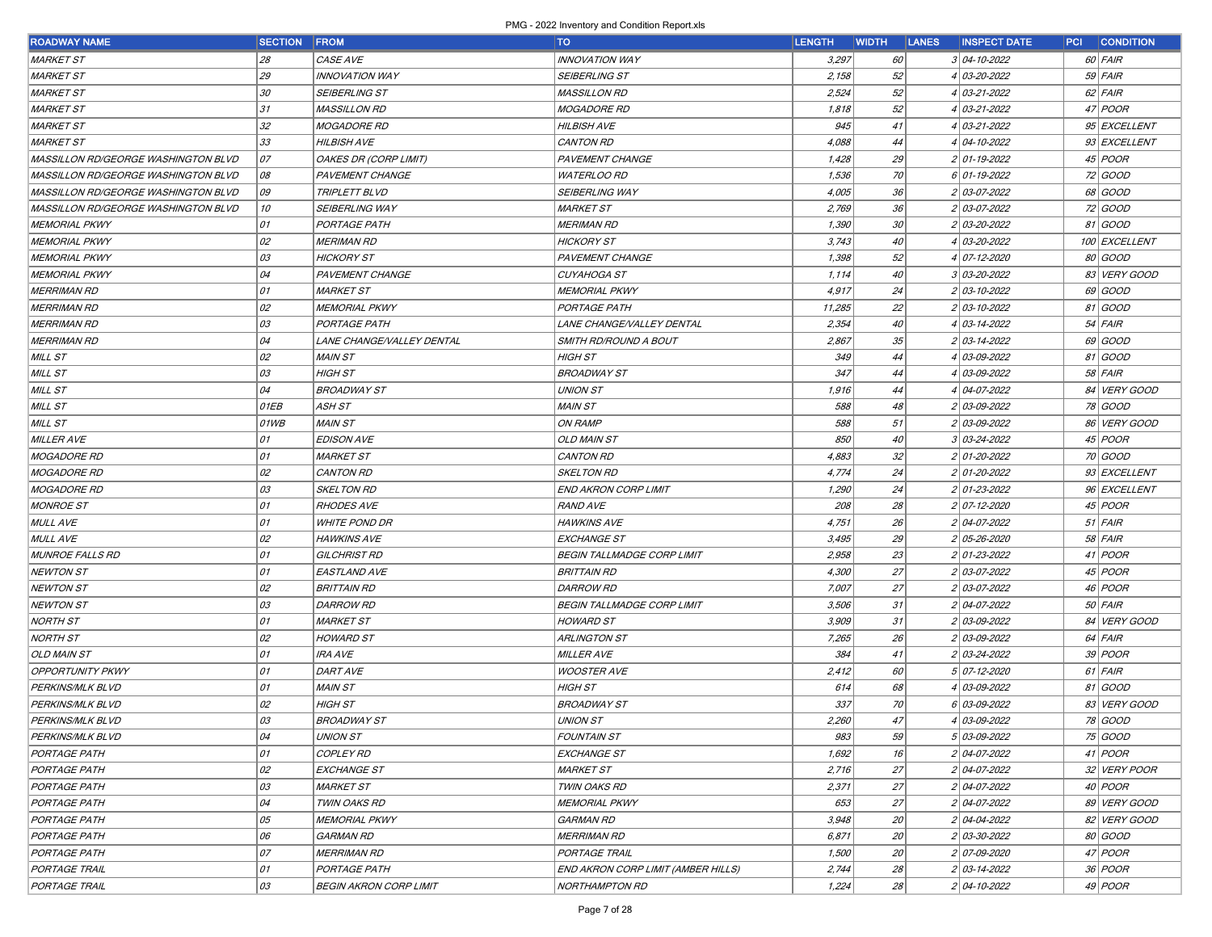| ROADWAY NAME | SECTION | FROM | TO | LENGTH | WIDTH | LANES | INSPECT DATE | PCI | CONDITION |
|---|---|---|---|---|---|---|---|---|---|
| MARKET ST | 28 | CASE AVE | INNOVATION WAY | 3,297 | 60 | 3 | 04-10-2022 | 60 | FAIR |
| MARKET ST | 29 | INNOVATION WAY | SEIBERLING ST | 2,158 | 52 | 4 | 03-20-2022 | 59 | FAIR |
| MARKET ST | 30 | SEIBERLING ST | MASSILLON RD | 2,524 | 52 | 4 | 03-21-2022 | 62 | FAIR |
| MARKET ST | 31 | MASSILLON RD | MOGADORE RD | 1,818 | 52 | 4 | 03-21-2022 | 47 | POOR |
| MARKET ST | 32 | MOGADORE RD | HILBISH AVE | 945 | 41 | 4 | 03-21-2022 | 95 | EXCELLENT |
| MARKET ST | 33 | HILBISH AVE | CANTON RD | 4,088 | 44 | 4 | 04-10-2022 | 93 | EXCELLENT |
| MASSILLON RD/GEORGE WASHINGTON BLVD | 07 | OAKES DR (CORP LIMIT) | PAVEMENT CHANGE | 1,428 | 29 | 2 | 01-19-2022 | 45 | POOR |
| MASSILLON RD/GEORGE WASHINGTON BLVD | 08 | PAVEMENT CHANGE | WATERLOO RD | 1,536 | 70 | 6 | 01-19-2022 | 72 | GOOD |
| MASSILLON RD/GEORGE WASHINGTON BLVD | 09 | TRIPLETT BLVD | SEIBERLING WAY | 4,005 | 36 | 2 | 03-07-2022 | 68 | GOOD |
| MASSILLON RD/GEORGE WASHINGTON BLVD | 10 | SEIBERLING WAY | MARKET ST | 2,769 | 36 | 2 | 03-07-2022 | 72 | GOOD |
| MEMORIAL PKWY | 01 | PORTAGE PATH | MERIMAN RD | 1,390 | 30 | 2 | 03-20-2022 | 81 | GOOD |
| MEMORIAL PKWY | 02 | MERIMAN RD | HICKORY ST | 3,743 | 40 | 4 | 03-20-2022 | 100 | EXCELLENT |
| MEMORIAL PKWY | 03 | HICKORY ST | PAVEMENT CHANGE | 1,398 | 52 | 4 | 07-12-2020 | 80 | GOOD |
| MEMORIAL PKWY | 04 | PAVEMENT CHANGE | CUYAHOGA ST | 1,114 | 40 | 3 | 03-20-2022 | 83 | VERY GOOD |
| MERRIMAN RD | 01 | MARKET ST | MEMORIAL PKWY | 4,917 | 24 | 2 | 03-10-2022 | 69 | GOOD |
| MERRIMAN RD | 02 | MEMORIAL PKWY | PORTAGE PATH | 11,285 | 22 | 2 | 03-10-2022 | 81 | GOOD |
| MERRIMAN RD | 03 | PORTAGE PATH | LANE CHANGE/VALLEY DENTAL | 2,354 | 40 | 4 | 03-14-2022 | 54 | FAIR |
| MERRIMAN RD | 04 | LANE CHANGE/VALLEY DENTAL | SMITH RD/ROUND A BOUT | 2,867 | 35 | 2 | 03-14-2022 | 69 | GOOD |
| MILL ST | 02 | MAIN ST | HIGH ST | 349 | 44 | 4 | 03-09-2022 | 81 | GOOD |
| MILL ST | 03 | HIGH ST | BROADWAY ST | 347 | 44 | 4 | 03-09-2022 | 58 | FAIR |
| MILL ST | 04 | BROADWAY ST | UNION ST | 1,916 | 44 | 4 | 04-07-2022 | 84 | VERY GOOD |
| MILL ST | 01EB | ASH ST | MAIN ST | 588 | 48 | 2 | 03-09-2022 | 78 | GOOD |
| MILL ST | 01WB | MAIN ST | ON RAMP | 588 | 51 | 2 | 03-09-2022 | 86 | VERY GOOD |
| MILLER AVE | 01 | EDISON AVE | OLD MAIN ST | 850 | 40 | 3 | 03-24-2022 | 45 | POOR |
| MOGADORE RD | 01 | MARKET ST | CANTON RD | 4,883 | 32 | 2 | 01-20-2022 | 70 | GOOD |
| MOGADORE RD | 02 | CANTON RD | SKELTON RD | 4,774 | 24 | 2 | 01-20-2022 | 93 | EXCELLENT |
| MOGADORE RD | 03 | SKELTON RD | END AKRON CORP LIMIT | 1,290 | 24 | 2 | 01-23-2022 | 96 | EXCELLENT |
| MONROE ST | 01 | RHODES AVE | RAND AVE | 208 | 28 | 2 | 07-12-2020 | 45 | POOR |
| MULL AVE | 01 | WHITE POND DR | HAWKINS AVE | 4,751 | 26 | 2 | 04-07-2022 | 51 | FAIR |
| MULL AVE | 02 | HAWKINS AVE | EXCHANGE ST | 3,495 | 29 | 2 | 05-26-2020 | 58 | FAIR |
| MUNROE FALLS RD | 01 | GILCHRIST RD | BEGIN TALLMADGE CORP LIMIT | 2,958 | 23 | 2 | 01-23-2022 | 41 | POOR |
| NEWTON ST | 01 | EASTLAND AVE | BRITTAIN RD | 4,300 | 27 | 2 | 03-07-2022 | 45 | POOR |
| NEWTON ST | 02 | BRITTAIN RD | DARROW RD | 7,007 | 27 | 2 | 03-07-2022 | 46 | POOR |
| NEWTON ST | 03 | DARROW RD | BEGIN TALLMADGE CORP LIMIT | 3,506 | 31 | 2 | 04-07-2022 | 50 | FAIR |
| NORTH ST | 01 | MARKET ST | HOWARD ST | 3,909 | 31 | 2 | 03-09-2022 | 84 | VERY GOOD |
| NORTH ST | 02 | HOWARD ST | ARLINGTON ST | 7,265 | 26 | 2 | 03-09-2022 | 64 | FAIR |
| OLD MAIN ST | 01 | IRA AVE | MILLER AVE | 384 | 41 | 2 | 03-24-2022 | 39 | POOR |
| OPPORTUNITY PKWY | 01 | DART AVE | WOOSTER AVE | 2,412 | 60 | 5 | 07-12-2020 | 61 | FAIR |
| PERKINS/MLK BLVD | 01 | MAIN ST | HIGH ST | 614 | 68 | 4 | 03-09-2022 | 81 | GOOD |
| PERKINS/MLK BLVD | 02 | HIGH ST | BROADWAY ST | 337 | 70 | 6 | 03-09-2022 | 83 | VERY GOOD |
| PERKINS/MLK BLVD | 03 | BROADWAY ST | UNION ST | 2,260 | 47 | 4 | 03-09-2022 | 78 | GOOD |
| PERKINS/MLK BLVD | 04 | UNION ST | FOUNTAIN ST | 983 | 59 | 5 | 03-09-2022 | 75 | GOOD |
| PORTAGE PATH | 01 | COPLEY RD | EXCHANGE ST | 1,692 | 16 | 2 | 04-07-2022 | 41 | POOR |
| PORTAGE PATH | 02 | EXCHANGE ST | MARKET ST | 2,716 | 27 | 2 | 04-07-2022 | 32 | VERY POOR |
| PORTAGE PATH | 03 | MARKET ST | TWIN OAKS RD | 2,371 | 27 | 2 | 04-07-2022 | 40 | POOR |
| PORTAGE PATH | 04 | TWIN OAKS RD | MEMORIAL PKWY | 653 | 27 | 2 | 04-07-2022 | 89 | VERY GOOD |
| PORTAGE PATH | 05 | MEMORIAL PKWY | GARMAN RD | 3,948 | 20 | 2 | 04-04-2022 | 82 | VERY GOOD |
| PORTAGE PATH | 06 | GARMAN RD | MERRIMAN RD | 6,871 | 20 | 2 | 03-30-2022 | 80 | GOOD |
| PORTAGE PATH | 07 | MERRIMAN RD | PORTAGE TRAIL | 1,500 | 20 | 2 | 07-09-2020 | 47 | POOR |
| PORTAGE TRAIL | 01 | PORTAGE PATH | END AKRON CORP LIMIT (AMBER HILLS) | 2,744 | 28 | 2 | 03-14-2022 | 36 | POOR |
| PORTAGE TRAIL | 03 | BEGIN AKRON CORP LIMIT | NORTHAMPTON RD | 1,224 | 28 | 2 | 04-10-2022 | 49 | POOR |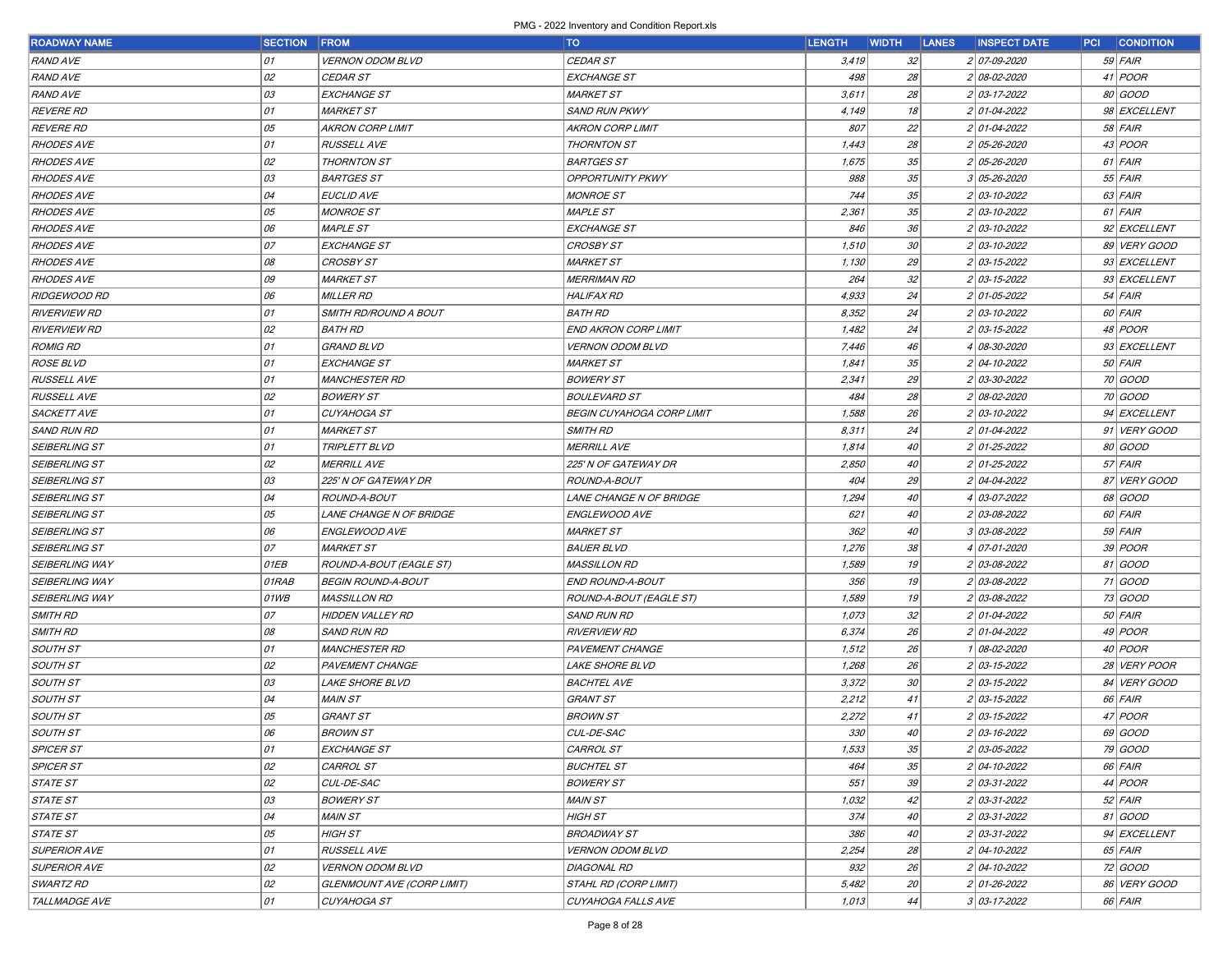| ROADWAY NAME | SECTION | FROM | TO | LENGTH | WIDTH | LANES | INSPECT DATE | PCI | CONDITION |
|---|---|---|---|---|---|---|---|---|---|
| RAND AVE | 01 | VERNON ODOM BLVD | CEDAR ST | 3,419 | 32 | 2 | 07-09-2020 | 59 | FAIR |
| RAND AVE | 02 | CEDAR ST | EXCHANGE ST | 498 | 28 | 2 | 08-02-2020 | 41 | POOR |
| RAND AVE | 03 | EXCHANGE ST | MARKET ST | 3,611 | 28 | 2 | 03-17-2022 | 80 | GOOD |
| REVERE RD | 01 | MARKET ST | SAND RUN PKWY | 4,149 | 18 | 2 | 01-04-2022 | 98 | EXCELLENT |
| REVERE RD | 05 | AKRON CORP LIMIT | AKRON CORP LIMIT | 807 | 22 | 2 | 01-04-2022 | 58 | FAIR |
| RHODES AVE | 01 | RUSSELL AVE | THORNTON ST | 1,443 | 28 | 2 | 05-26-2020 | 43 | POOR |
| RHODES AVE | 02 | THORNTON ST | BARTGES ST | 1,675 | 35 | 2 | 05-26-2020 | 61 | FAIR |
| RHODES AVE | 03 | BARTGES ST | OPPORTUNITY PKWY | 988 | 35 | 3 | 05-26-2020 | 55 | FAIR |
| RHODES AVE | 04 | EUCLID AVE | MONROE ST | 744 | 35 | 2 | 03-10-2022 | 63 | FAIR |
| RHODES AVE | 05 | MONROE ST | MAPLE ST | 2,361 | 35 | 2 | 03-10-2022 | 61 | FAIR |
| RHODES AVE | 06 | MAPLE ST | EXCHANGE ST | 846 | 36 | 2 | 03-10-2022 | 92 | EXCELLENT |
| RHODES AVE | 07 | EXCHANGE ST | CROSBY ST | 1,510 | 30 | 2 | 03-10-2022 | 89 | VERY GOOD |
| RHODES AVE | 08 | CROSBY ST | MARKET ST | 1,130 | 29 | 2 | 03-15-2022 | 93 | EXCELLENT |
| RHODES AVE | 09 | MARKET ST | MERRIMAN RD | 264 | 32 | 2 | 03-15-2022 | 93 | EXCELLENT |
| RIDGEWOOD RD | 06 | MILLER RD | HALIFAX RD | 4,933 | 24 | 2 | 01-05-2022 | 54 | FAIR |
| RIVERVIEW RD | 01 | SMITH RD/ROUND A BOUT | BATH RD | 8,352 | 24 | 2 | 03-10-2022 | 60 | FAIR |
| RIVERVIEW RD | 02 | BATH RD | END AKRON CORP LIMIT | 1,482 | 24 | 2 | 03-15-2022 | 48 | POOR |
| ROMIG RD | 01 | GRAND BLVD | VERNON ODOM BLVD | 7,446 | 46 | 4 | 08-30-2020 | 93 | EXCELLENT |
| ROSE BLVD | 01 | EXCHANGE ST | MARKET ST | 1,841 | 35 | 2 | 04-10-2022 | 50 | FAIR |
| RUSSELL AVE | 01 | MANCHESTER RD | BOWERY ST | 2,341 | 29 | 2 | 03-30-2022 | 70 | GOOD |
| RUSSELL AVE | 02 | BOWERY ST | BOULEVARD ST | 484 | 28 | 2 | 08-02-2020 | 70 | GOOD |
| SACKETT AVE | 01 | CUYAHOGA ST | BEGIN CUYAHOGA CORP LIMIT | 1,588 | 26 | 2 | 03-10-2022 | 94 | EXCELLENT |
| SAND RUN RD | 01 | MARKET ST | SMITH RD | 8,311 | 24 | 2 | 01-04-2022 | 91 | VERY GOOD |
| SEIBERLING ST | 01 | TRIPLETT BLVD | MERRILL AVE | 1,814 | 40 | 2 | 01-25-2022 | 80 | GOOD |
| SEIBERLING ST | 02 | MERRILL AVE | 225' N OF GATEWAY DR | 2,850 | 40 | 2 | 01-25-2022 | 57 | FAIR |
| SEIBERLING ST | 03 | 225' N OF GATEWAY DR | ROUND-A-BOUT | 404 | 29 | 2 | 04-04-2022 | 87 | VERY GOOD |
| SEIBERLING ST | 04 | ROUND-A-BOUT | LANE CHANGE N OF BRIDGE | 1,294 | 40 | 4 | 03-07-2022 | 68 | GOOD |
| SEIBERLING ST | 05 | LANE CHANGE N OF BRIDGE | ENGLEWOOD AVE | 621 | 40 | 2 | 03-08-2022 | 60 | FAIR |
| SEIBERLING ST | 06 | ENGLEWOOD AVE | MARKET ST | 362 | 40 | 3 | 03-08-2022 | 59 | FAIR |
| SEIBERLING ST | 07 | MARKET ST | BAUER BLVD | 1,276 | 38 | 4 | 07-01-2020 | 39 | POOR |
| SEIBERLING WAY | 01EB | ROUND-A-BOUT (EAGLE ST) | MASSILLON RD | 1,589 | 19 | 2 | 03-08-2022 | 81 | GOOD |
| SEIBERLING WAY | 01RAB | BEGIN ROUND-A-BOUT | END ROUND-A-BOUT | 356 | 19 | 2 | 03-08-2022 | 71 | GOOD |
| SEIBERLING WAY | 01WB | MASSILLON RD | ROUND-A-BOUT (EAGLE ST) | 1,589 | 19 | 2 | 03-08-2022 | 73 | GOOD |
| SMITH RD | 07 | HIDDEN VALLEY RD | SAND RUN RD | 1,073 | 32 | 2 | 01-04-2022 | 50 | FAIR |
| SMITH RD | 08 | SAND RUN RD | RIVERVIEW RD | 6,374 | 26 | 2 | 01-04-2022 | 49 | POOR |
| SOUTH ST | 01 | MANCHESTER RD | PAVEMENT CHANGE | 1,512 | 26 | 1 | 08-02-2020 | 40 | POOR |
| SOUTH ST | 02 | PAVEMENT CHANGE | LAKE SHORE BLVD | 1,268 | 26 | 2 | 03-15-2022 | 28 | VERY POOR |
| SOUTH ST | 03 | LAKE SHORE BLVD | BACHTEL AVE | 3,372 | 30 | 2 | 03-15-2022 | 84 | VERY GOOD |
| SOUTH ST | 04 | MAIN ST | GRANT ST | 2,212 | 41 | 2 | 03-15-2022 | 66 | FAIR |
| SOUTH ST | 05 | GRANT ST | BROWN ST | 2,272 | 41 | 2 | 03-15-2022 | 47 | POOR |
| SOUTH ST | 06 | BROWN ST | CUL-DE-SAC | 330 | 40 | 2 | 03-16-2022 | 69 | GOOD |
| SPICER ST | 01 | EXCHANGE ST | CARROL ST | 1,533 | 35 | 2 | 03-05-2022 | 79 | GOOD |
| SPICER ST | 02 | CARROL ST | BUCHTEL ST | 464 | 35 | 2 | 04-10-2022 | 66 | FAIR |
| STATE ST | 02 | CUL-DE-SAC | BOWERY ST | 551 | 39 | 2 | 03-31-2022 | 44 | POOR |
| STATE ST | 03 | BOWERY ST | MAIN ST | 1,032 | 42 | 2 | 03-31-2022 | 52 | FAIR |
| STATE ST | 04 | MAIN ST | HIGH ST | 374 | 40 | 2 | 03-31-2022 | 81 | GOOD |
| STATE ST | 05 | HIGH ST | BROADWAY ST | 386 | 40 | 2 | 03-31-2022 | 94 | EXCELLENT |
| SUPERIOR AVE | 01 | RUSSELL AVE | VERNON ODOM BLVD | 2,254 | 28 | 2 | 04-10-2022 | 65 | FAIR |
| SUPERIOR AVE | 02 | VERNON ODOM BLVD | DIAGONAL RD | 932 | 26 | 2 | 04-10-2022 | 72 | GOOD |
| SWARTZ RD | 02 | GLENMOUNT AVE (CORP LIMIT) | STAHL RD (CORP LIMIT) | 5,482 | 20 | 2 | 01-26-2022 | 86 | VERY GOOD |
| TALLMADGE AVE | 01 | CUYAHOGA ST | CUYAHOGA FALLS AVE | 1,013 | 44 | 3 | 03-17-2022 | 66 | FAIR |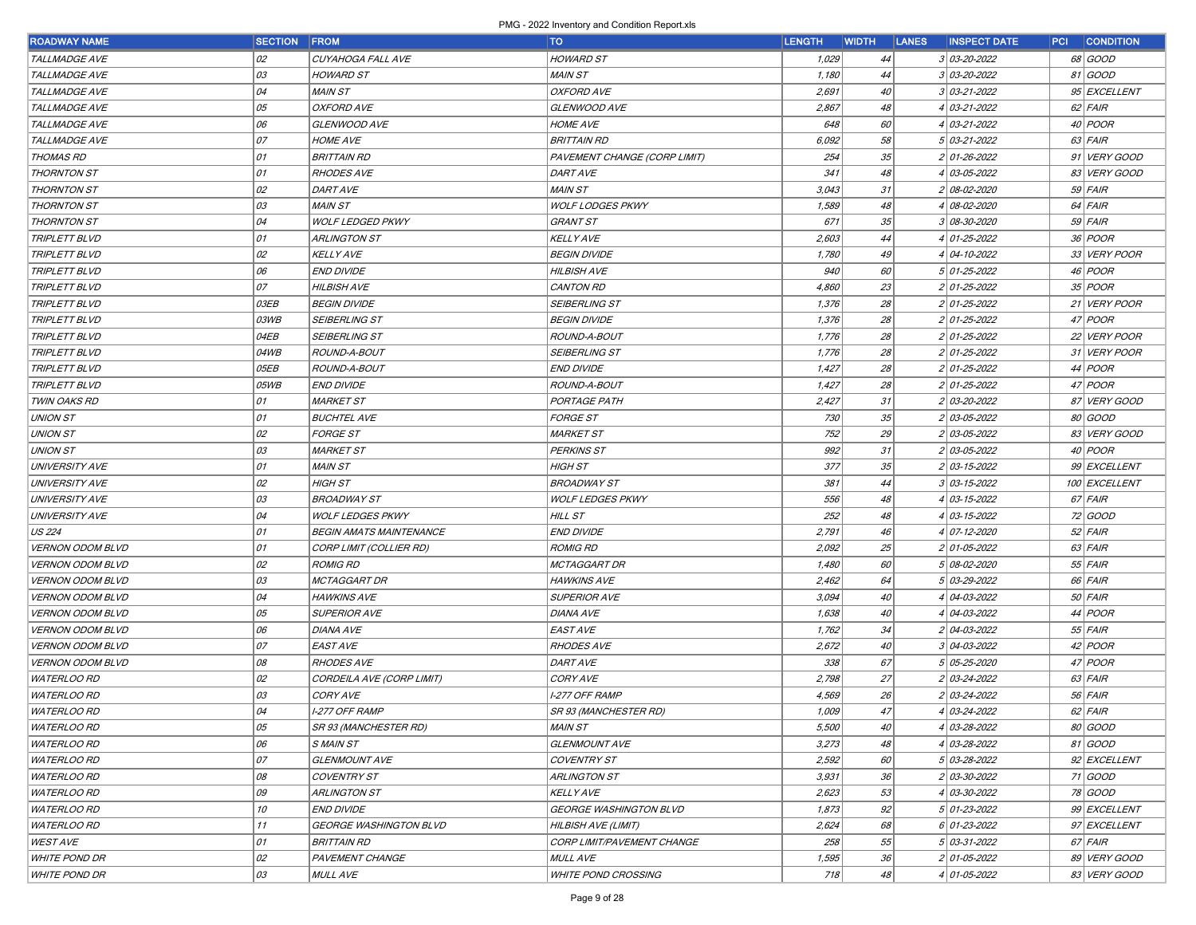| ROADWAY NAME | SECTION | FROM | TO | LENGTH | WIDTH | LANES | INSPECT DATE | PCI | CONDITION |
| --- | --- | --- | --- | --- | --- | --- | --- | --- | --- |
| TALLMADGE AVE | 02 | CUYAHOGA FALL AVE | HOWARD ST | 1,029 | 44 | 3 | 03-20-2022 | 68 | GOOD |
| TALLMADGE AVE | 03 | HOWARD ST | MAIN ST | 1,180 | 44 | 3 | 03-20-2022 | 81 | GOOD |
| TALLMADGE AVE | 04 | MAIN ST | OXFORD AVE | 2,691 | 40 | 3 | 03-21-2022 | 95 | EXCELLENT |
| TALLMADGE AVE | 05 | OXFORD AVE | GLENWOOD AVE | 2,867 | 48 | 4 | 03-21-2022 | 62 | FAIR |
| TALLMADGE AVE | 06 | GLENWOOD AVE | HOME AVE | 648 | 60 | 4 | 03-21-2022 | 40 | POOR |
| TALLMADGE AVE | 07 | HOME AVE | BRITTAIN RD | 6,092 | 58 | 5 | 03-21-2022 | 63 | FAIR |
| THOMAS RD | 01 | BRITTAIN RD | PAVEMENT CHANGE (CORP LIMIT) | 254 | 35 | 2 | 01-26-2022 | 91 | VERY GOOD |
| THORNTON ST | 01 | RHODES AVE | DART AVE | 341 | 48 | 4 | 03-05-2022 | 83 | VERY GOOD |
| THORNTON ST | 02 | DART AVE | MAIN ST | 3,043 | 31 | 2 | 08-02-2020 | 59 | FAIR |
| THORNTON ST | 03 | MAIN ST | WOLF LODGES PKWY | 1,589 | 48 | 4 | 08-02-2020 | 64 | FAIR |
| THORNTON ST | 04 | WOLF LEDGED PKWY | GRANT ST | 671 | 35 | 3 | 08-30-2020 | 59 | FAIR |
| TRIPLETT BLVD | 01 | ARLINGTON ST | KELLY AVE | 2,603 | 44 | 4 | 01-25-2022 | 36 | POOR |
| TRIPLETT BLVD | 02 | KELLY AVE | BEGIN DIVIDE | 1,780 | 49 | 4 | 04-10-2022 | 33 | VERY POOR |
| TRIPLETT BLVD | 06 | END DIVIDE | HILBISH AVE | 940 | 60 | 5 | 01-25-2022 | 46 | POOR |
| TRIPLETT BLVD | 07 | HILBISH AVE | CANTON RD | 4,860 | 23 | 2 | 01-25-2022 | 35 | POOR |
| TRIPLETT BLVD | 03EB | BEGIN DIVIDE | SEIBERLING ST | 1,376 | 28 | 2 | 01-25-2022 | 21 | VERY POOR |
| TRIPLETT BLVD | 03WB | SEIBERLING ST | BEGIN DIVIDE | 1,376 | 28 | 2 | 01-25-2022 | 47 | POOR |
| TRIPLETT BLVD | 04EB | SEIBERLING ST | ROUND-A-BOUT | 1,776 | 28 | 2 | 01-25-2022 | 22 | VERY POOR |
| TRIPLETT BLVD | 04WB | ROUND-A-BOUT | SEIBERLING ST | 1,776 | 28 | 2 | 01-25-2022 | 31 | VERY POOR |
| TRIPLETT BLVD | 05EB | ROUND-A-BOUT | END DIVIDE | 1,427 | 28 | 2 | 01-25-2022 | 44 | POOR |
| TRIPLETT BLVD | 05WB | END DIVIDE | ROUND-A-BOUT | 1,427 | 28 | 2 | 01-25-2022 | 47 | POOR |
| TWIN OAKS RD | 01 | MARKET ST | PORTAGE PATH | 2,427 | 31 | 2 | 03-20-2022 | 87 | VERY GOOD |
| UNION ST | 01 | BUCHTEL AVE | FORGE ST | 730 | 35 | 2 | 03-05-2022 | 80 | GOOD |
| UNION ST | 02 | FORGE ST | MARKET ST | 752 | 29 | 2 | 03-05-2022 | 83 | VERY GOOD |
| UNION ST | 03 | MARKET ST | PERKINS ST | 992 | 31 | 2 | 03-05-2022 | 40 | POOR |
| UNIVERSITY AVE | 01 | MAIN ST | HIGH ST | 377 | 35 | 2 | 03-15-2022 | 99 | EXCELLENT |
| UNIVERSITY AVE | 02 | HIGH ST | BROADWAY ST | 381 | 44 | 3 | 03-15-2022 | 100 | EXCELLENT |
| UNIVERSITY AVE | 03 | BROADWAY ST | WOLF LEDGES PKWY | 556 | 48 | 4 | 03-15-2022 | 67 | FAIR |
| UNIVERSITY AVE | 04 | WOLF LEDGES PKWY | HILL ST | 252 | 48 | 4 | 03-15-2022 | 72 | GOOD |
| US 224 | 01 | BEGIN AMATS MAINTENANCE | END DIVIDE | 2,791 | 46 | 4 | 07-12-2020 | 52 | FAIR |
| VERNON ODOM BLVD | 01 | CORP LIMIT (COLLIER RD) | ROMIG RD | 2,092 | 25 | 2 | 01-05-2022 | 63 | FAIR |
| VERNON ODOM BLVD | 02 | ROMIG RD | MCTAGGART DR | 1,480 | 60 | 5 | 08-02-2020 | 55 | FAIR |
| VERNON ODOM BLVD | 03 | MCTAGGART DR | HAWKINS AVE | 2,462 | 64 | 5 | 03-29-2022 | 66 | FAIR |
| VERNON ODOM BLVD | 04 | HAWKINS AVE | SUPERIOR AVE | 3,094 | 40 | 4 | 04-03-2022 | 50 | FAIR |
| VERNON ODOM BLVD | 05 | SUPERIOR AVE | DIANA AVE | 1,638 | 40 | 4 | 04-03-2022 | 44 | POOR |
| VERNON ODOM BLVD | 06 | DIANA AVE | EAST AVE | 1,762 | 34 | 2 | 04-03-2022 | 55 | FAIR |
| VERNON ODOM BLVD | 07 | EAST AVE | RHODES AVE | 2,672 | 40 | 3 | 04-03-2022 | 42 | POOR |
| VERNON ODOM BLVD | 08 | RHODES AVE | DART AVE | 338 | 67 | 5 | 05-25-2020 | 47 | POOR |
| WATERLOO RD | 02 | CORDEILA AVE (CORP LIMIT) | CORY AVE | 2,798 | 27 | 2 | 03-24-2022 | 63 | FAIR |
| WATERLOO RD | 03 | CORY AVE | I-277 OFF RAMP | 4,569 | 26 | 2 | 03-24-2022 | 56 | FAIR |
| WATERLOO RD | 04 | I-277 OFF RAMP | SR 93 (MANCHESTER RD) | 1,009 | 47 | 4 | 03-24-2022 | 62 | FAIR |
| WATERLOO RD | 05 | SR 93 (MANCHESTER RD) | MAIN ST | 5,500 | 40 | 4 | 03-28-2022 | 80 | GOOD |
| WATERLOO RD | 06 | S MAIN ST | GLENMOUNT AVE | 3,273 | 48 | 4 | 03-28-2022 | 81 | GOOD |
| WATERLOO RD | 07 | GLENMOUNT AVE | COVENTRY ST | 2,592 | 60 | 5 | 03-28-2022 | 92 | EXCELLENT |
| WATERLOO RD | 08 | COVENTRY ST | ARLINGTON ST | 3,931 | 36 | 2 | 03-30-2022 | 71 | GOOD |
| WATERLOO RD | 09 | ARLINGTON ST | KELLY AVE | 2,623 | 53 | 4 | 03-30-2022 | 78 | GOOD |
| WATERLOO RD | 10 | END DIVIDE | GEORGE WASHINGTON BLVD | 1,873 | 92 | 5 | 01-23-2022 | 99 | EXCELLENT |
| WATERLOO RD | 11 | GEORGE WASHINGTON BLVD | HILBISH AVE (LIMIT) | 2,624 | 68 | 6 | 01-23-2022 | 97 | EXCELLENT |
| WEST AVE | 01 | BRITTAIN RD | CORP LIMIT/PAVEMENT CHANGE | 258 | 55 | 5 | 03-31-2022 | 67 | FAIR |
| WHITE POND DR | 02 | PAVEMENT CHANGE | MULL AVE | 1,595 | 36 | 2 | 01-05-2022 | 89 | VERY GOOD |
| WHITE POND DR | 03 | MULL AVE | WHITE POND CROSSING | 718 | 48 | 4 | 01-05-2022 | 83 | VERY GOOD |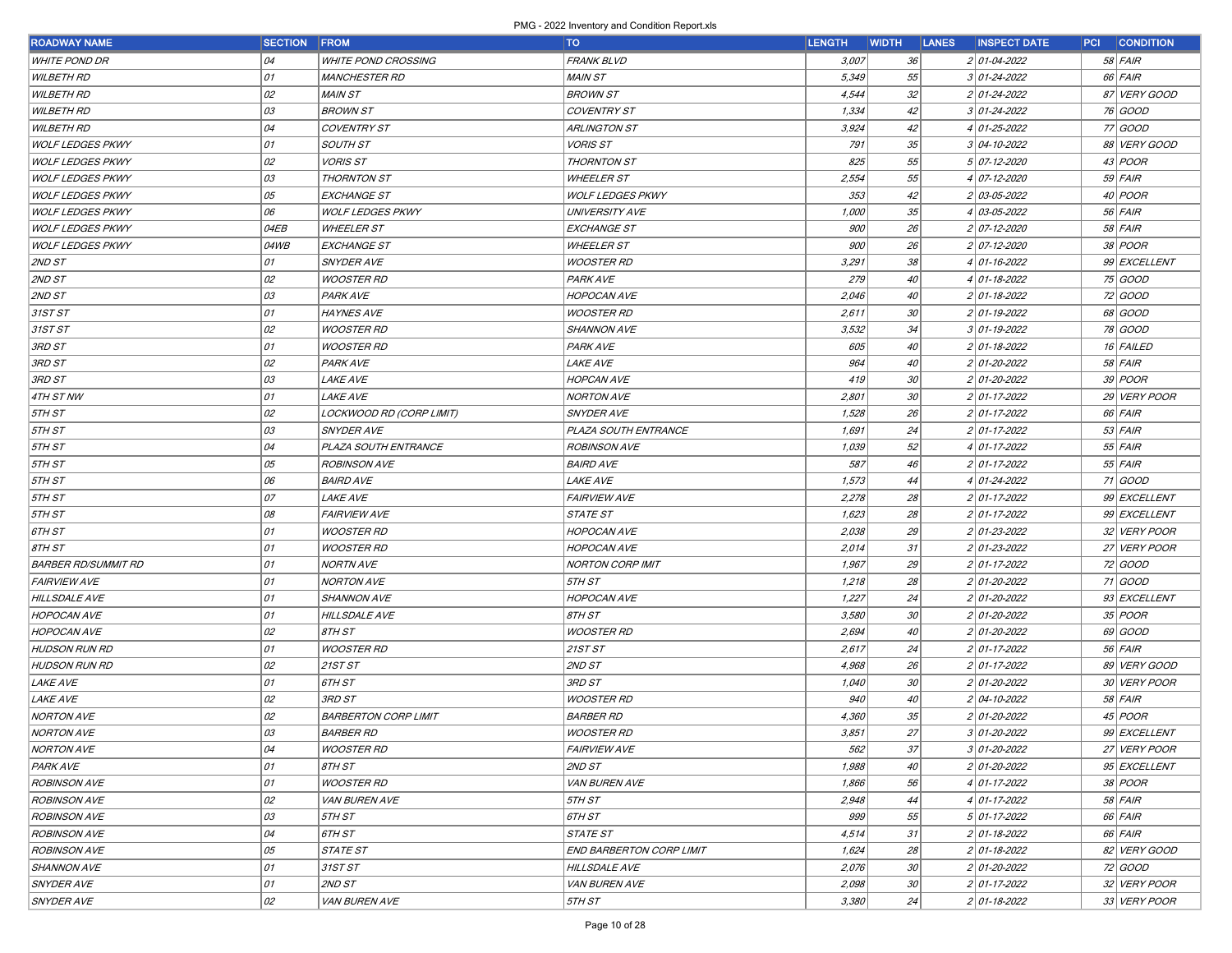| ROADWAY NAME | SECTION | FROM | TO | LENGTH | WIDTH | LANES | INSPECT DATE | PCI | CONDITION |
|---|---|---|---|---|---|---|---|---|---|
| WHITE POND DR | 04 | WHITE POND CROSSING | FRANK BLVD | 3,007 | 36 | 2 | 01-04-2022 | 58 | FAIR |
| WILBETH RD | 01 | MANCHESTER RD | MAIN ST | 5,349 | 55 | 3 | 01-24-2022 | 66 | FAIR |
| WILBETH RD | 02 | MAIN ST | BROWN ST | 4,544 | 32 | 2 | 01-24-2022 | 87 | VERY GOOD |
| WILBETH RD | 03 | BROWN ST | COVENTRY ST | 1,334 | 42 | 3 | 01-24-2022 | 76 | GOOD |
| WILBETH RD | 04 | COVENTRY ST | ARLINGTON ST | 3,924 | 42 | 4 | 01-25-2022 | 77 | GOOD |
| WOLF LEDGES PKWY | 01 | SOUTH ST | VORIS ST | 791 | 35 | 3 | 04-10-2022 | 88 | VERY GOOD |
| WOLF LEDGES PKWY | 02 | VORIS ST | THORNTON ST | 825 | 55 | 5 | 07-12-2020 | 43 | POOR |
| WOLF LEDGES PKWY | 03 | THORNTON ST | WHEELER ST | 2,554 | 55 | 4 | 07-12-2020 | 59 | FAIR |
| WOLF LEDGES PKWY | 05 | EXCHANGE ST | WOLF LEDGES PKWY | 353 | 42 | 2 | 03-05-2022 | 40 | POOR |
| WOLF LEDGES PKWY | 06 | WOLF LEDGES PKWY | UNIVERSITY AVE | 1,000 | 35 | 4 | 03-05-2022 | 56 | FAIR |
| WOLF LEDGES PKWY | 04EB | WHEELER ST | EXCHANGE ST | 900 | 26 | 2 | 07-12-2020 | 58 | FAIR |
| WOLF LEDGES PKWY | 04WB | EXCHANGE ST | WHEELER ST | 900 | 26 | 2 | 07-12-2020 | 38 | POOR |
| 2ND ST | 01 | SNYDER AVE | WOOSTER RD | 3,291 | 38 | 4 | 01-16-2022 | 99 | EXCELLENT |
| 2ND ST | 02 | WOOSTER RD | PARK AVE | 279 | 40 | 4 | 01-18-2022 | 75 | GOOD |
| 2ND ST | 03 | PARK AVE | HOPOCAN AVE | 2,046 | 40 | 2 | 01-18-2022 | 72 | GOOD |
| 31ST ST | 01 | HAYNES AVE | WOOSTER RD | 2,611 | 30 | 2 | 01-19-2022 | 68 | GOOD |
| 31ST ST | 02 | WOOSTER RD | SHANNON AVE | 3,532 | 34 | 3 | 01-19-2022 | 78 | GOOD |
| 3RD ST | 01 | WOOSTER RD | PARK AVE | 605 | 40 | 2 | 01-18-2022 | 16 | FAILED |
| 3RD ST | 02 | PARK AVE | LAKE AVE | 964 | 40 | 2 | 01-20-2022 | 58 | FAIR |
| 3RD ST | 03 | LAKE AVE | HOPCAN AVE | 419 | 30 | 2 | 01-20-2022 | 39 | POOR |
| 4TH ST NW | 01 | LAKE AVE | NORTON AVE | 2,801 | 30 | 2 | 01-17-2022 | 29 | VERY POOR |
| 5TH ST | 02 | LOCKWOOD RD (CORP LIMIT) | SNYDER AVE | 1,528 | 26 | 2 | 01-17-2022 | 66 | FAIR |
| 5TH ST | 03 | SNYDER AVE | PLAZA SOUTH ENTRANCE | 1,691 | 24 | 2 | 01-17-2022 | 53 | FAIR |
| 5TH ST | 04 | PLAZA SOUTH ENTRANCE | ROBINSON AVE | 1,039 | 52 | 4 | 01-17-2022 | 55 | FAIR |
| 5TH ST | 05 | ROBINSON AVE | BAIRD AVE | 587 | 46 | 2 | 01-17-2022 | 55 | FAIR |
| 5TH ST | 06 | BAIRD AVE | LAKE AVE | 1,573 | 44 | 4 | 01-24-2022 | 71 | GOOD |
| 5TH ST | 07 | LAKE AVE | FAIRVIEW AVE | 2,278 | 28 | 2 | 01-17-2022 | 99 | EXCELLENT |
| 5TH ST | 08 | FAIRVIEW AVE | STATE ST | 1,623 | 28 | 2 | 01-17-2022 | 99 | EXCELLENT |
| 6TH ST | 01 | WOOSTER RD | HOPOCAN AVE | 2,038 | 29 | 2 | 01-23-2022 | 32 | VERY POOR |
| 8TH ST | 01 | WOOSTER RD | HOPOCAN AVE | 2,014 | 31 | 2 | 01-23-2022 | 27 | VERY POOR |
| BARBER RD/SUMMIT RD | 01 | NORTN AVE | NORTON CORP IMIT | 1,967 | 29 | 2 | 01-17-2022 | 72 | GOOD |
| FAIRVIEW AVE | 01 | NORTON AVE | 5TH ST | 1,218 | 28 | 2 | 01-20-2022 | 71 | GOOD |
| HILLSDALE AVE | 01 | SHANNON AVE | HOPOCAN AVE | 1,227 | 24 | 2 | 01-20-2022 | 93 | EXCELLENT |
| HOPOCAN AVE | 01 | HILLSDALE AVE | 8TH ST | 3,580 | 30 | 2 | 01-20-2022 | 35 | POOR |
| HOPOCAN AVE | 02 | 8TH ST | WOOSTER RD | 2,694 | 40 | 2 | 01-20-2022 | 69 | GOOD |
| HUDSON RUN RD | 01 | WOOSTER RD | 21ST ST | 2,617 | 24 | 2 | 01-17-2022 | 56 | FAIR |
| HUDSON RUN RD | 02 | 21ST ST | 2ND ST | 4,968 | 26 | 2 | 01-17-2022 | 89 | VERY GOOD |
| LAKE AVE | 01 | 6TH ST | 3RD ST | 1,040 | 30 | 2 | 01-20-2022 | 30 | VERY POOR |
| LAKE AVE | 02 | 3RD ST | WOOSTER RD | 940 | 40 | 2 | 04-10-2022 | 58 | FAIR |
| NORTON AVE | 02 | BARBERTON CORP LIMIT | BARBER RD | 4,360 | 35 | 2 | 01-20-2022 | 45 | POOR |
| NORTON AVE | 03 | BARBER RD | WOOSTER RD | 3,851 | 27 | 3 | 01-20-2022 | 99 | EXCELLENT |
| NORTON AVE | 04 | WOOSTER RD | FAIRVIEW AVE | 562 | 37 | 3 | 01-20-2022 | 27 | VERY POOR |
| PARK AVE | 01 | 8TH ST | 2ND ST | 1,988 | 40 | 2 | 01-20-2022 | 95 | EXCELLENT |
| ROBINSON AVE | 01 | WOOSTER RD | VAN BUREN AVE | 1,866 | 56 | 4 | 01-17-2022 | 38 | POOR |
| ROBINSON AVE | 02 | VAN BUREN AVE | 5TH ST | 2,948 | 44 | 4 | 01-17-2022 | 58 | FAIR |
| ROBINSON AVE | 03 | 5TH ST | 6TH ST | 999 | 55 | 5 | 01-17-2022 | 66 | FAIR |
| ROBINSON AVE | 04 | 6TH ST | STATE ST | 4,514 | 31 | 2 | 01-18-2022 | 66 | FAIR |
| ROBINSON AVE | 05 | STATE ST | END BARBERTON CORP LIMIT | 1,624 | 28 | 2 | 01-18-2022 | 82 | VERY GOOD |
| SHANNON AVE | 01 | 31ST ST | HILLSDALE AVE | 2,076 | 30 | 2 | 01-20-2022 | 72 | GOOD |
| SNYDER AVE | 01 | 2ND ST | VAN BUREN AVE | 2,098 | 30 | 2 | 01-17-2022 | 32 | VERY POOR |
| SNYDER AVE | 02 | VAN BUREN AVE | 5TH ST | 3,380 | 24 | 2 | 01-18-2022 | 33 | VERY POOR |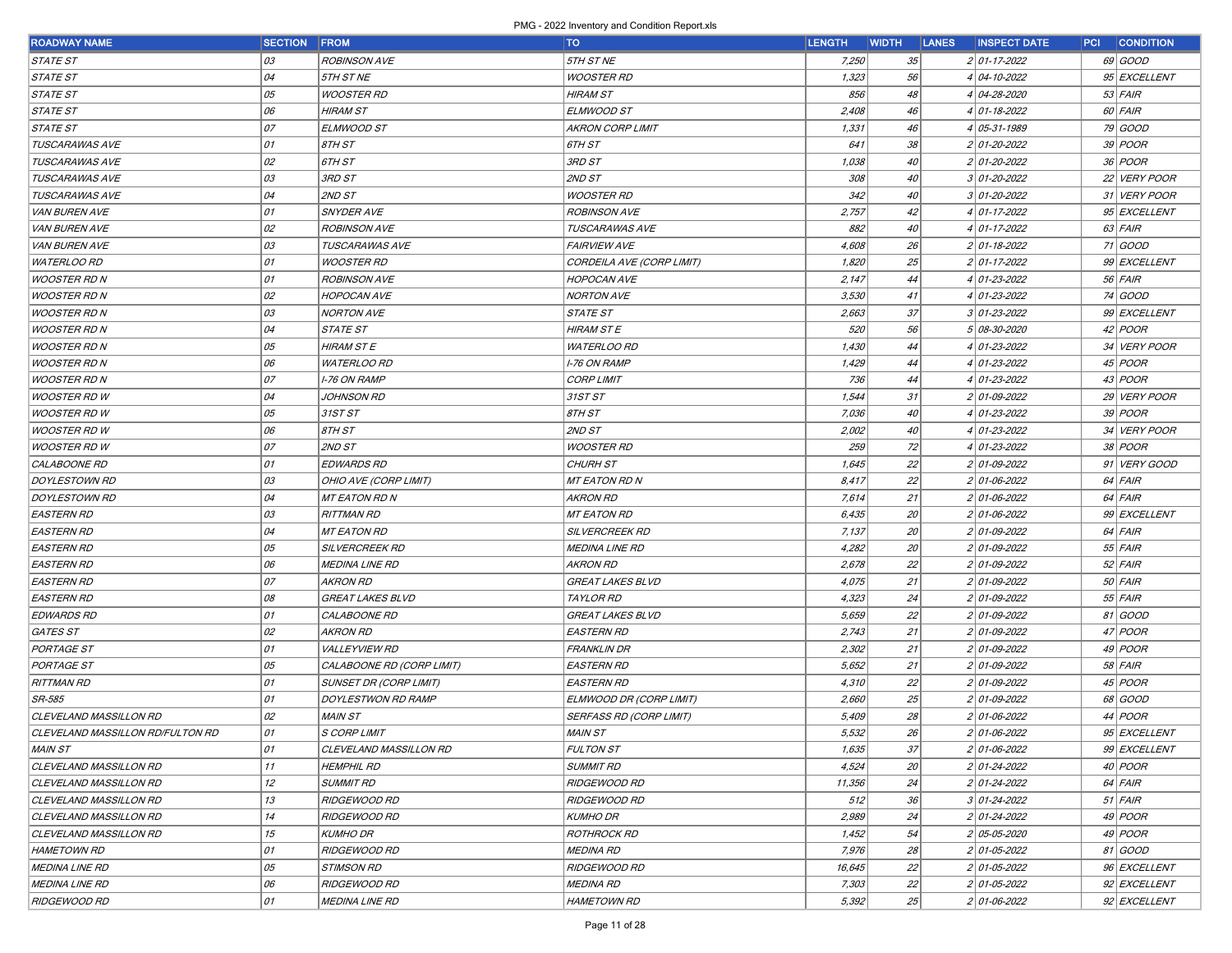| ROADWAY NAME | SECTION | FROM | TO | LENGTH | WIDTH | LANES | INSPECT DATE | PCI | CONDITION |
|---|---|---|---|---|---|---|---|---|---|
| STATE ST | 03 | ROBINSON AVE | 5TH ST NE | 7,250 | 35 | 2 | 01-17-2022 | 69 | GOOD |
| STATE ST | 04 | 5TH ST NE | WOOSTER RD | 1,323 | 56 | 4 | 04-10-2022 | 95 | EXCELLENT |
| STATE ST | 05 | WOOSTER RD | HIRAM ST | 856 | 48 | 4 | 04-28-2020 | 53 | FAIR |
| STATE ST | 06 | HIRAM ST | ELMWOOD ST | 2,408 | 46 | 4 | 01-18-2022 | 60 | FAIR |
| STATE ST | 07 | ELMWOOD ST | AKRON CORP LIMIT | 1,331 | 46 | 4 | 05-31-1989 | 79 | GOOD |
| TUSCARAWAS AVE | 01 | 8TH ST | 6TH ST | 641 | 38 | 2 | 01-20-2022 | 39 | POOR |
| TUSCARAWAS AVE | 02 | 6TH ST | 3RD ST | 1,038 | 40 | 2 | 01-20-2022 | 36 | POOR |
| TUSCARAWAS AVE | 03 | 3RD ST | 2ND ST | 308 | 40 | 3 | 01-20-2022 | 22 | VERY POOR |
| TUSCARAWAS AVE | 04 | 2ND ST | WOOSTER RD | 342 | 40 | 3 | 01-20-2022 | 31 | VERY POOR |
| VAN BUREN AVE | 01 | SNYDER AVE | ROBINSON AVE | 2,757 | 42 | 4 | 01-17-2022 | 95 | EXCELLENT |
| VAN BUREN AVE | 02 | ROBINSON AVE | TUSCARAWAS AVE | 882 | 40 | 4 | 01-17-2022 | 63 | FAIR |
| VAN BUREN AVE | 03 | TUSCARAWAS AVE | FAIRVIEW AVE | 4,608 | 26 | 2 | 01-18-2022 | 71 | GOOD |
| WATERLOO RD | 01 | WOOSTER RD | CORDEILA AVE (CORP LIMIT) | 1,820 | 25 | 2 | 01-17-2022 | 99 | EXCELLENT |
| WOOSTER RD N | 01 | ROBINSON AVE | HOPOCAN AVE | 2,147 | 44 | 4 | 01-23-2022 | 56 | FAIR |
| WOOSTER RD N | 02 | HOPOCAN AVE | NORTON AVE | 3,530 | 41 | 4 | 01-23-2022 | 74 | GOOD |
| WOOSTER RD N | 03 | NORTON AVE | STATE ST | 2,663 | 37 | 3 | 01-23-2022 | 99 | EXCELLENT |
| WOOSTER RD N | 04 | STATE ST | HIRAM ST E | 520 | 56 | 5 | 08-30-2020 | 42 | POOR |
| WOOSTER RD N | 05 | HIRAM ST E | WATERLOO RD | 1,430 | 44 | 4 | 01-23-2022 | 34 | VERY POOR |
| WOOSTER RD N | 06 | WATERLOO RD | I-76 ON RAMP | 1,429 | 44 | 4 | 01-23-2022 | 45 | POOR |
| WOOSTER RD N | 07 | I-76 ON RAMP | CORP LIMIT | 736 | 44 | 4 | 01-23-2022 | 43 | POOR |
| WOOSTER RD W | 04 | JOHNSON RD | 31ST ST | 1,544 | 31 | 2 | 01-09-2022 | 29 | VERY POOR |
| WOOSTER RD W | 05 | 31ST ST | 8TH ST | 7,036 | 40 | 4 | 01-23-2022 | 39 | POOR |
| WOOSTER RD W | 06 | 8TH ST | 2ND ST | 2,002 | 40 | 4 | 01-23-2022 | 34 | VERY POOR |
| WOOSTER RD W | 07 | 2ND ST | WOOSTER RD | 259 | 72 | 4 | 01-23-2022 | 38 | POOR |
| CALABOONE RD | 01 | EDWARDS RD | CHURH ST | 1,645 | 22 | 2 | 01-09-2022 | 91 | VERY GOOD |
| DOYLESTOWN RD | 03 | OHIO AVE (CORP LIMIT) | MT EATON RD N | 8,417 | 22 | 2 | 01-06-2022 | 64 | FAIR |
| DOYLESTOWN RD | 04 | MT EATON RD N | AKRON RD | 7,614 | 21 | 2 | 01-06-2022 | 64 | FAIR |
| EASTERN RD | 03 | RITTMAN RD | MT EATON RD | 6,435 | 20 | 2 | 01-06-2022 | 99 | EXCELLENT |
| EASTERN RD | 04 | MT EATON RD | SILVERCREEK RD | 7,137 | 20 | 2 | 01-09-2022 | 64 | FAIR |
| EASTERN RD | 05 | SILVERCREEK RD | MEDINA LINE RD | 4,282 | 20 | 2 | 01-09-2022 | 55 | FAIR |
| EASTERN RD | 06 | MEDINA LINE RD | AKRON RD | 2,678 | 22 | 2 | 01-09-2022 | 52 | FAIR |
| EASTERN RD | 07 | AKRON RD | GREAT LAKES BLVD | 4,075 | 21 | 2 | 01-09-2022 | 50 | FAIR |
| EASTERN RD | 08 | GREAT LAKES BLVD | TAYLOR RD | 4,323 | 24 | 2 | 01-09-2022 | 55 | FAIR |
| EDWARDS RD | 01 | CALABOONE RD | GREAT LAKES BLVD | 5,659 | 22 | 2 | 01-09-2022 | 81 | GOOD |
| GATES ST | 02 | AKRON RD | EASTERN RD | 2,743 | 21 | 2 | 01-09-2022 | 47 | POOR |
| PORTAGE ST | 01 | VALLEYVIEW RD | FRANKLIN DR | 2,302 | 21 | 2 | 01-09-2022 | 49 | POOR |
| PORTAGE ST | 05 | CALABOONE RD (CORP LIMIT) | EASTERN RD | 5,652 | 21 | 2 | 01-09-2022 | 58 | FAIR |
| RITTMAN RD | 01 | SUNSET DR (CORP LIMIT) | EASTERN RD | 4,310 | 22 | 2 | 01-09-2022 | 45 | POOR |
| SR-585 | 01 | DOYLESTWON RD RAMP | ELMWOOD DR (CORP LIMIT) | 2,660 | 25 | 2 | 01-09-2022 | 68 | GOOD |
| CLEVELAND MASSILLON RD | 02 | MAIN ST | SERFASS RD (CORP LIMIT) | 5,409 | 28 | 2 | 01-06-2022 | 44 | POOR |
| CLEVELAND MASSILLON RD/FULTON RD | 01 | S CORP LIMIT | MAIN ST | 5,532 | 26 | 2 | 01-06-2022 | 95 | EXCELLENT |
| MAIN ST | 01 | CLEVELAND MASSILLON RD | FULTON ST | 1,635 | 37 | 2 | 01-06-2022 | 99 | EXCELLENT |
| CLEVELAND MASSILLON RD | 11 | HEMPHIL RD | SUMMIT RD | 4,524 | 20 | 2 | 01-24-2022 | 40 | POOR |
| CLEVELAND MASSILLON RD | 12 | SUMMIT RD | RIDGEWOOD RD | 11,356 | 24 | 2 | 01-24-2022 | 64 | FAIR |
| CLEVELAND MASSILLON RD | 13 | RIDGEWOOD RD | RIDGEWOOD RD | 512 | 36 | 3 | 01-24-2022 | 51 | FAIR |
| CLEVELAND MASSILLON RD | 14 | RIDGEWOOD RD | KUMHO DR | 2,989 | 24 | 2 | 01-24-2022 | 49 | POOR |
| CLEVELAND MASSILLON RD | 15 | KUMHO DR | ROTHROCK RD | 1,452 | 54 | 2 | 05-05-2020 | 49 | POOR |
| HAMETOWN RD | 01 | RIDGEWOOD RD | MEDINA RD | 7,976 | 28 | 2 | 01-05-2022 | 81 | GOOD |
| MEDINA LINE RD | 05 | STIMSON RD | RIDGEWOOD RD | 16,645 | 22 | 2 | 01-05-2022 | 96 | EXCELLENT |
| MEDINA LINE RD | 06 | RIDGEWOOD RD | MEDINA RD | 7,303 | 22 | 2 | 01-05-2022 | 92 | EXCELLENT |
| RIDGEWOOD RD | 01 | MEDINA LINE RD | HAMETOWN RD | 5,392 | 25 | 2 | 01-06-2022 | 92 | EXCELLENT |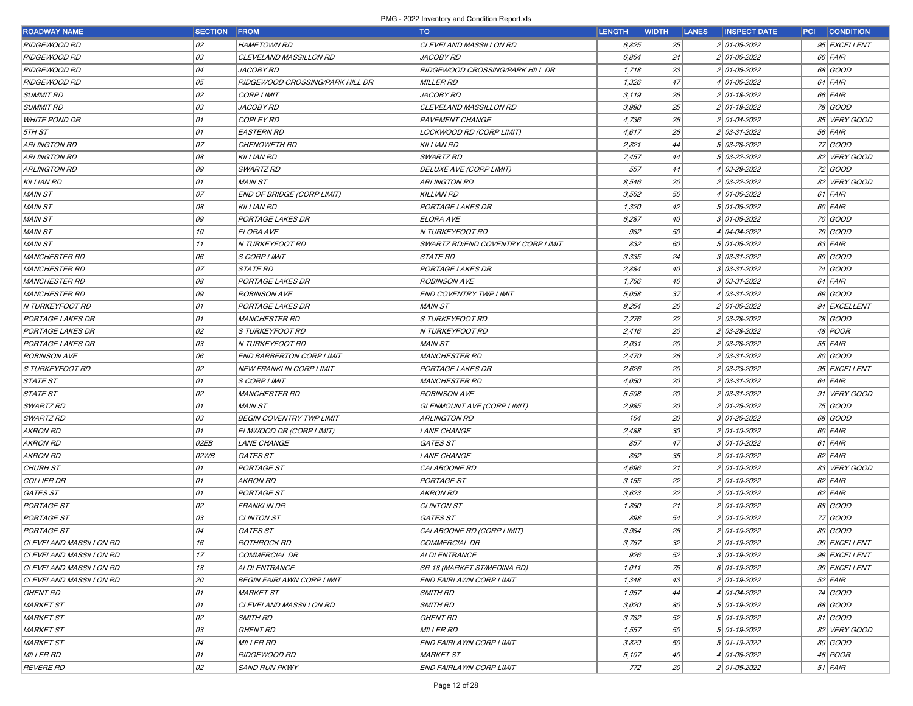| ROADWAY NAME | SECTION | FROM | TO | LENGTH | WIDTH | LANES | INSPECT DATE | PCI | CONDITION |
|---|---|---|---|---|---|---|---|---|---|
| RIDGEWOOD RD | 02 | HAMETOWN RD | CLEVELAND MASSILLON RD | 6,825 | 25 | 2 | 01-06-2022 | 95 | EXCELLENT |
| RIDGEWOOD RD | 03 | CLEVELAND MASSILLON RD | JACOBY RD | 6,864 | 24 | 2 | 01-06-2022 | 66 | FAIR |
| RIDGEWOOD RD | 04 | JACOBY RD | RIDGEWOOD CROSSING/PARK HILL DR | 1,718 | 23 | 2 | 01-06-2022 | 68 | GOOD |
| RIDGEWOOD RD | 05 | RIDGEWOOD CROSSING/PARK HILL DR | MILLER RD | 1,326 | 47 | 4 | 01-06-2022 | 64 | FAIR |
| SUMMIT RD | 02 | CORP LIMIT | JACOBY RD | 3,119 | 26 | 2 | 01-18-2022 | 66 | FAIR |
| SUMMIT RD | 03 | JACOBY RD | CLEVELAND MASSILLON RD | 3,980 | 25 | 2 | 01-18-2022 | 78 | GOOD |
| WHITE POND DR | 01 | COPLEY RD | PAVEMENT CHANGE | 4,736 | 26 | 2 | 01-04-2022 | 85 | VERY GOOD |
| 5TH ST | 01 | EASTERN RD | LOCKWOOD RD (CORP LIMIT) | 4,617 | 26 | 2 | 03-31-2022 | 56 | FAIR |
| ARLINGTON RD | 07 | CHENOWETH RD | KILLIAN RD | 2,821 | 44 | 5 | 03-28-2022 | 77 | GOOD |
| ARLINGTON RD | 08 | KILLIAN RD | SWARTZ RD | 7,457 | 44 | 5 | 03-22-2022 | 82 | VERY GOOD |
| ARLINGTON RD | 09 | SWARTZ RD | DELUXE AVE (CORP LIMIT) | 557 | 44 | 4 | 03-28-2022 | 72 | GOOD |
| KILLIAN RD | 01 | MAIN ST | ARLINGTON RD | 8,546 | 20 | 2 | 03-22-2022 | 82 | VERY GOOD |
| MAIN ST | 07 | END OF BRIDGE (CORP LIMIT) | KILLIAN RD | 3,562 | 50 | 4 | 01-06-2022 | 61 | FAIR |
| MAIN ST | 08 | KILLIAN RD | PORTAGE LAKES DR | 1,320 | 42 | 5 | 01-06-2022 | 60 | FAIR |
| MAIN ST | 09 | PORTAGE LAKES DR | ELORA AVE | 6,287 | 40 | 3 | 01-06-2022 | 70 | GOOD |
| MAIN ST | 10 | ELORA AVE | N TURKEYFOOT RD | 982 | 50 | 4 | 04-04-2022 | 79 | GOOD |
| MAIN ST | 11 | N TURKEYFOOT RD | SWARTZ RD/END COVENTRY CORP LIMIT | 832 | 60 | 5 | 01-06-2022 | 63 | FAIR |
| MANCHESTER RD | 06 | S CORP LIMIT | STATE RD | 3,335 | 24 | 3 | 03-31-2022 | 69 | GOOD |
| MANCHESTER RD | 07 | STATE RD | PORTAGE LAKES DR | 2,884 | 40 | 3 | 03-31-2022 | 74 | GOOD |
| MANCHESTER RD | 08 | PORTAGE LAKES DR | ROBINSON AVE | 1,766 | 40 | 3 | 03-31-2022 | 64 | FAIR |
| MANCHESTER RD | 09 | ROBINSON AVE | END COVENTRY TWP LIMIT | 5,058 | 37 | 4 | 03-31-2022 | 69 | GOOD |
| N TURKEYFOOT RD | 01 | PORTAGE LAKES DR | MAIN ST | 8,254 | 20 | 2 | 01-06-2022 | 94 | EXCELLENT |
| PORTAGE LAKES DR | 01 | MANCHESTER RD | S TURKEYFOOT RD | 7,276 | 22 | 2 | 03-28-2022 | 78 | GOOD |
| PORTAGE LAKES DR | 02 | S TURKEYFOOT RD | N TURKEYFOOT RD | 2,416 | 20 | 2 | 03-28-2022 | 48 | POOR |
| PORTAGE LAKES DR | 03 | N TURKEYFOOT RD | MAIN ST | 2,031 | 20 | 2 | 03-28-2022 | 55 | FAIR |
| ROBINSON AVE | 06 | END BARBERTON CORP LIMIT | MANCHESTER RD | 2,470 | 26 | 2 | 03-31-2022 | 80 | GOOD |
| S TURKEYFOOT RD | 02 | NEW FRANKLIN CORP LIMIT | PORTAGE LAKES DR | 2,626 | 20 | 2 | 03-23-2022 | 95 | EXCELLENT |
| STATE ST | 01 | S CORP LIMIT | MANCHESTER RD | 4,050 | 20 | 2 | 03-31-2022 | 64 | FAIR |
| STATE ST | 02 | MANCHESTER RD | ROBINSON AVE | 5,508 | 20 | 2 | 03-31-2022 | 91 | VERY GOOD |
| SWARTZ RD | 01 | MAIN ST | GLENMOUNT AVE (CORP LIMIT) | 2,985 | 20 | 2 | 01-26-2022 | 75 | GOOD |
| SWARTZ RD | 03 | BEGIN COVENTRY TWP LIMIT | ARLINGTON RD | 164 | 20 | 3 | 01-26-2022 | 68 | GOOD |
| AKRON RD | 01 | ELMWOOD DR (CORP LIMIT) | LANE CHANGE | 2,488 | 30 | 2 | 01-10-2022 | 60 | FAIR |
| AKRON RD | 02EB | LANE CHANGE | GATES ST | 857 | 47 | 3 | 01-10-2022 | 61 | FAIR |
| AKRON RD | 02WB | GATES ST | LANE CHANGE | 862 | 35 | 2 | 01-10-2022 | 62 | FAIR |
| CHURH ST | 01 | PORTAGE ST | CALABOONE RD | 4,696 | 21 | 2 | 01-10-2022 | 83 | VERY GOOD |
| COLLIER DR | 01 | AKRON RD | PORTAGE ST | 3,155 | 22 | 2 | 01-10-2022 | 62 | FAIR |
| GATES ST | 01 | PORTAGE ST | AKRON RD | 3,623 | 22 | 2 | 01-10-2022 | 62 | FAIR |
| PORTAGE ST | 02 | FRANKLIN DR | CLINTON ST | 1,860 | 21 | 2 | 01-10-2022 | 68 | GOOD |
| PORTAGE ST | 03 | CLINTON ST | GATES ST | 898 | 54 | 2 | 01-10-2022 | 77 | GOOD |
| PORTAGE ST | 04 | GATES ST | CALABOONE RD (CORP LIMIT) | 3,984 | 26 | 2 | 01-10-2022 | 80 | GOOD |
| CLEVELAND MASSILLON RD | 16 | ROTHROCK RD | COMMERCIAL DR | 3,767 | 32 | 2 | 01-19-2022 | 99 | EXCELLENT |
| CLEVELAND MASSILLON RD | 17 | COMMERCIAL DR | ALDI ENTRANCE | 926 | 52 | 3 | 01-19-2022 | 99 | EXCELLENT |
| CLEVELAND MASSILLON RD | 18 | ALDI ENTRANCE | SR 18 (MARKET ST/MEDINA RD) | 1,011 | 75 | 6 | 01-19-2022 | 99 | EXCELLENT |
| CLEVELAND MASSILLON RD | 20 | BEGIN FAIRLAWN CORP LIMIT | END FAIRLAWN CORP LIMIT | 1,348 | 43 | 2 | 01-19-2022 | 52 | FAIR |
| GHENT RD | 01 | MARKET ST | SMITH RD | 1,957 | 44 | 4 | 01-04-2022 | 74 | GOOD |
| MARKET ST | 01 | CLEVELAND MASSILLON RD | SMITH RD | 3,020 | 80 | 5 | 01-19-2022 | 68 | GOOD |
| MARKET ST | 02 | SMITH RD | GHENT RD | 3,782 | 52 | 5 | 01-19-2022 | 81 | GOOD |
| MARKET ST | 03 | GHENT RD | MILLER RD | 1,557 | 50 | 5 | 01-19-2022 | 82 | VERY GOOD |
| MARKET ST | 04 | MILLER RD | END FAIRLAWN CORP LIMIT | 3,829 | 50 | 5 | 01-19-2022 | 80 | GOOD |
| MILLER RD | 01 | RIDGEWOOD RD | MARKET ST | 5,107 | 40 | 4 | 01-06-2022 | 46 | POOR |
| REVERE RD | 02 | SAND RUN PKWY | END FAIRLAWN CORP LIMIT | 772 | 20 | 2 | 01-05-2022 | 51 | FAIR |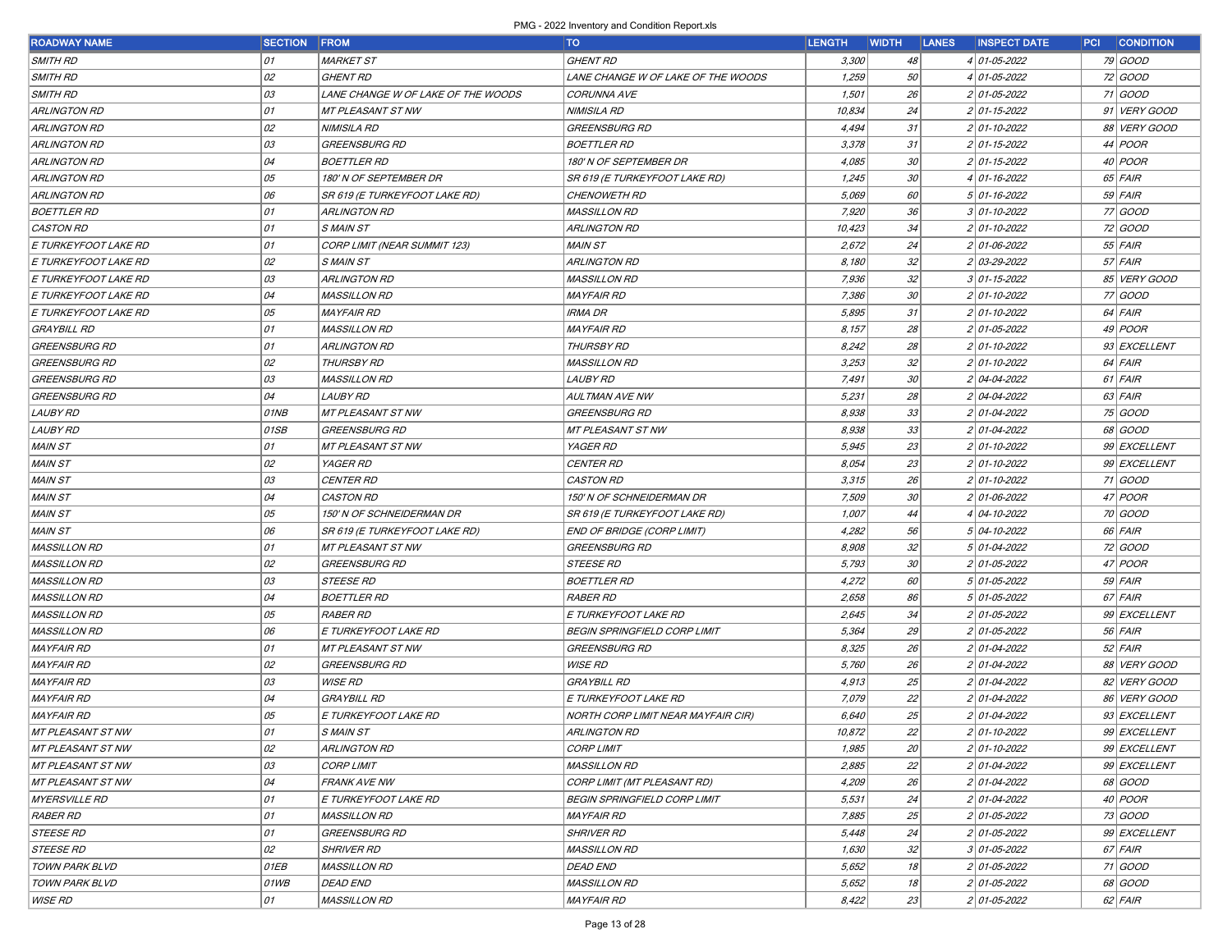| ROADWAY NAME | SECTION | FROM | TO | LENGTH | WIDTH | LANES | INSPECT DATE | PCI | CONDITION |
|---|---|---|---|---|---|---|---|---|---|
| SMITH RD | 01 | MARKET ST | GHENT RD | 3,300 | 48 | 4 | 01-05-2022 | 79 | GOOD |
| SMITH RD | 02 | GHENT RD | LANE CHANGE W OF LAKE OF THE WOODS | 1,259 | 50 | 4 | 01-05-2022 | 72 | GOOD |
| SMITH RD | 03 | LANE CHANGE W OF LAKE OF THE WOODS | CORUNNA AVE | 1,501 | 26 | 2 | 01-05-2022 | 71 | GOOD |
| ARLINGTON RD | 01 | MT PLEASANT ST NW | NIMISILA RD | 10,834 | 24 | 2 | 01-15-2022 | 91 | VERY GOOD |
| ARLINGTON RD | 02 | NIMISILA RD | GREENSBURG RD | 4,494 | 31 | 2 | 01-10-2022 | 88 | VERY GOOD |
| ARLINGTON RD | 03 | GREENSBURG RD | BOETTLER RD | 3,378 | 31 | 2 | 01-15-2022 | 44 | POOR |
| ARLINGTON RD | 04 | BOETTLER RD | 180' N OF SEPTEMBER DR | 4,085 | 30 | 2 | 01-15-2022 | 40 | POOR |
| ARLINGTON RD | 05 | 180' N OF SEPTEMBER DR | SR 619 (E TURKEYFOOT LAKE RD) | 1,245 | 30 | 4 | 01-16-2022 | 65 | FAIR |
| ARLINGTON RD | 06 | SR 619 (E TURKEYFOOT LAKE RD) | CHENOWETH RD | 5,069 | 60 | 5 | 01-16-2022 | 59 | FAIR |
| BOETTLER RD | 01 | ARLINGTON RD | MASSILLON RD | 7,920 | 36 | 3 | 01-10-2022 | 77 | GOOD |
| CASTON RD | 01 | S MAIN ST | ARLINGTON RD | 10,423 | 34 | 2 | 01-10-2022 | 72 | GOOD |
| E TURKEYFOOT LAKE RD | 01 | CORP LIMIT (NEAR SUMMIT 123) | MAIN ST | 2,672 | 24 | 2 | 01-06-2022 | 55 | FAIR |
| E TURKEYFOOT LAKE RD | 02 | S MAIN ST | ARLINGTON RD | 8,180 | 32 | 2 | 03-29-2022 | 57 | FAIR |
| E TURKEYFOOT LAKE RD | 03 | ARLINGTON RD | MASSILLON RD | 7,936 | 32 | 3 | 01-15-2022 | 85 | VERY GOOD |
| E TURKEYFOOT LAKE RD | 04 | MASSILLON RD | MAYFAIR RD | 7,386 | 30 | 2 | 01-10-2022 | 77 | GOOD |
| E TURKEYFOOT LAKE RD | 05 | MAYFAIR RD | IRMA DR | 5,895 | 31 | 2 | 01-10-2022 | 64 | FAIR |
| GRAYBILL RD | 01 | MASSILLON RD | MAYFAIR RD | 8,157 | 28 | 2 | 01-05-2022 | 49 | POOR |
| GREENSBURG RD | 01 | ARLINGTON RD | THURSBY RD | 8,242 | 28 | 2 | 01-10-2022 | 93 | EXCELLENT |
| GREENSBURG RD | 02 | THURSBY RD | MASSILLON RD | 3,253 | 32 | 2 | 01-10-2022 | 64 | FAIR |
| GREENSBURG RD | 03 | MASSILLON RD | LAUBY RD | 7,491 | 30 | 2 | 04-04-2022 | 61 | FAIR |
| GREENSBURG RD | 04 | LAUBY RD | AULTMAN AVE NW | 5,231 | 28 | 2 | 04-04-2022 | 63 | FAIR |
| LAUBY RD | 01NB | MT PLEASANT ST NW | GREENSBURG RD | 8,938 | 33 | 2 | 01-04-2022 | 75 | GOOD |
| LAUBY RD | 01SB | GREENSBURG RD | MT PLEASANT ST NW | 8,938 | 33 | 2 | 01-04-2022 | 68 | GOOD |
| MAIN ST | 01 | MT PLEASANT ST NW | YAGER RD | 5,945 | 23 | 2 | 01-10-2022 | 99 | EXCELLENT |
| MAIN ST | 02 | YAGER RD | CENTER RD | 8,054 | 23 | 2 | 01-10-2022 | 99 | EXCELLENT |
| MAIN ST | 03 | CENTER RD | CASTON RD | 3,315 | 26 | 2 | 01-10-2022 | 71 | GOOD |
| MAIN ST | 04 | CASTON RD | 150' N OF SCHNEIDERMAN DR | 7,509 | 30 | 2 | 01-06-2022 | 47 | POOR |
| MAIN ST | 05 | 150' N OF SCHNEIDERMAN DR | SR 619 (E TURKEYFOOT LAKE RD) | 1,007 | 44 | 4 | 04-10-2022 | 70 | GOOD |
| MAIN ST | 06 | SR 619 (E TURKEYFOOT LAKE RD) | END OF BRIDGE (CORP LIMIT) | 4,282 | 56 | 5 | 04-10-2022 | 66 | FAIR |
| MASSILLON RD | 01 | MT PLEASANT ST NW | GREENSBURG RD | 8,908 | 32 | 5 | 01-04-2022 | 72 | GOOD |
| MASSILLON RD | 02 | GREENSBURG RD | STEESE RD | 5,793 | 30 | 2 | 01-05-2022 | 47 | POOR |
| MASSILLON RD | 03 | STEESE RD | BOETTLER RD | 4,272 | 60 | 5 | 01-05-2022 | 59 | FAIR |
| MASSILLON RD | 04 | BOETTLER RD | RABER RD | 2,658 | 86 | 5 | 01-05-2022 | 67 | FAIR |
| MASSILLON RD | 05 | RABER RD | E TURKEYFOOT LAKE RD | 2,645 | 34 | 2 | 01-05-2022 | 99 | EXCELLENT |
| MASSILLON RD | 06 | E TURKEYFOOT LAKE RD | BEGIN SPRINGFIELD CORP LIMIT | 5,364 | 29 | 2 | 01-05-2022 | 56 | FAIR |
| MAYFAIR RD | 01 | MT PLEASANT ST NW | GREENSBURG RD | 8,325 | 26 | 2 | 01-04-2022 | 52 | FAIR |
| MAYFAIR RD | 02 | GREENSBURG RD | WISE RD | 5,760 | 26 | 2 | 01-04-2022 | 88 | VERY GOOD |
| MAYFAIR RD | 03 | WISE RD | GRAYBILL RD | 4,913 | 25 | 2 | 01-04-2022 | 82 | VERY GOOD |
| MAYFAIR RD | 04 | GRAYBILL RD | E TURKEYFOOT LAKE RD | 7,079 | 22 | 2 | 01-04-2022 | 86 | VERY GOOD |
| MAYFAIR RD | 05 | E TURKEYFOOT LAKE RD | NORTH CORP LIMIT NEAR MAYFAIR CIR) | 6,640 | 25 | 2 | 01-04-2022 | 93 | EXCELLENT |
| MT PLEASANT ST NW | 01 | S MAIN ST | ARLINGTON RD | 10,872 | 22 | 2 | 01-10-2022 | 99 | EXCELLENT |
| MT PLEASANT ST NW | 02 | ARLINGTON RD | CORP LIMIT | 1,985 | 20 | 2 | 01-10-2022 | 99 | EXCELLENT |
| MT PLEASANT ST NW | 03 | CORP LIMIT | MASSILLON RD | 2,885 | 22 | 2 | 01-04-2022 | 99 | EXCELLENT |
| MT PLEASANT ST NW | 04 | FRANK AVE NW | CORP LIMIT (MT PLEASANT RD) | 4,209 | 26 | 2 | 01-04-2022 | 68 | GOOD |
| MYERSVILLE RD | 01 | E TURKEYFOOT LAKE RD | BEGIN SPRINGFIELD CORP LIMIT | 5,531 | 24 | 2 | 01-04-2022 | 40 | POOR |
| RABER RD | 01 | MASSILLON RD | MAYFAIR RD | 7,885 | 25 | 2 | 01-05-2022 | 73 | GOOD |
| STEESE RD | 01 | GREENSBURG RD | SHRIVER RD | 5,448 | 24 | 2 | 01-05-2022 | 99 | EXCELLENT |
| STEESE RD | 02 | SHRIVER RD | MASSILLON RD | 1,630 | 32 | 3 | 01-05-2022 | 67 | FAIR |
| TOWN PARK BLVD | 01EB | MASSILLON RD | DEAD END | 5,652 | 18 | 2 | 01-05-2022 | 71 | GOOD |
| TOWN PARK BLVD | 01WB | DEAD END | MASSILLON RD | 5,652 | 18 | 2 | 01-05-2022 | 68 | GOOD |
| WISE RD | 01 | MASSILLON RD | MAYFAIR RD | 8,422 | 23 | 2 | 01-05-2022 | 62 | FAIR |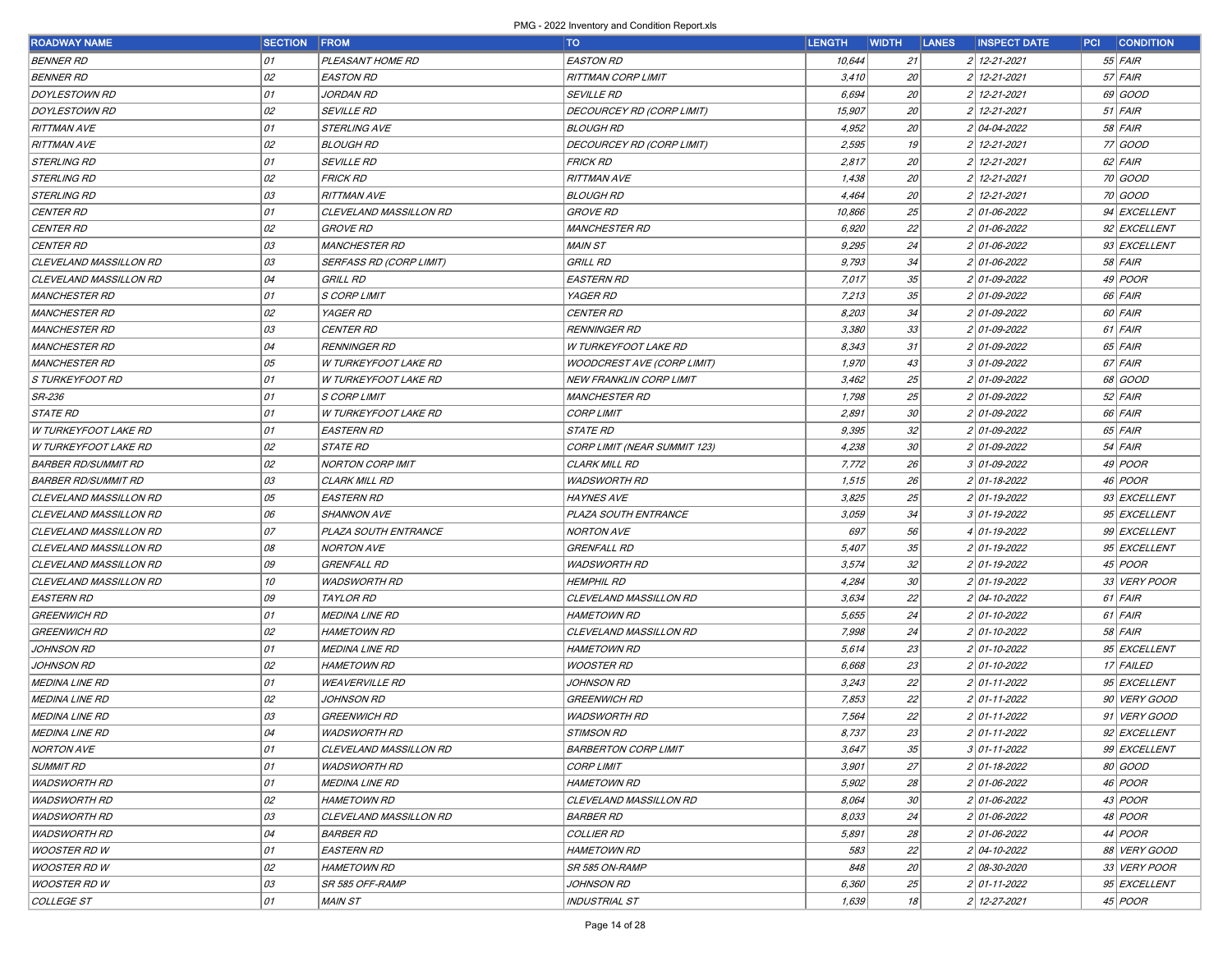| ROADWAY NAME | SECTION | FROM | TO | LENGTH | WIDTH | LANES | INSPECT DATE | PCI | CONDITION |
|---|---|---|---|---|---|---|---|---|---|
| BENNER RD | 01 | PLEASANT HOME RD | EASTON RD | 10,644 | 21 | 2 | 12-21-2021 | 55 | FAIR |
| BENNER RD | 02 | EASTON RD | RITTMAN CORP LIMIT | 3,410 | 20 | 2 | 12-21-2021 | 57 | FAIR |
| DOYLESTOWN RD | 01 | JORDAN RD | SEVILLE RD | 6,694 | 20 | 2 | 12-21-2021 | 69 | GOOD |
| DOYLESTOWN RD | 02 | SEVILLE RD | DECOURCEY RD (CORP LIMIT) | 15,907 | 20 | 2 | 12-21-2021 | 51 | FAIR |
| RITTMAN AVE | 01 | STERLING AVE | BLOUGH RD | 4,952 | 20 | 2 | 04-04-2022 | 58 | FAIR |
| RITTMAN AVE | 02 | BLOUGH RD | DECOURCEY RD (CORP LIMIT) | 2,595 | 19 | 2 | 12-21-2021 | 77 | GOOD |
| STERLING RD | 01 | SEVILLE RD | FRICK RD | 2,817 | 20 | 2 | 12-21-2021 | 62 | FAIR |
| STERLING RD | 02 | FRICK RD | RITTMAN AVE | 1,438 | 20 | 2 | 12-21-2021 | 70 | GOOD |
| STERLING RD | 03 | RITTMAN AVE | BLOUGH RD | 4,464 | 20 | 2 | 12-21-2021 | 70 | GOOD |
| CENTER RD | 01 | CLEVELAND MASSILLON RD | GROVE RD | 10,866 | 25 | 2 | 01-06-2022 | 94 | EXCELLENT |
| CENTER RD | 02 | GROVE RD | MANCHESTER RD | 6,920 | 22 | 2 | 01-06-2022 | 92 | EXCELLENT |
| CENTER RD | 03 | MANCHESTER RD | MAIN ST | 9,295 | 24 | 2 | 01-06-2022 | 93 | EXCELLENT |
| CLEVELAND MASSILLON RD | 03 | SERFASS RD (CORP LIMIT) | GRILL RD | 9,793 | 34 | 2 | 01-06-2022 | 58 | FAIR |
| CLEVELAND MASSILLON RD | 04 | GRILL RD | EASTERN RD | 7,017 | 35 | 2 | 01-09-2022 | 49 | POOR |
| MANCHESTER RD | 01 | S CORP LIMIT | YAGER RD | 7,213 | 35 | 2 | 01-09-2022 | 66 | FAIR |
| MANCHESTER RD | 02 | YAGER RD | CENTER RD | 8,203 | 34 | 2 | 01-09-2022 | 60 | FAIR |
| MANCHESTER RD | 03 | CENTER RD | RENNINGER RD | 3,380 | 33 | 2 | 01-09-2022 | 61 | FAIR |
| MANCHESTER RD | 04 | RENNINGER RD | W TURKEYFOOT LAKE RD | 8,343 | 31 | 2 | 01-09-2022 | 65 | FAIR |
| MANCHESTER RD | 05 | W TURKEYFOOT LAKE RD | WOODCREST AVE (CORP LIMIT) | 1,970 | 43 | 3 | 01-09-2022 | 67 | FAIR |
| S TURKEYFOOT RD | 01 | W TURKEYFOOT LAKE RD | NEW FRANKLIN CORP LIMIT | 3,462 | 25 | 2 | 01-09-2022 | 68 | GOOD |
| SR-236 | 01 | S CORP LIMIT | MANCHESTER RD | 1,798 | 25 | 2 | 01-09-2022 | 52 | FAIR |
| STATE RD | 01 | W TURKEYFOOT LAKE RD | CORP LIMIT | 2,891 | 30 | 2 | 01-09-2022 | 66 | FAIR |
| W TURKEYFOOT LAKE RD | 01 | EASTERN RD | STATE RD | 9,395 | 32 | 2 | 01-09-2022 | 65 | FAIR |
| W TURKEYFOOT LAKE RD | 02 | STATE RD | CORP LIMIT (NEAR SUMMIT 123) | 4,238 | 30 | 2 | 01-09-2022 | 54 | FAIR |
| BARBER RD/SUMMIT RD | 02 | NORTON CORP IMIT | CLARK MILL RD | 7,772 | 26 | 3 | 01-09-2022 | 49 | POOR |
| BARBER RD/SUMMIT RD | 03 | CLARK MILL RD | WADSWORTH RD | 1,515 | 26 | 2 | 01-18-2022 | 46 | POOR |
| CLEVELAND MASSILLON RD | 05 | EASTERN RD | HAYNES AVE | 3,825 | 25 | 2 | 01-19-2022 | 93 | EXCELLENT |
| CLEVELAND MASSILLON RD | 06 | SHANNON AVE | PLAZA SOUTH ENTRANCE | 3,059 | 34 | 3 | 01-19-2022 | 95 | EXCELLENT |
| CLEVELAND MASSILLON RD | 07 | PLAZA SOUTH ENTRANCE | NORTON AVE | 697 | 56 | 4 | 01-19-2022 | 99 | EXCELLENT |
| CLEVELAND MASSILLON RD | 08 | NORTON AVE | GRENFALL RD | 5,407 | 35 | 2 | 01-19-2022 | 95 | EXCELLENT |
| CLEVELAND MASSILLON RD | 09 | GRENFALL RD | WADSWORTH RD | 3,574 | 32 | 2 | 01-19-2022 | 45 | POOR |
| CLEVELAND MASSILLON RD | 10 | WADSWORTH RD | HEMPHIL RD | 4,284 | 30 | 2 | 01-19-2022 | 33 | VERY POOR |
| EASTERN RD | 09 | TAYLOR RD | CLEVELAND MASSILLON RD | 3,634 | 22 | 2 | 04-10-2022 | 61 | FAIR |
| GREENWICH RD | 01 | MEDINA LINE RD | HAMETOWN RD | 5,655 | 24 | 2 | 01-10-2022 | 61 | FAIR |
| GREENWICH RD | 02 | HAMETOWN RD | CLEVELAND MASSILLON RD | 7,998 | 24 | 2 | 01-10-2022 | 58 | FAIR |
| JOHNSON RD | 01 | MEDINA LINE RD | HAMETOWN RD | 5,614 | 23 | 2 | 01-10-2022 | 95 | EXCELLENT |
| JOHNSON RD | 02 | HAMETOWN RD | WOOSTER RD | 6,668 | 23 | 2 | 01-10-2022 | 17 | FAILED |
| MEDINA LINE RD | 01 | WEAVERVILLE RD | JOHNSON RD | 3,243 | 22 | 2 | 01-11-2022 | 95 | EXCELLENT |
| MEDINA LINE RD | 02 | JOHNSON RD | GREENWICH RD | 7,853 | 22 | 2 | 01-11-2022 | 90 | VERY GOOD |
| MEDINA LINE RD | 03 | GREENWICH RD | WADSWORTH RD | 7,564 | 22 | 2 | 01-11-2022 | 91 | VERY GOOD |
| MEDINA LINE RD | 04 | WADSWORTH RD | STIMSON RD | 8,737 | 23 | 2 | 01-11-2022 | 92 | EXCELLENT |
| NORTON AVE | 01 | CLEVELAND MASSILLON RD | BARBERTON CORP LIMIT | 3,647 | 35 | 3 | 01-11-2022 | 99 | EXCELLENT |
| SUMMIT RD | 01 | WADSWORTH RD | CORP LIMIT | 3,901 | 27 | 2 | 01-18-2022 | 80 | GOOD |
| WADSWORTH RD | 01 | MEDINA LINE RD | HAMETOWN RD | 5,902 | 28 | 2 | 01-06-2022 | 46 | POOR |
| WADSWORTH RD | 02 | HAMETOWN RD | CLEVELAND MASSILLON RD | 8,064 | 30 | 2 | 01-06-2022 | 43 | POOR |
| WADSWORTH RD | 03 | CLEVELAND MASSILLON RD | BARBER RD | 8,033 | 24 | 2 | 01-06-2022 | 48 | POOR |
| WADSWORTH RD | 04 | BARBER RD | COLLIER RD | 5,891 | 28 | 2 | 01-06-2022 | 44 | POOR |
| WOOSTER RD W | 01 | EASTERN RD | HAMETOWN RD | 583 | 22 | 2 | 04-10-2022 | 88 | VERY GOOD |
| WOOSTER RD W | 02 | HAMETOWN RD | SR 585 ON-RAMP | 848 | 20 | 2 | 08-30-2020 | 33 | VERY POOR |
| WOOSTER RD W | 03 | SR 585 OFF-RAMP | JOHNSON RD | 6,360 | 25 | 2 | 01-11-2022 | 95 | EXCELLENT |
| COLLEGE ST | 01 | MAIN ST | INDUSTRIAL ST | 1,639 | 18 | 2 | 12-27-2021 | 45 | POOR |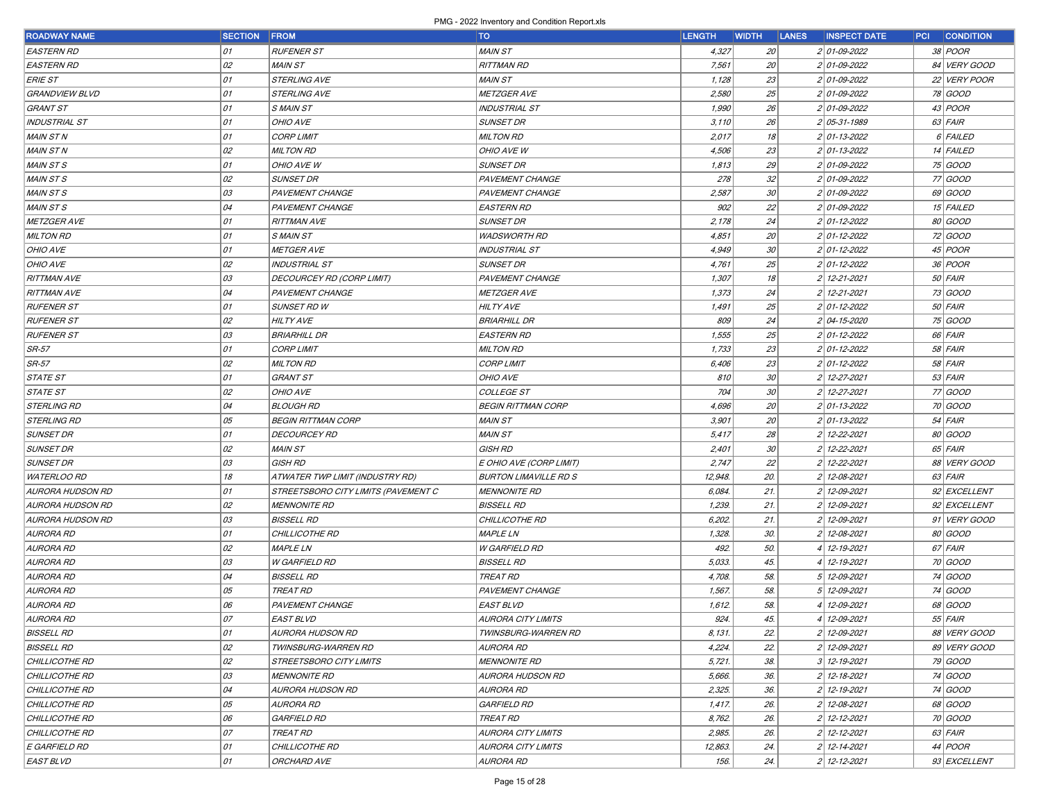| ROADWAY NAME | SECTION | FROM | TO | LENGTH | WIDTH | LANES | INSPECT DATE | PCI | CONDITION |
|---|---|---|---|---|---|---|---|---|---|
| EASTERN RD | 01 | RUFENER ST | MAIN ST | 4,327 | 20 | 2 | 01-09-2022 | 38 | POOR |
| EASTERN RD | 02 | MAIN ST | RITTMAN RD | 7,561 | 20 | 2 | 01-09-2022 | 84 | VERY GOOD |
| ERIE ST | 01 | STERLING AVE | MAIN ST | 1,128 | 23 | 2 | 01-09-2022 | 22 | VERY POOR |
| GRANDVIEW BLVD | 01 | STERLING AVE | METZGER AVE | 2,580 | 25 | 2 | 01-09-2022 | 78 | GOOD |
| GRANT ST | 01 | S MAIN ST | INDUSTRIAL ST | 1,990 | 26 | 2 | 01-09-2022 | 43 | POOR |
| INDUSTRIAL ST | 01 | OHIO AVE | SUNSET DR | 3,110 | 26 | 2 | 05-31-1989 | 63 | FAIR |
| MAIN ST N | 01 | CORP LIMIT | MILTON RD | 2,017 | 18 | 2 | 01-13-2022 | 6 | FAILED |
| MAIN ST N | 02 | MILTON RD | OHIO AVE W | 4,506 | 23 | 2 | 01-13-2022 | 14 | FAILED |
| MAIN ST S | 01 | OHIO AVE W | SUNSET DR | 1,813 | 29 | 2 | 01-09-2022 | 75 | GOOD |
| MAIN ST S | 02 | SUNSET DR | PAVEMENT CHANGE | 278 | 32 | 2 | 01-09-2022 | 77 | GOOD |
| MAIN ST S | 03 | PAVEMENT CHANGE | PAVEMENT CHANGE | 2,587 | 30 | 2 | 01-09-2022 | 69 | GOOD |
| MAIN ST S | 04 | PAVEMENT CHANGE | EASTERN RD | 902 | 22 | 2 | 01-09-2022 | 15 | FAILED |
| METZGER AVE | 01 | RITTMAN AVE | SUNSET DR | 2,178 | 24 | 2 | 01-12-2022 | 80 | GOOD |
| MILTON RD | 01 | S MAIN ST | WADSWORTH RD | 4,851 | 20 | 2 | 01-12-2022 | 72 | GOOD |
| OHIO AVE | 01 | METGER AVE | INDUSTRIAL ST | 4,949 | 30 | 2 | 01-12-2022 | 45 | POOR |
| OHIO AVE | 02 | INDUSTRIAL ST | SUNSET DR | 4,761 | 25 | 2 | 01-12-2022 | 36 | POOR |
| RITTMAN AVE | 03 | DECOURCEY RD (CORP LIMIT) | PAVEMENT CHANGE | 1,307 | 18 | 2 | 12-21-2021 | 50 | FAIR |
| RITTMAN AVE | 04 | PAVEMENT CHANGE | METZGER AVE | 1,373 | 24 | 2 | 12-21-2021 | 73 | GOOD |
| RUFENER ST | 01 | SUNSET RD W | HILTY AVE | 1,491 | 25 | 2 | 01-12-2022 | 50 | FAIR |
| RUFENER ST | 02 | HILTY AVE | BRIARHILL DR | 809 | 24 | 2 | 04-15-2020 | 75 | GOOD |
| RUFENER ST | 03 | BRIARHILL DR | EASTERN RD | 1,555 | 25 | 2 | 01-12-2022 | 66 | FAIR |
| SR-57 | 01 | CORP LIMIT | MILTON RD | 1,733 | 23 | 2 | 01-12-2022 | 58 | FAIR |
| SR-57 | 02 | MILTON RD | CORP LIMIT | 6,406 | 23 | 2 | 01-12-2022 | 58 | FAIR |
| STATE ST | 01 | GRANT ST | OHIO AVE | 810 | 30 | 2 | 12-27-2021 | 53 | FAIR |
| STATE ST | 02 | OHIO AVE | COLLEGE ST | 704 | 30 | 2 | 12-27-2021 | 77 | GOOD |
| STERLING RD | 04 | BLOUGH RD | BEGIN RITTMAN CORP | 4,696 | 20 | 2 | 01-13-2022 | 70 | GOOD |
| STERLING RD | 05 | BEGIN RITTMAN CORP | MAIN ST | 3,901 | 20 | 2 | 01-13-2022 | 54 | FAIR |
| SUNSET DR | 01 | DECOURCEY RD | MAIN ST | 5,417 | 28 | 2 | 12-22-2021 | 80 | GOOD |
| SUNSET DR | 02 | MAIN ST | GISH RD | 2,401 | 30 | 2 | 12-22-2021 | 65 | FAIR |
| SUNSET DR | 03 | GISH RD | E OHIO AVE (CORP LIMIT) | 2,747 | 22 | 2 | 12-22-2021 | 88 | VERY GOOD |
| WATERLOO RD | 18 | ATWATER TWP LIMIT (INDUSTRY RD) | BURTON LIMAVILLE RD S | 12,948. | 20. | 2 | 12-08-2021 | 63 | FAIR |
| AURORA HUDSON RD | 01 | STREETSBORO CITY LIMITS (PAVEMENT C | MENNONITE RD | 6,084. | 21. | 2 | 12-09-2021 | 92 | EXCELLENT |
| AURORA HUDSON RD | 02 | MENNONITE RD | BISSELL RD | 1,239. | 21. | 2 | 12-09-2021 | 92 | EXCELLENT |
| AURORA HUDSON RD | 03 | BISSELL RD | CHILLICOTHE RD | 6,202. | 21. | 2 | 12-09-2021 | 91 | VERY GOOD |
| AURORA RD | 01 | CHILLICOTHE RD | MAPLE LN | 1,328. | 30. | 2 | 12-08-2021 | 80 | GOOD |
| AURORA RD | 02 | MAPLE LN | W GARFIELD RD | 492. | 50. | 4 | 12-19-2021 | 67 | FAIR |
| AURORA RD | 03 | W GARFIELD RD | BISSELL RD | 5,033. | 45. | 4 | 12-19-2021 | 70 | GOOD |
| AURORA RD | 04 | BISSELL RD | TREAT RD | 4,708. | 58. | 5 | 12-09-2021 | 74 | GOOD |
| AURORA RD | 05 | TREAT RD | PAVEMENT CHANGE | 1,567. | 58. | 5 | 12-09-2021 | 74 | GOOD |
| AURORA RD | 06 | PAVEMENT CHANGE | EAST BLVD | 1,612. | 58. | 4 | 12-09-2021 | 68 | GOOD |
| AURORA RD | 07 | EAST BLVD | AURORA CITY LIMITS | 924. | 45. | 4 | 12-09-2021 | 55 | FAIR |
| BISSELL RD | 01 | AURORA HUDSON RD | TWINSBURG-WARREN RD | 8,131. | 22. | 2 | 12-09-2021 | 88 | VERY GOOD |
| BISSELL RD | 02 | TWINSBURG-WARREN RD | AURORA RD | 4,224. | 22. | 2 | 12-09-2021 | 89 | VERY GOOD |
| CHILLICOTHE RD | 02 | STREETSBORO CITY LIMITS | MENNONITE RD | 5,721. | 38. | 3 | 12-19-2021 | 79 | GOOD |
| CHILLICOTHE RD | 03 | MENNONITE RD | AURORA HUDSON RD | 5,666. | 36. | 2 | 12-18-2021 | 74 | GOOD |
| CHILLICOTHE RD | 04 | AURORA HUDSON RD | AURORA RD | 2,325. | 36. | 2 | 12-19-2021 | 74 | GOOD |
| CHILLICOTHE RD | 05 | AURORA RD | GARFIELD RD | 1,417. | 26. | 2 | 12-08-2021 | 68 | GOOD |
| CHILLICOTHE RD | 06 | GARFIELD RD | TREAT RD | 8,762. | 26. | 2 | 12-12-2021 | 70 | GOOD |
| CHILLICOTHE RD | 07 | TREAT RD | AURORA CITY LIMITS | 2,985. | 26. | 2 | 12-12-2021 | 63 | FAIR |
| E GARFIELD RD | 01 | CHILLICOTHE RD | AURORA CITY LIMITS | 12,863. | 24. | 2 | 12-14-2021 | 44 | POOR |
| EAST BLVD | 01 | ORCHARD AVE | AURORA RD | 156. | 24. | 2 | 12-12-2021 | 93 | EXCELLENT |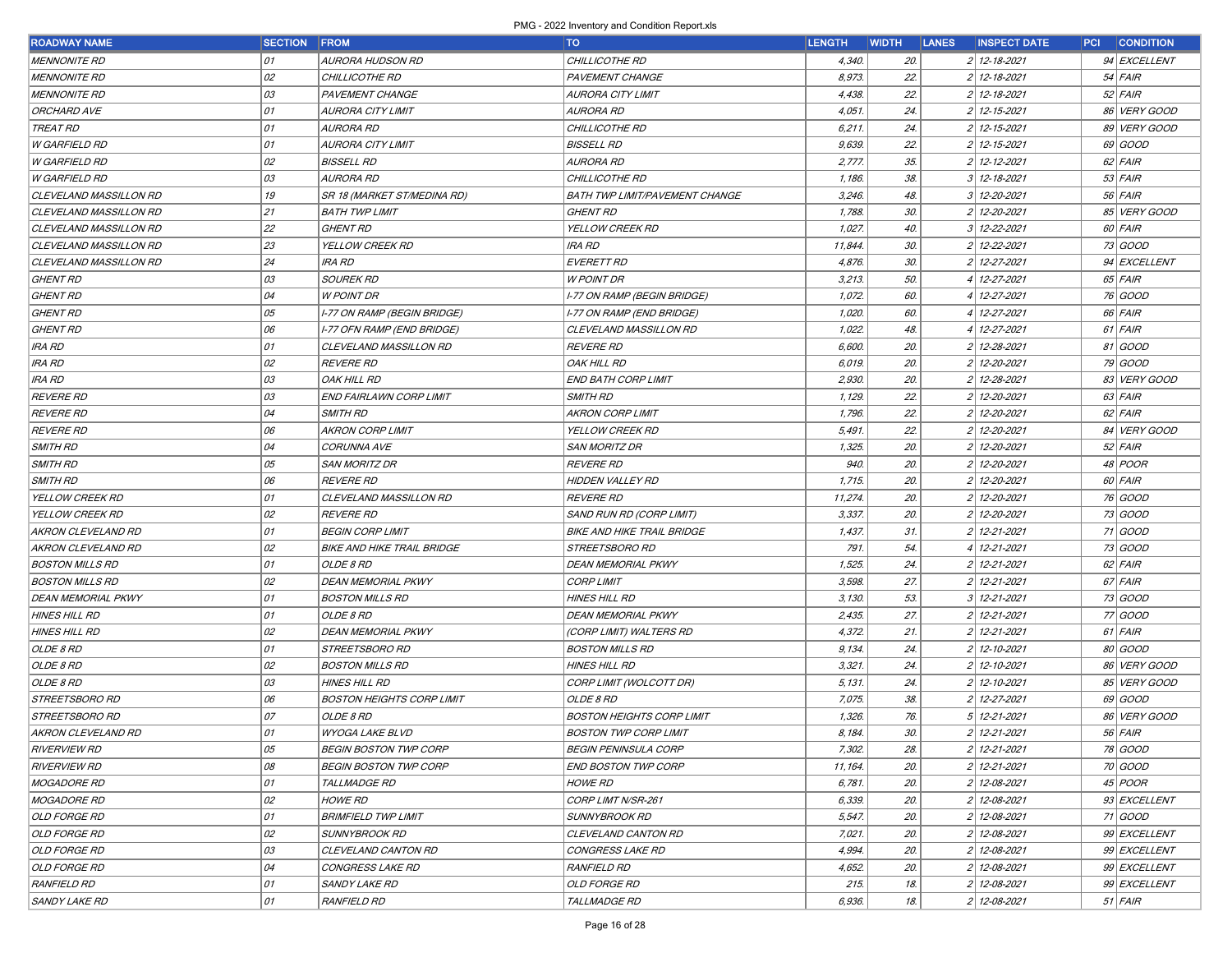| ROADWAY NAME | SECTION | FROM | TO | LENGTH | WIDTH | LANES | INSPECT DATE | PCI | CONDITION |
|---|---|---|---|---|---|---|---|---|---|
| MENNONITE RD | 01 | AURORA HUDSON RD | CHILLICOTHE RD | 4,340. | 20. | 2 | 12-18-2021 | 94 | EXCELLENT |
| MENNONITE RD | 02 | CHILLICOTHE RD | PAVEMENT CHANGE | 8,973. | 22. | 2 | 12-18-2021 | 54 | FAIR |
| MENNONITE RD | 03 | PAVEMENT CHANGE | AURORA CITY LIMIT | 4,438. | 22. | 2 | 12-18-2021 | 52 | FAIR |
| ORCHARD AVE | 01 | AURORA CITY LIMIT | AURORA RD | 4,051. | 24. | 2 | 12-15-2021 | 86 | VERY GOOD |
| TREAT RD | 01 | AURORA RD | CHILLICOTHE RD | 6,211. | 24. | 2 | 12-15-2021 | 89 | VERY GOOD |
| W GARFIELD RD | 01 | AURORA CITY LIMIT | BISSELL RD | 9,639. | 22. | 2 | 12-15-2021 | 69 | GOOD |
| W GARFIELD RD | 02 | BISSELL RD | AURORA RD | 2,777. | 35. | 2 | 12-12-2021 | 62 | FAIR |
| W GARFIELD RD | 03 | AURORA RD | CHILLICOTHE RD | 1,186. | 38. | 3 | 12-18-2021 | 53 | FAIR |
| CLEVELAND MASSILLON RD | 19 | SR 18 (MARKET ST/MEDINA RD) | BATH TWP LIMIT/PAVEMENT CHANGE | 3,246. | 48. | 3 | 12-20-2021 | 56 | FAIR |
| CLEVELAND MASSILLON RD | 21 | BATH TWP LIMIT | GHENT RD | 1,788. | 30. | 2 | 12-20-2021 | 85 | VERY GOOD |
| CLEVELAND MASSILLON RD | 22 | GHENT RD | YELLOW CREEK RD | 1,027. | 40. | 3 | 12-22-2021 | 60 | FAIR |
| CLEVELAND MASSILLON RD | 23 | YELLOW CREEK RD | IRA RD | 11,844. | 30. | 2 | 12-22-2021 | 73 | GOOD |
| CLEVELAND MASSILLON RD | 24 | IRA RD | EVERETT RD | 4,876. | 30. | 2 | 12-27-2021 | 94 | EXCELLENT |
| GHENT RD | 03 | SOUREK RD | W POINT DR | 3,213. | 50. | 4 | 12-27-2021 | 65 | FAIR |
| GHENT RD | 04 | W POINT DR | I-77 ON RAMP (BEGIN BRIDGE) | 1,072. | 60. | 4 | 12-27-2021 | 76 | GOOD |
| GHENT RD | 05 | I-77 ON RAMP (BEGIN BRIDGE) | I-77 ON RAMP (END BRIDGE) | 1,020. | 60. | 4 | 12-27-2021 | 66 | FAIR |
| GHENT RD | 06 | I-77 OFN RAMP (END BRIDGE) | CLEVELAND MASSILLON RD | 1,022. | 48. | 4 | 12-27-2021 | 61 | FAIR |
| IRA RD | 01 | CLEVELAND MASSILLON RD | REVERE RD | 6,600. | 20. | 2 | 12-28-2021 | 81 | GOOD |
| IRA RD | 02 | REVERE RD | OAK HILL RD | 6,019. | 20. | 2 | 12-20-2021 | 79 | GOOD |
| IRA RD | 03 | OAK HILL RD | END BATH CORP LIMIT | 2,930. | 20. | 2 | 12-28-2021 | 83 | VERY GOOD |
| REVERE RD | 03 | END FAIRLAWN CORP LIMIT | SMITH RD | 1,129. | 22. | 2 | 12-20-2021 | 63 | FAIR |
| REVERE RD | 04 | SMITH RD | AKRON CORP LIMIT | 1,796. | 22. | 2 | 12-20-2021 | 62 | FAIR |
| REVERE RD | 06 | AKRON CORP LIMIT | YELLOW CREEK RD | 5,491. | 22. | 2 | 12-20-2021 | 84 | VERY GOOD |
| SMITH RD | 04 | CORUNNA AVE | SAN MORITZ DR | 1,325. | 20. | 2 | 12-20-2021 | 52 | FAIR |
| SMITH RD | 05 | SAN MORITZ DR | REVERE RD | 940. | 20. | 2 | 12-20-2021 | 48 | POOR |
| SMITH RD | 06 | REVERE RD | HIDDEN VALLEY RD | 1,715. | 20. | 2 | 12-20-2021 | 60 | FAIR |
| YELLOW CREEK RD | 01 | CLEVELAND MASSILLON RD | REVERE RD | 11,274. | 20. | 2 | 12-20-2021 | 76 | GOOD |
| YELLOW CREEK RD | 02 | REVERE RD | SAND RUN RD (CORP LIMIT) | 3,337. | 20. | 2 | 12-20-2021 | 73 | GOOD |
| AKRON CLEVELAND RD | 01 | BEGIN CORP LIMIT | BIKE AND HIKE TRAIL BRIDGE | 1,437. | 31. | 2 | 12-21-2021 | 71 | GOOD |
| AKRON CLEVELAND RD | 02 | BIKE AND HIKE TRAIL BRIDGE | STREETSBORO RD | 791. | 54. | 4 | 12-21-2021 | 73 | GOOD |
| BOSTON MILLS RD | 01 | OLDE 8 RD | DEAN MEMORIAL PKWY | 1,525. | 24. | 2 | 12-21-2021 | 62 | FAIR |
| BOSTON MILLS RD | 02 | DEAN MEMORIAL PKWY | CORP LIMIT | 3,598. | 27. | 2 | 12-21-2021 | 67 | FAIR |
| DEAN MEMORIAL PKWY | 01 | BOSTON MILLS RD | HINES HILL RD | 3,130. | 53. | 3 | 12-21-2021 | 73 | GOOD |
| HINES HILL RD | 01 | OLDE 8 RD | DEAN MEMORIAL PKWY | 2,435. | 27. | 2 | 12-21-2021 | 77 | GOOD |
| HINES HILL RD | 02 | DEAN MEMORIAL PKWY | (CORP LIMIT) WALTERS RD | 4,372. | 21. | 2 | 12-21-2021 | 61 | FAIR |
| OLDE 8 RD | 01 | STREETSBORO RD | BOSTON MILLS RD | 9,134. | 24. | 2 | 12-10-2021 | 80 | GOOD |
| OLDE 8 RD | 02 | BOSTON MILLS RD | HINES HILL RD | 3,321. | 24. | 2 | 12-10-2021 | 86 | VERY GOOD |
| OLDE 8 RD | 03 | HINES HILL RD | CORP LIMIT (WOLCOTT DR) | 5,131. | 24. | 2 | 12-10-2021 | 85 | VERY GOOD |
| STREETSBORO RD | 06 | BOSTON HEIGHTS CORP LIMIT | OLDE 8 RD | 7,075. | 38. | 2 | 12-27-2021 | 69 | GOOD |
| STREETSBORO RD | 07 | OLDE 8 RD | BOSTON HEIGHTS CORP LIMIT | 1,326. | 76. | 5 | 12-21-2021 | 86 | VERY GOOD |
| AKRON CLEVELAND RD | 01 | WYOGA LAKE BLVD | BOSTON TWP CORP LIMIT | 8,184. | 30. | 2 | 12-21-2021 | 56 | FAIR |
| RIVERVIEW RD | 05 | BEGIN BOSTON TWP CORP | BEGIN PENINSULA CORP | 7,302. | 28. | 2 | 12-21-2021 | 78 | GOOD |
| RIVERVIEW RD | 08 | BEGIN BOSTON TWP CORP | END BOSTON TWP CORP | 11,164. | 20. | 2 | 12-21-2021 | 70 | GOOD |
| MOGADORE RD | 01 | TALLMADGE RD | HOWE RD | 6,781. | 20. | 2 | 12-08-2021 | 45 | POOR |
| MOGADORE RD | 02 | HOWE RD | CORP LIMT N/SR-261 | 6,339. | 20. | 2 | 12-08-2021 | 93 | EXCELLENT |
| OLD FORGE RD | 01 | BRIMFIELD TWP LIMIT | SUNNYBROOK RD | 5,547. | 20. | 2 | 12-08-2021 | 71 | GOOD |
| OLD FORGE RD | 02 | SUNNYBROOK RD | CLEVELAND CANTON RD | 7,021. | 20. | 2 | 12-08-2021 | 99 | EXCELLENT |
| OLD FORGE RD | 03 | CLEVELAND CANTON RD | CONGRESS LAKE RD | 4,994. | 20. | 2 | 12-08-2021 | 99 | EXCELLENT |
| OLD FORGE RD | 04 | CONGRESS LAKE RD | RANFIELD RD | 4,652. | 20. | 2 | 12-08-2021 | 99 | EXCELLENT |
| RANFIELD RD | 01 | SANDY LAKE RD | OLD FORGE RD | 215. | 18. | 2 | 12-08-2021 | 99 | EXCELLENT |
| SANDY LAKE RD | 01 | RANFIELD RD | TALLMADGE RD | 6,936. | 18. | 2 | 12-08-2021 | 51 | FAIR |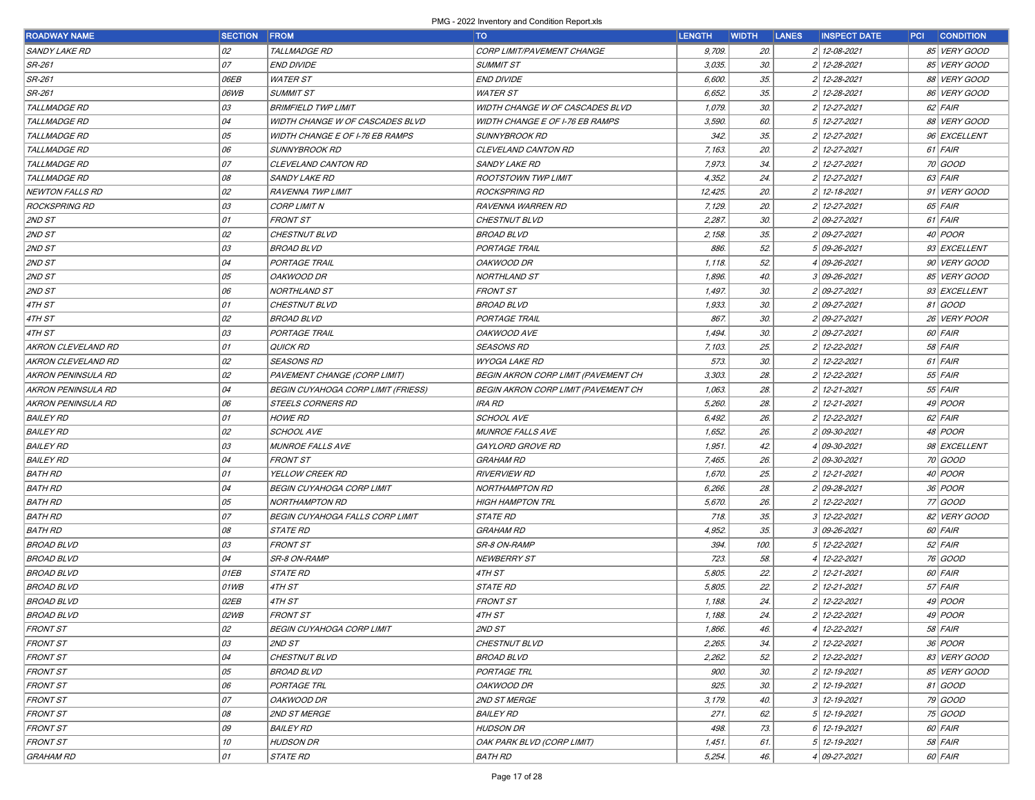| ROADWAY NAME | SECTION | FROM | TO | LENGTH | WIDTH | LANES | INSPECT DATE | PCI | CONDITION |
|---|---|---|---|---|---|---|---|---|---|
| SANDY LAKE RD | 02 | TALLMADGE RD | CORP LIMIT/PAVEMENT CHANGE | 9,709. | 20. | 2 | 12-08-2021 | 85 | VERY GOOD |
| SR-261 | 07 | END DIVIDE | SUMMIT ST | 3,035. | 30. | 2 | 12-28-2021 | 85 | VERY GOOD |
| SR-261 | 06EB | WATER ST | END DIVIDE | 6,600. | 35. | 2 | 12-28-2021 | 88 | VERY GOOD |
| SR-261 | 06WB | SUMMIT ST | WATER ST | 6,652. | 35. | 2 | 12-28-2021 | 86 | VERY GOOD |
| TALLMADGE RD | 03 | BRIMFIELD TWP LIMIT | WIDTH CHANGE W OF CASCADES BLVD | 1,079. | 30. | 2 | 12-27-2021 | 62 | FAIR |
| TALLMADGE RD | 04 | WIDTH CHANGE W OF CASCADES BLVD | WIDTH CHANGE E OF I-76 EB RAMPS | 3,590. | 60. | 5 | 12-27-2021 | 88 | VERY GOOD |
| TALLMADGE RD | 05 | WIDTH CHANGE E OF I-76 EB RAMPS | SUNNYBROOK RD | 342. | 35. | 2 | 12-27-2021 | 96 | EXCELLENT |
| TALLMADGE RD | 06 | SUNNYBROOK RD | CLEVELAND CANTON RD | 7,163. | 20. | 2 | 12-27-2021 | 61 | FAIR |
| TALLMADGE RD | 07 | CLEVELAND CANTON RD | SANDY LAKE RD | 7,973. | 34. | 2 | 12-27-2021 | 70 | GOOD |
| TALLMADGE RD | 08 | SANDY LAKE RD | ROOTSTOWN TWP LIMIT | 4,352. | 24. | 2 | 12-27-2021 | 63 | FAIR |
| NEWTON FALLS RD | 02 | RAVENNA TWP LIMIT | ROCKSPRING RD | 12,425. | 20. | 2 | 12-18-2021 | 91 | VERY GOOD |
| ROCKSPRING RD | 03 | CORP LIMIT N | RAVENNA WARREN RD | 7,129. | 20. | 2 | 12-27-2021 | 65 | FAIR |
| 2ND ST | 01 | FRONT ST | CHESTNUT BLVD | 2,287. | 30. | 2 | 09-27-2021 | 61 | FAIR |
| 2ND ST | 02 | CHESTNUT BLVD | BROAD BLVD | 2,158. | 35. | 2 | 09-27-2021 | 40 | POOR |
| 2ND ST | 03 | BROAD BLVD | PORTAGE TRAIL | 886. | 52. | 5 | 09-26-2021 | 93 | EXCELLENT |
| 2ND ST | 04 | PORTAGE TRAIL | OAKWOOD DR | 1,118. | 52. | 4 | 09-26-2021 | 90 | VERY GOOD |
| 2ND ST | 05 | OAKWOOD DR | NORTHLAND ST | 1,896. | 40. | 3 | 09-26-2021 | 85 | VERY GOOD |
| 2ND ST | 06 | NORTHLAND ST | FRONT ST | 1,497. | 30. | 2 | 09-27-2021 | 93 | EXCELLENT |
| 4TH ST | 01 | CHESTNUT BLVD | BROAD BLVD | 1,933. | 30. | 2 | 09-27-2021 | 81 | GOOD |
| 4TH ST | 02 | BROAD BLVD | PORTAGE TRAIL | 867. | 30. | 2 | 09-27-2021 | 26 | VERY POOR |
| 4TH ST | 03 | PORTAGE TRAIL | OAKWOOD AVE | 1,494. | 30. | 2 | 09-27-2021 | 60 | FAIR |
| AKRON CLEVELAND RD | 01 | QUICK RD | SEASONS RD | 7,103. | 25. | 2 | 12-22-2021 | 58 | FAIR |
| AKRON CLEVELAND RD | 02 | SEASONS RD | WYOGA LAKE RD | 573. | 30. | 2 | 12-22-2021 | 61 | FAIR |
| AKRON PENINSULA RD | 02 | PAVEMENT CHANGE (CORP LIMIT) | BEGIN AKRON CORP LIMIT (PAVEMENT CH | 3,303. | 28. | 2 | 12-22-2021 | 55 | FAIR |
| AKRON PENINSULA RD | 04 | BEGIN CUYAHOGA CORP LIMIT (FRIESS) | BEGIN AKRON CORP LIMIT (PAVEMENT CH | 1,063. | 28. | 2 | 12-21-2021 | 55 | FAIR |
| AKRON PENINSULA RD | 06 | STEELS CORNERS RD | IRA RD | 5,260. | 28. | 2 | 12-21-2021 | 49 | POOR |
| BAILEY RD | 01 | HOWE RD | SCHOOL AVE | 6,492. | 26. | 2 | 12-22-2021 | 62 | FAIR |
| BAILEY RD | 02 | SCHOOL AVE | MUNROE FALLS AVE | 1,652. | 26. | 2 | 09-30-2021 | 48 | POOR |
| BAILEY RD | 03 | MUNROE FALLS AVE | GAYLORD GROVE RD | 1,951. | 42. | 4 | 09-30-2021 | 98 | EXCELLENT |
| BAILEY RD | 04 | FRONT ST | GRAHAM RD | 7,465. | 26. | 2 | 09-30-2021 | 70 | GOOD |
| BATH RD | 01 | YELLOW CREEK RD | RIVERVIEW RD | 1,670. | 25. | 2 | 12-21-2021 | 40 | POOR |
| BATH RD | 04 | BEGIN CUYAHOGA CORP LIMIT | NORTHAMPTON RD | 6,266. | 28. | 2 | 09-28-2021 | 36 | POOR |
| BATH RD | 05 | NORTHAMPTON RD | HIGH HAMPTON TRL | 5,670. | 26. | 2 | 12-22-2021 | 77 | GOOD |
| BATH RD | 07 | BEGIN CUYAHOGA FALLS CORP LIMIT | STATE RD | 718. | 35. | 3 | 12-22-2021 | 82 | VERY GOOD |
| BATH RD | 08 | STATE RD | GRAHAM RD | 4,952. | 35. | 3 | 09-26-2021 | 60 | FAIR |
| BROAD BLVD | 03 | FRONT ST | SR-8 ON-RAMP | 394. | 100. | 5 | 12-22-2021 | 52 | FAIR |
| BROAD BLVD | 04 | SR-8 ON-RAMP | NEWBERRY ST | 723. | 58. | 4 | 12-22-2021 | 76 | GOOD |
| BROAD BLVD | 01EB | STATE RD | 4TH ST | 5,805. | 22. | 2 | 12-21-2021 | 60 | FAIR |
| BROAD BLVD | 01WB | 4TH ST | STATE RD | 5,805. | 22. | 2 | 12-21-2021 | 57 | FAIR |
| BROAD BLVD | 02EB | 4TH ST | FRONT ST | 1,188. | 24. | 2 | 12-22-2021 | 49 | POOR |
| BROAD BLVD | 02WB | FRONT ST | 4TH ST | 1,188. | 24. | 2 | 12-22-2021 | 49 | POOR |
| FRONT ST | 02 | BEGIN CUYAHOGA CORP LIMIT | 2ND ST | 1,866. | 46. | 4 | 12-22-2021 | 58 | FAIR |
| FRONT ST | 03 | 2ND ST | CHESTNUT BLVD | 2,265. | 34. | 2 | 12-22-2021 | 36 | POOR |
| FRONT ST | 04 | CHESTNUT BLVD | BROAD BLVD | 2,262. | 52. | 2 | 12-22-2021 | 83 | VERY GOOD |
| FRONT ST | 05 | BROAD BLVD | PORTAGE TRL | 900. | 30. | 2 | 12-19-2021 | 85 | VERY GOOD |
| FRONT ST | 06 | PORTAGE TRL | OAKWOOD DR | 925. | 30. | 2 | 12-19-2021 | 81 | GOOD |
| FRONT ST | 07 | OAKWOOD DR | 2ND ST MERGE | 3,179. | 40. | 3 | 12-19-2021 | 79 | GOOD |
| FRONT ST | 08 | 2ND ST MERGE | BAILEY RD | 271. | 62. | 5 | 12-19-2021 | 75 | GOOD |
| FRONT ST | 09 | BAILEY RD | HUDSON DR | 498. | 73. | 6 | 12-19-2021 | 60 | FAIR |
| FRONT ST | 10 | HUDSON DR | OAK PARK BLVD (CORP LIMIT) | 1,451. | 61. | 5 | 12-19-2021 | 58 | FAIR |
| GRAHAM RD | 01 | STATE RD | BATH RD | 5,254. | 46. | 4 | 09-27-2021 | 60 | FAIR |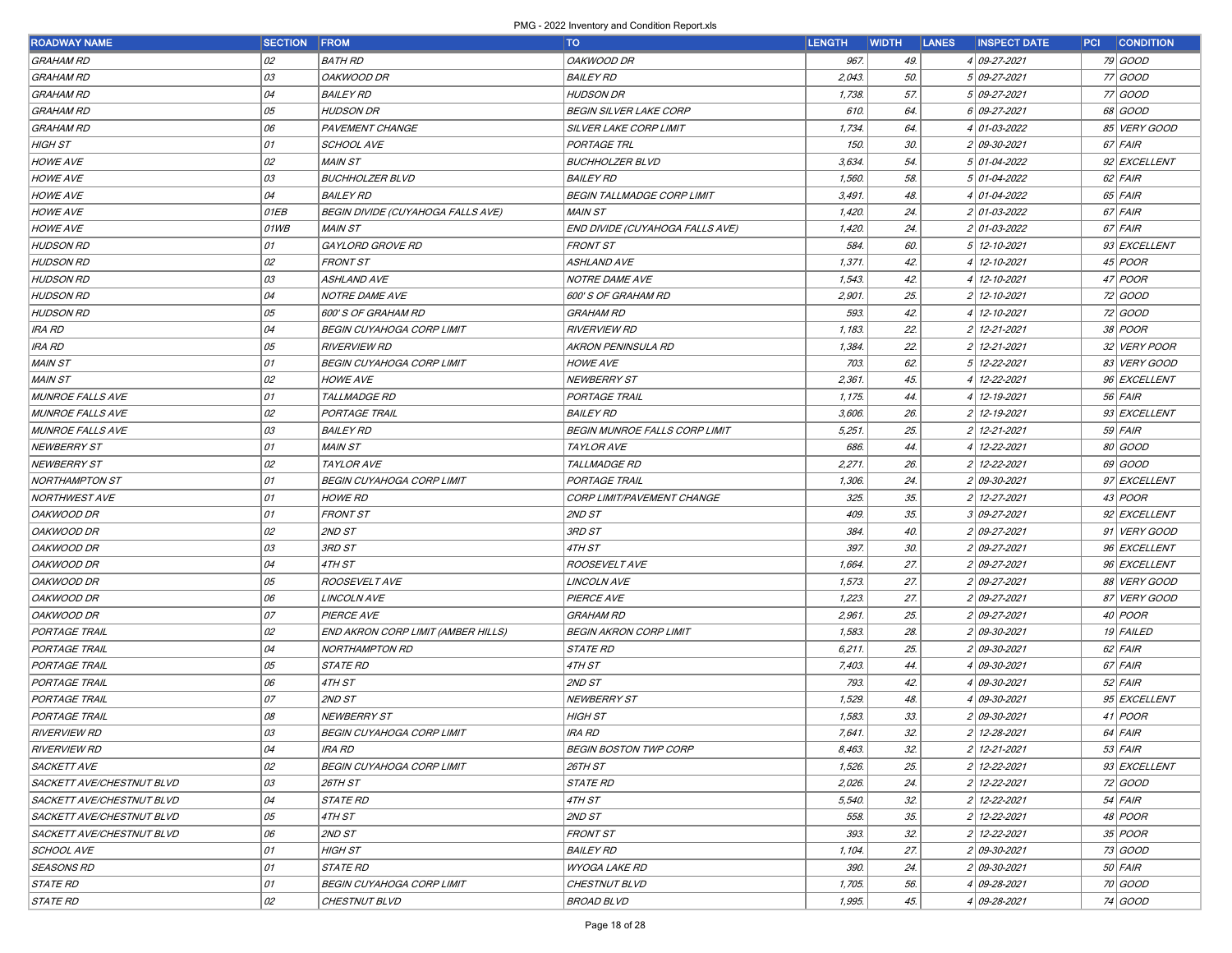| ROADWAY NAME | SECTION | FROM | TO | LENGTH | WIDTH | LANES | INSPECT DATE | PCI | CONDITION |
|---|---|---|---|---|---|---|---|---|---|
| GRAHAM RD | 02 | BATH RD | OAKWOOD DR | 967. | 49. | 4 | 09-27-2021 | 79 | GOOD |
| GRAHAM RD | 03 | OAKWOOD DR | BAILEY RD | 2,043. | 50. | 5 | 09-27-2021 | 77 | GOOD |
| GRAHAM RD | 04 | BAILEY RD | HUDSON DR | 1,738. | 57. | 5 | 09-27-2021 | 77 | GOOD |
| GRAHAM RD | 05 | HUDSON DR | BEGIN SILVER LAKE CORP | 610. | 64. | 6 | 09-27-2021 | 68 | GOOD |
| GRAHAM RD | 06 | PAVEMENT CHANGE | SILVER LAKE CORP LIMIT | 1,734. | 64. | 4 | 01-03-2022 | 85 | VERY GOOD |
| HIGH ST | 01 | SCHOOL AVE | PORTAGE TRL | 150. | 30. | 2 | 09-30-2021 | 67 | FAIR |
| HOWE AVE | 02 | MAIN ST | BUCHHOLZER BLVD | 3,634. | 54. | 5 | 01-04-2022 | 92 | EXCELLENT |
| HOWE AVE | 03 | BUCHHOLZER BLVD | BAILEY RD | 1,560. | 58. | 5 | 01-04-2022 | 62 | FAIR |
| HOWE AVE | 04 | BAILEY RD | BEGIN TALLMADGE CORP LIMIT | 3,491. | 48. | 4 | 01-04-2022 | 65 | FAIR |
| HOWE AVE | 01EB | BEGIN DIVIDE (CUYAHOGA FALLS AVE) | MAIN ST | 1,420. | 24. | 2 | 01-03-2022 | 67 | FAIR |
| HOWE AVE | 01WB | MAIN ST | END DIVIDE (CUYAHOGA FALLS AVE) | 1,420. | 24. | 2 | 01-03-2022 | 67 | FAIR |
| HUDSON RD | 01 | GAYLORD GROVE RD | FRONT ST | 584. | 60. | 5 | 12-10-2021 | 93 | EXCELLENT |
| HUDSON RD | 02 | FRONT ST | ASHLAND AVE | 1,371. | 42. | 4 | 12-10-2021 | 45 | POOR |
| HUDSON RD | 03 | ASHLAND AVE | NOTRE DAME AVE | 1,543. | 42. | 4 | 12-10-2021 | 47 | POOR |
| HUDSON RD | 04 | NOTRE DAME AVE | 600' S OF GRAHAM RD | 2,901. | 25. | 2 | 12-10-2021 | 72 | GOOD |
| HUDSON RD | 05 | 600' S OF GRAHAM RD | GRAHAM RD | 593. | 42. | 4 | 12-10-2021 | 72 | GOOD |
| IRA RD | 04 | BEGIN CUYAHOGA CORP LIMIT | RIVERVIEW RD | 1,183. | 22. | 2 | 12-21-2021 | 38 | POOR |
| IRA RD | 05 | RIVERVIEW RD | AKRON PENINSULA RD | 1,384. | 22. | 2 | 12-21-2021 | 32 | VERY POOR |
| MAIN ST | 01 | BEGIN CUYAHOGA CORP LIMIT | HOWE AVE | 703. | 62. | 5 | 12-22-2021 | 83 | VERY GOOD |
| MAIN ST | 02 | HOWE AVE | NEWBERRY ST | 2,361. | 45. | 4 | 12-22-2021 | 96 | EXCELLENT |
| MUNROE FALLS AVE | 01 | TALLMADGE RD | PORTAGE TRAIL | 1,175. | 44. | 4 | 12-19-2021 | 56 | FAIR |
| MUNROE FALLS AVE | 02 | PORTAGE TRAIL | BAILEY RD | 3,606. | 26. | 2 | 12-19-2021 | 93 | EXCELLENT |
| MUNROE FALLS AVE | 03 | BAILEY RD | BEGIN MUNROE FALLS CORP LIMIT | 5,251. | 25. | 2 | 12-21-2021 | 59 | FAIR |
| NEWBERRY ST | 01 | MAIN ST | TAYLOR AVE | 686. | 44. | 4 | 12-22-2021 | 80 | GOOD |
| NEWBERRY ST | 02 | TAYLOR AVE | TALLMADGE RD | 2,271. | 26. | 2 | 12-22-2021 | 69 | GOOD |
| NORTHAMPTON ST | 01 | BEGIN CUYAHOGA CORP LIMIT | PORTAGE TRAIL | 1,306. | 24. | 2 | 09-30-2021 | 97 | EXCELLENT |
| NORTHWEST AVE | 01 | HOWE RD | CORP LIMIT/PAVEMENT CHANGE | 325. | 35. | 2 | 12-27-2021 | 43 | POOR |
| OAKWOOD DR | 01 | FRONT ST | 2ND ST | 409. | 35. | 3 | 09-27-2021 | 92 | EXCELLENT |
| OAKWOOD DR | 02 | 2ND ST | 3RD ST | 384. | 40. | 2 | 09-27-2021 | 91 | VERY GOOD |
| OAKWOOD DR | 03 | 3RD ST | 4TH ST | 397. | 30. | 2 | 09-27-2021 | 96 | EXCELLENT |
| OAKWOOD DR | 04 | 4TH ST | ROOSEVELT AVE | 1,664. | 27. | 2 | 09-27-2021 | 96 | EXCELLENT |
| OAKWOOD DR | 05 | ROOSEVELT AVE | LINCOLN AVE | 1,573. | 27. | 2 | 09-27-2021 | 88 | VERY GOOD |
| OAKWOOD DR | 06 | LINCOLN AVE | PIERCE AVE | 1,223. | 27. | 2 | 09-27-2021 | 87 | VERY GOOD |
| OAKWOOD DR | 07 | PIERCE AVE | GRAHAM RD | 2,961. | 25. | 2 | 09-27-2021 | 40 | POOR |
| PORTAGE TRAIL | 02 | END AKRON CORP LIMIT (AMBER HILLS) | BEGIN AKRON CORP LIMIT | 1,583. | 28. | 2 | 09-30-2021 | 19 | FAILED |
| PORTAGE TRAIL | 04 | NORTHAMPTON RD | STATE RD | 6,211. | 25. | 2 | 09-30-2021 | 62 | FAIR |
| PORTAGE TRAIL | 05 | STATE RD | 4TH ST | 7,403. | 44. | 4 | 09-30-2021 | 67 | FAIR |
| PORTAGE TRAIL | 06 | 4TH ST | 2ND ST | 793. | 42. | 4 | 09-30-2021 | 52 | FAIR |
| PORTAGE TRAIL | 07 | 2ND ST | NEWBERRY ST | 1,529. | 48. | 4 | 09-30-2021 | 95 | EXCELLENT |
| PORTAGE TRAIL | 08 | NEWBERRY ST | HIGH ST | 1,583. | 33. | 2 | 09-30-2021 | 41 | POOR |
| RIVERVIEW RD | 03 | BEGIN CUYAHOGA CORP LIMIT | IRA RD | 7,641. | 32. | 2 | 12-28-2021 | 64 | FAIR |
| RIVERVIEW RD | 04 | IRA RD | BEGIN BOSTON TWP CORP | 8,463. | 32. | 2 | 12-21-2021 | 53 | FAIR |
| SACKETT AVE | 02 | BEGIN CUYAHOGA CORP LIMIT | 26TH ST | 1,526. | 25. | 2 | 12-22-2021 | 93 | EXCELLENT |
| SACKETT AVE/CHESTNUT BLVD | 03 | 26TH ST | STATE RD | 2,026. | 24. | 2 | 12-22-2021 | 72 | GOOD |
| SACKETT AVE/CHESTNUT BLVD | 04 | STATE RD | 4TH ST | 5,540. | 32. | 2 | 12-22-2021 | 54 | FAIR |
| SACKETT AVE/CHESTNUT BLVD | 05 | 4TH ST | 2ND ST | 558. | 35. | 2 | 12-22-2021 | 48 | POOR |
| SACKETT AVE/CHESTNUT BLVD | 06 | 2ND ST | FRONT ST | 393. | 32. | 2 | 12-22-2021 | 35 | POOR |
| SCHOOL AVE | 01 | HIGH ST | BAILEY RD | 1,104. | 27. | 2 | 09-30-2021 | 73 | GOOD |
| SEASONS RD | 01 | STATE RD | WYOGA LAKE RD | 390. | 24. | 2 | 09-30-2021 | 50 | FAIR |
| STATE RD | 01 | BEGIN CUYAHOGA CORP LIMIT | CHESTNUT BLVD | 1,705. | 56. | 4 | 09-28-2021 | 70 | GOOD |
| STATE RD | 02 | CHESTNUT BLVD | BROAD BLVD | 1,995. | 45. | 4 | 09-28-2021 | 74 | GOOD |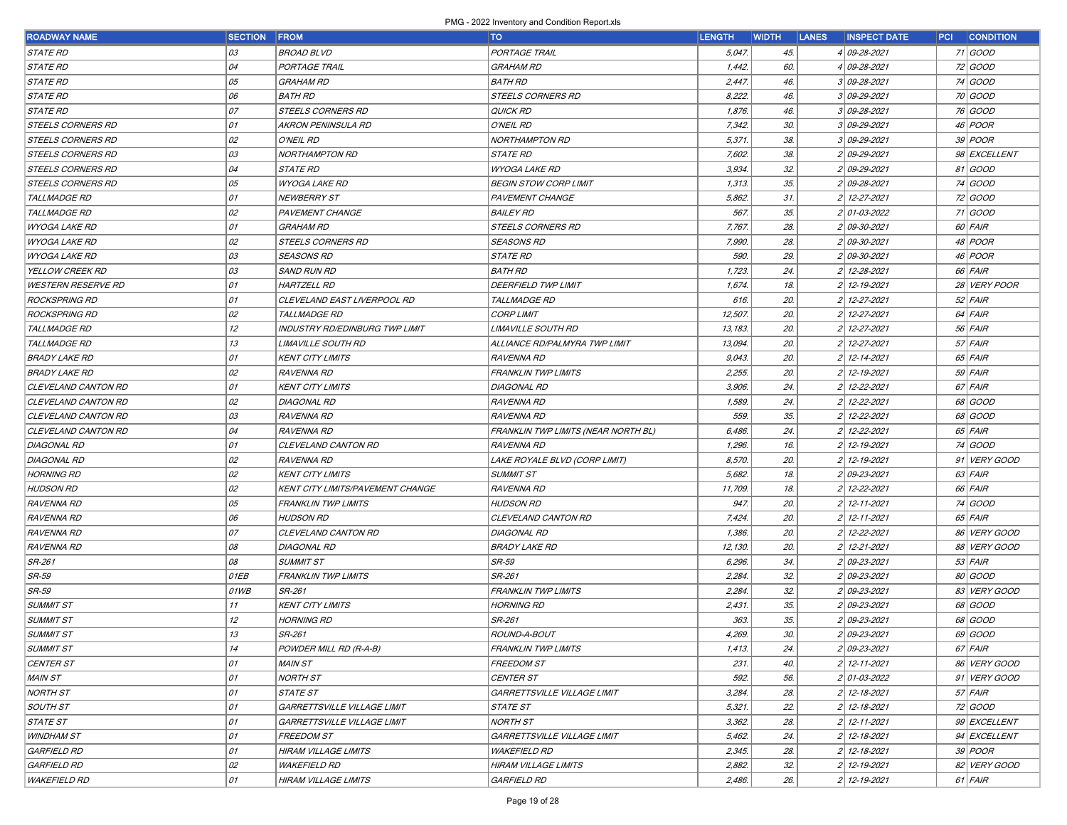| ROADWAY NAME | SECTION | FROM | TO | LENGTH | WIDTH | LANES | INSPECT DATE | PCI | CONDITION |
|---|---|---|---|---|---|---|---|---|---|
| STATE RD | 03 | BROAD BLVD | PORTAGE TRAIL | 5,047. | 45. | 4 | 09-28-2021 | 71 | GOOD |
| STATE RD | 04 | PORTAGE TRAIL | GRAHAM RD | 1,442. | 60. | 4 | 09-28-2021 | 72 | GOOD |
| STATE RD | 05 | GRAHAM RD | BATH RD | 2,447. | 46. | 3 | 09-28-2021 | 74 | GOOD |
| STATE RD | 06 | BATH RD | STEELS CORNERS RD | 8,222. | 46. | 3 | 09-29-2021 | 70 | GOOD |
| STATE RD | 07 | STEELS CORNERS RD | QUICK RD | 1,876. | 46. | 3 | 09-28-2021 | 76 | GOOD |
| STEELS CORNERS RD | 01 | AKRON PENINSULA RD | O'NEIL RD | 7,342. | 30. | 3 | 09-29-2021 | 46 | POOR |
| STEELS CORNERS RD | 02 | O'NEIL RD | NORTHAMPTON RD | 5,371. | 38. | 3 | 09-29-2021 | 39 | POOR |
| STEELS CORNERS RD | 03 | NORTHAMPTON RD | STATE RD | 7,602. | 38. | 2 | 09-29-2021 | 98 | EXCELLENT |
| STEELS CORNERS RD | 04 | STATE RD | WYOGA LAKE RD | 3,934. | 32. | 2 | 09-29-2021 | 81 | GOOD |
| STEELS CORNERS RD | 05 | WYOGA LAKE RD | BEGIN STOW CORP LIMIT | 1,313. | 35. | 2 | 09-28-2021 | 74 | GOOD |
| TALLMADGE RD | 01 | NEWBERRY ST | PAVEMENT CHANGE | 5,862. | 31. | 2 | 12-27-2021 | 72 | GOOD |
| TALLMADGE RD | 02 | PAVEMENT CHANGE | BAILEY RD | 567. | 35. | 2 | 01-03-2022 | 71 | GOOD |
| WYOGA LAKE RD | 01 | GRAHAM RD | STEELS CORNERS RD | 7,767. | 28. | 2 | 09-30-2021 | 60 | FAIR |
| WYOGA LAKE RD | 02 | STEELS CORNERS RD | SEASONS RD | 7,990. | 28. | 2 | 09-30-2021 | 48 | POOR |
| WYOGA LAKE RD | 03 | SEASONS RD | STATE RD | 590. | 29. | 2 | 09-30-2021 | 46 | POOR |
| YELLOW CREEK RD | 03 | SAND RUN RD | BATH RD | 1,723. | 24. | 2 | 12-28-2021 | 66 | FAIR |
| WESTERN RESERVE RD | 01 | HARTZELL RD | DEERFIELD TWP LIMIT | 1,674. | 18. | 2 | 12-19-2021 | 28 | VERY POOR |
| ROCKSPRING RD | 01 | CLEVELAND EAST LIVERPOOL RD | TALLMADGE RD | 616. | 20. | 2 | 12-27-2021 | 52 | FAIR |
| ROCKSPRING RD | 02 | TALLMADGE RD | CORP LIMIT | 12,507. | 20. | 2 | 12-27-2021 | 64 | FAIR |
| TALLMADGE RD | 12 | INDUSTRY RD/EDINBURG TWP LIMIT | LIMAVILLE SOUTH RD | 13,183. | 20. | 2 | 12-27-2021 | 56 | FAIR |
| TALLMADGE RD | 13 | LIMAVILLE SOUTH RD | ALLIANCE RD/PALMYRA TWP LIMIT | 13,094. | 20. | 2 | 12-27-2021 | 57 | FAIR |
| BRADY LAKE RD | 01 | KENT CITY LIMITS | RAVENNA RD | 9,043. | 20. | 2 | 12-14-2021 | 65 | FAIR |
| BRADY LAKE RD | 02 | RAVENNA RD | FRANKLIN TWP LIMITS | 2,255. | 20. | 2 | 12-19-2021 | 59 | FAIR |
| CLEVELAND CANTON RD | 01 | KENT CITY LIMITS | DIAGONAL RD | 3,906. | 24. | 2 | 12-22-2021 | 67 | FAIR |
| CLEVELAND CANTON RD | 02 | DIAGONAL RD | RAVENNA RD | 1,589. | 24. | 2 | 12-22-2021 | 68 | GOOD |
| CLEVELAND CANTON RD | 03 | RAVENNA RD | RAVENNA RD | 559. | 35. | 2 | 12-22-2021 | 68 | GOOD |
| CLEVELAND CANTON RD | 04 | RAVENNA RD | FRANKLIN TWP LIMITS (NEAR NORTH BL) | 6,486. | 24. | 2 | 12-22-2021 | 65 | FAIR |
| DIAGONAL RD | 01 | CLEVELAND CANTON RD | RAVENNA RD | 1,296. | 16. | 2 | 12-19-2021 | 74 | GOOD |
| DIAGONAL RD | 02 | RAVENNA RD | LAKE ROYALE BLVD (CORP LIMIT) | 8,570. | 20. | 2 | 12-19-2021 | 91 | VERY GOOD |
| HORNING RD | 02 | KENT CITY LIMITS | SUMMIT ST | 5,682. | 18. | 2 | 09-23-2021 | 63 | FAIR |
| HUDSON RD | 02 | KENT CITY LIMITS/PAVEMENT CHANGE | RAVENNA RD | 11,709. | 18. | 2 | 12-22-2021 | 66 | FAIR |
| RAVENNA RD | 05 | FRANKLIN TWP LIMITS | HUDSON RD | 947. | 20. | 2 | 12-11-2021 | 74 | GOOD |
| RAVENNA RD | 06 | HUDSON RD | CLEVELAND CANTON RD | 7,424. | 20. | 2 | 12-11-2021 | 65 | FAIR |
| RAVENNA RD | 07 | CLEVELAND CANTON RD | DIAGONAL RD | 1,386. | 20. | 2 | 12-22-2021 | 86 | VERY GOOD |
| RAVENNA RD | 08 | DIAGONAL RD | BRADY LAKE RD | 12,130. | 20. | 2 | 12-21-2021 | 88 | VERY GOOD |
| SR-261 | 08 | SUMMIT ST | SR-59 | 6,296. | 34. | 2 | 09-23-2021 | 53 | FAIR |
| SR-59 | 01EB | FRANKLIN TWP LIMITS | SR-261 | 2,284. | 32. | 2 | 09-23-2021 | 80 | GOOD |
| SR-59 | 01WB | SR-261 | FRANKLIN TWP LIMITS | 2,284. | 32. | 2 | 09-23-2021 | 83 | VERY GOOD |
| SUMMIT ST | 11 | KENT CITY LIMITS | HORNING RD | 2,431. | 35. | 2 | 09-23-2021 | 68 | GOOD |
| SUMMIT ST | 12 | HORNING RD | SR-261 | 363. | 35. | 2 | 09-23-2021 | 68 | GOOD |
| SUMMIT ST | 13 | SR-261 | ROUND-A-BOUT | 4,269. | 30. | 2 | 09-23-2021 | 69 | GOOD |
| SUMMIT ST | 14 | POWDER MILL RD (R-A-B) | FRANKLIN TWP LIMITS | 1,413. | 24. | 2 | 09-23-2021 | 67 | FAIR |
| CENTER ST | 01 | MAIN ST | FREEDOM ST | 231. | 40. | 2 | 12-11-2021 | 86 | VERY GOOD |
| MAIN ST | 01 | NORTH ST | CENTER ST | 592. | 56. | 2 | 01-03-2022 | 91 | VERY GOOD |
| NORTH ST | 01 | STATE ST | GARRETTSVILLE VILLAGE LIMIT | 3,284. | 28. | 2 | 12-18-2021 | 57 | FAIR |
| SOUTH ST | 01 | GARRETTSVILLE VILLAGE LIMIT | STATE ST | 5,321. | 22. | 2 | 12-18-2021 | 72 | GOOD |
| STATE ST | 01 | GARRETTSVILLE VILLAGE LIMIT | NORTH ST | 3,362. | 28. | 2 | 12-11-2021 | 99 | EXCELLENT |
| WINDHAM ST | 01 | FREEDOM ST | GARRETTSVILLE VILLAGE LIMIT | 5,462. | 24. | 2 | 12-18-2021 | 94 | EXCELLENT |
| GARFIELD RD | 01 | HIRAM VILLAGE LIMITS | WAKEFIELD RD | 2,345. | 28. | 2 | 12-18-2021 | 39 | POOR |
| GARFIELD RD | 02 | WAKEFIELD RD | HIRAM VILLAGE LIMITS | 2,882. | 32. | 2 | 12-19-2021 | 82 | VERY GOOD |
| WAKEFIELD RD | 01 | HIRAM VILLAGE LIMITS | GARFIELD RD | 2,486. | 26. | 2 | 12-19-2021 | 61 | FAIR |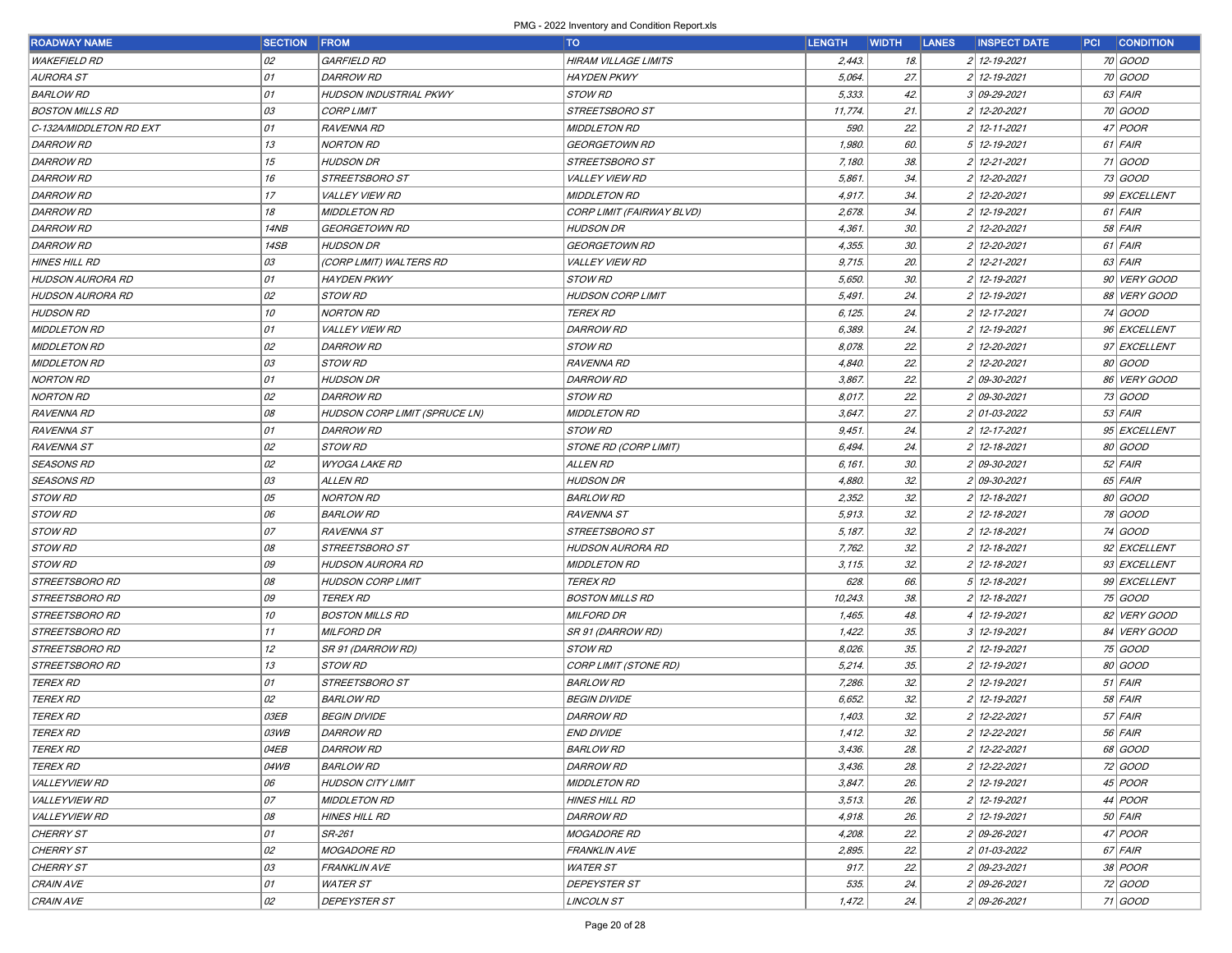| ROADWAY NAME | SECTION | FROM | TO | LENGTH | WIDTH | LANES | INSPECT DATE | PCI | CONDITION |
|---|---|---|---|---|---|---|---|---|---|
| WAKEFIELD RD | 02 | GARFIELD RD | HIRAM VILLAGE LIMITS | 2,443. | 18. | 2 | 12-19-2021 | 70 | GOOD |
| AURORA ST | 01 | DARROW RD | HAYDEN PKWY | 5,064. | 27. | 2 | 12-19-2021 | 70 | GOOD |
| BARLOW RD | 01 | HUDSON INDUSTRIAL PKWY | STOW RD | 5,333. | 42. | 3 | 09-29-2021 | 63 | FAIR |
| BOSTON MILLS RD | 03 | CORP LIMIT | STREETSBORO ST | 11,774. | 21. | 2 | 12-20-2021 | 70 | GOOD |
| C-132A/MIDDLETON RD EXT | 01 | RAVENNA RD | MIDDLETON RD | 590. | 22. | 2 | 12-11-2021 | 47 | POOR |
| DARROW RD | 13 | NORTON RD | GEORGETOWN RD | 1,980. | 60. | 5 | 12-19-2021 | 61 | FAIR |
| DARROW RD | 15 | HUDSON DR | STREETSBORO ST | 7,180. | 38. | 2 | 12-21-2021 | 71 | GOOD |
| DARROW RD | 16 | STREETSBORO ST | VALLEY VIEW RD | 5,861. | 34. | 2 | 12-20-2021 | 73 | GOOD |
| DARROW RD | 17 | VALLEY VIEW RD | MIDDLETON RD | 4,917. | 34. | 2 | 12-20-2021 | 99 | EXCELLENT |
| DARROW RD | 18 | MIDDLETON RD | CORP LIMIT (FAIRWAY BLVD) | 2,678. | 34. | 2 | 12-19-2021 | 61 | FAIR |
| DARROW RD | 14NB | GEORGETOWN RD | HUDSON DR | 4,361. | 30. | 2 | 12-20-2021 | 58 | FAIR |
| DARROW RD | 14SB | HUDSON DR | GEORGETOWN RD | 4,355. | 30. | 2 | 12-20-2021 | 61 | FAIR |
| HINES HILL RD | 03 | (CORP LIMIT) WALTERS RD | VALLEY VIEW RD | 9,715. | 20. | 2 | 12-21-2021 | 63 | FAIR |
| HUDSON AURORA RD | 01 | HAYDEN PKWY | STOW RD | 5,650. | 30. | 2 | 12-19-2021 | 90 | VERY GOOD |
| HUDSON AURORA RD | 02 | STOW RD | HUDSON CORP LIMIT | 5,491. | 24. | 2 | 12-19-2021 | 88 | VERY GOOD |
| HUDSON RD | 10 | NORTON RD | TEREX RD | 6,125. | 24. | 2 | 12-17-2021 | 74 | GOOD |
| MIDDLETON RD | 01 | VALLEY VIEW RD | DARROW RD | 6,389. | 24. | 2 | 12-19-2021 | 96 | EXCELLENT |
| MIDDLETON RD | 02 | DARROW RD | STOW RD | 8,078. | 22. | 2 | 12-20-2021 | 97 | EXCELLENT |
| MIDDLETON RD | 03 | STOW RD | RAVENNA RD | 4,840. | 22. | 2 | 12-20-2021 | 80 | GOOD |
| NORTON RD | 01 | HUDSON DR | DARROW RD | 3,867. | 22. | 2 | 09-30-2021 | 86 | VERY GOOD |
| NORTON RD | 02 | DARROW RD | STOW RD | 8,017. | 22. | 2 | 09-30-2021 | 73 | GOOD |
| RAVENNA RD | 08 | HUDSON CORP LIMIT (SPRUCE LN) | MIDDLETON RD | 3,647. | 27. | 2 | 01-03-2022 | 53 | FAIR |
| RAVENNA ST | 01 | DARROW RD | STOW RD | 9,451. | 24. | 2 | 12-17-2021 | 95 | EXCELLENT |
| RAVENNA ST | 02 | STOW RD | STONE RD (CORP LIMIT) | 6,494. | 24. | 2 | 12-18-2021 | 80 | GOOD |
| SEASONS RD | 02 | WYOGA LAKE RD | ALLEN RD | 6,161. | 30. | 2 | 09-30-2021 | 52 | FAIR |
| SEASONS RD | 03 | ALLEN RD | HUDSON DR | 4,880. | 32. | 2 | 09-30-2021 | 65 | FAIR |
| STOW RD | 05 | NORTON RD | BARLOW RD | 2,352. | 32. | 2 | 12-18-2021 | 80 | GOOD |
| STOW RD | 06 | BARLOW RD | RAVENNA ST | 5,913. | 32. | 2 | 12-18-2021 | 78 | GOOD |
| STOW RD | 07 | RAVENNA ST | STREETSBORO ST | 5,187. | 32. | 2 | 12-18-2021 | 74 | GOOD |
| STOW RD | 08 | STREETSBORO ST | HUDSON AURORA RD | 7,762. | 32. | 2 | 12-18-2021 | 92 | EXCELLENT |
| STOW RD | 09 | HUDSON AURORA RD | MIDDLETON RD | 3,115. | 32. | 2 | 12-18-2021 | 93 | EXCELLENT |
| STREETSBORO RD | 08 | HUDSON CORP LIMIT | TEREX RD | 628. | 66. | 5 | 12-18-2021 | 99 | EXCELLENT |
| STREETSBORO RD | 09 | TEREX RD | BOSTON MILLS RD | 10,243. | 38. | 2 | 12-18-2021 | 75 | GOOD |
| STREETSBORO RD | 10 | BOSTON MILLS RD | MILFORD DR | 1,465. | 48. | 4 | 12-19-2021 | 82 | VERY GOOD |
| STREETSBORO RD | 11 | MILFORD DR | SR 91 (DARROW RD) | 1,422. | 35. | 3 | 12-19-2021 | 84 | VERY GOOD |
| STREETSBORO RD | 12 | SR 91 (DARROW RD) | STOW RD | 8,026. | 35. | 2 | 12-19-2021 | 75 | GOOD |
| STREETSBORO RD | 13 | STOW RD | CORP LIMIT (STONE RD) | 5,214. | 35. | 2 | 12-19-2021 | 80 | GOOD |
| TEREX RD | 01 | STREETSBORO ST | BARLOW RD | 7,286. | 32. | 2 | 12-19-2021 | 51 | FAIR |
| TEREX RD | 02 | BARLOW RD | BEGIN DIVIDE | 6,652. | 32. | 2 | 12-19-2021 | 58 | FAIR |
| TEREX RD | 03EB | BEGIN DIVIDE | DARROW RD | 1,403. | 32. | 2 | 12-22-2021 | 57 | FAIR |
| TEREX RD | 03WB | DARROW RD | END DIVIDE | 1,412. | 32. | 2 | 12-22-2021 | 56 | FAIR |
| TEREX RD | 04EB | DARROW RD | BARLOW RD | 3,436. | 28. | 2 | 12-22-2021 | 68 | GOOD |
| TEREX RD | 04WB | BARLOW RD | DARROW RD | 3,436. | 28. | 2 | 12-22-2021 | 72 | GOOD |
| VALLEYVIEW RD | 06 | HUDSON CITY LIMIT | MIDDLETON RD | 3,847. | 26. | 2 | 12-19-2021 | 45 | POOR |
| VALLEYVIEW RD | 07 | MIDDLETON RD | HINES HILL RD | 3,513. | 26. | 2 | 12-19-2021 | 44 | POOR |
| VALLEYVIEW RD | 08 | HINES HILL RD | DARROW RD | 4,918. | 26. | 2 | 12-19-2021 | 50 | FAIR |
| CHERRY ST | 01 | SR-261 | MOGADORE RD | 4,208. | 22. | 2 | 09-26-2021 | 47 | POOR |
| CHERRY ST | 02 | MOGADORE RD | FRANKLIN AVE | 2,895. | 22. | 2 | 01-03-2022 | 67 | FAIR |
| CHERRY ST | 03 | FRANKLIN AVE | WATER ST | 917. | 22. | 2 | 09-23-2021 | 38 | POOR |
| CRAIN AVE | 01 | WATER ST | DEPEYSTER ST | 535. | 24. | 2 | 09-26-2021 | 72 | GOOD |
| CRAIN AVE | 02 | DEPEYSTER ST | LINCOLN ST | 1,472. | 24. | 2 | 09-26-2021 | 71 | GOOD |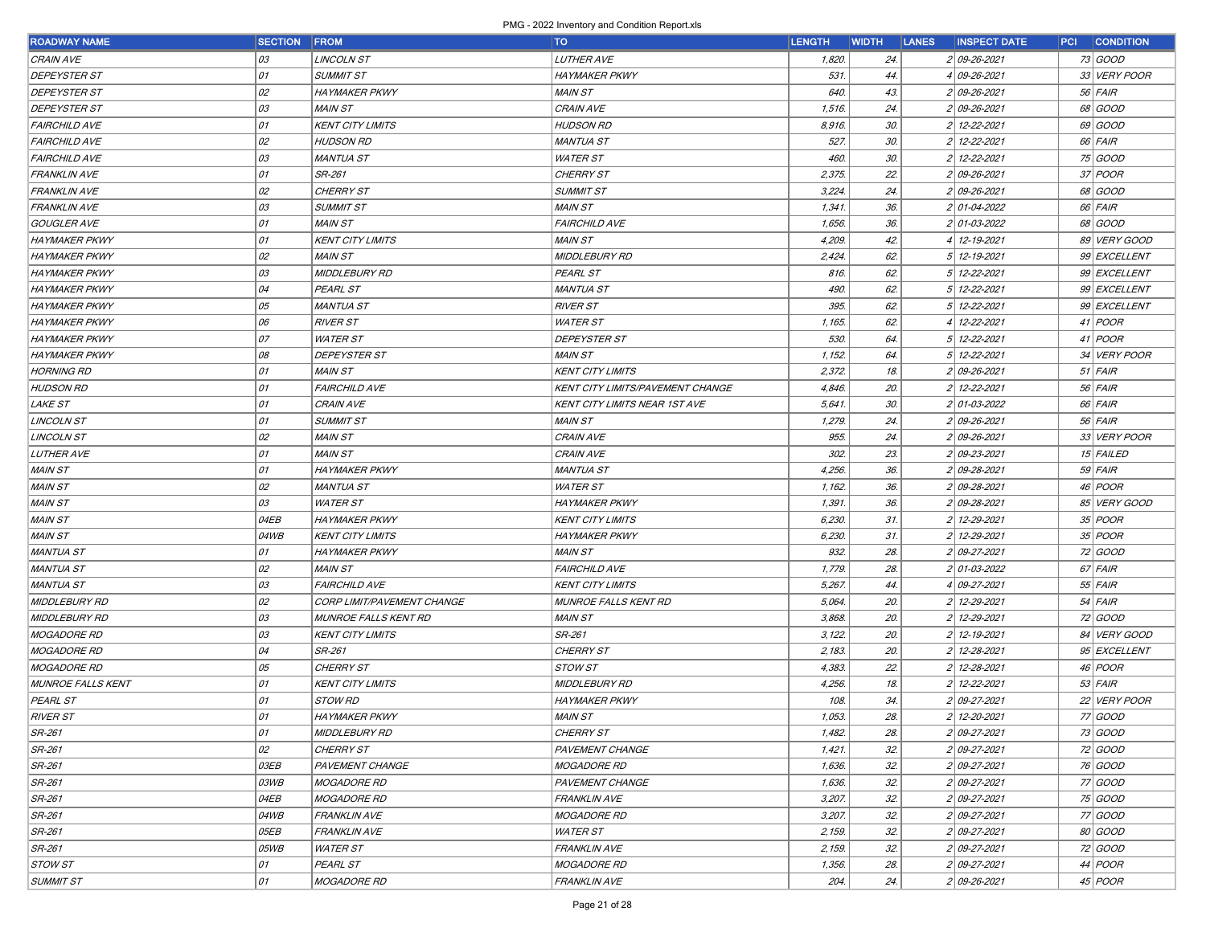| ROADWAY NAME | SECTION | FROM | TO | LENGTH | WIDTH | LANES | INSPECT DATE | PCI | CONDITION |
|---|---|---|---|---|---|---|---|---|---|
| CRAIN AVE | 03 | LINCOLN ST | LUTHER AVE | 1,820. | 24. | 2 | 09-26-2021 | 73 | GOOD |
| DEPEYSTER ST | 01 | SUMMIT ST | HAYMAKER PKWY | 531. | 44. | 4 | 09-26-2021 | 33 | VERY POOR |
| DEPEYSTER ST | 02 | HAYMAKER PKWY | MAIN ST | 640. | 43. | 2 | 09-26-2021 | 56 | FAIR |
| DEPEYSTER ST | 03 | MAIN ST | CRAIN AVE | 1,516. | 24. | 2 | 09-26-2021 | 68 | GOOD |
| FAIRCHILD AVE | 01 | KENT CITY LIMITS | HUDSON RD | 8,916. | 30. | 2 | 12-22-2021 | 69 | GOOD |
| FAIRCHILD AVE | 02 | HUDSON RD | MANTUA ST | 527. | 30. | 2 | 12-22-2021 | 66 | FAIR |
| FAIRCHILD AVE | 03 | MANTUA ST | WATER ST | 460. | 30. | 2 | 12-22-2021 | 75 | GOOD |
| FRANKLIN AVE | 01 | SR-261 | CHERRY ST | 2,375. | 22. | 2 | 09-26-2021 | 37 | POOR |
| FRANKLIN AVE | 02 | CHERRY ST | SUMMIT ST | 3,224. | 24. | 2 | 09-26-2021 | 68 | GOOD |
| FRANKLIN AVE | 03 | SUMMIT ST | MAIN ST | 1,341. | 36. | 2 | 01-04-2022 | 66 | FAIR |
| GOUGLER AVE | 01 | MAIN ST | FAIRCHILD AVE | 1,656. | 36. | 2 | 01-03-2022 | 68 | GOOD |
| HAYMAKER PKWY | 01 | KENT CITY LIMITS | MAIN ST | 4,209. | 42. | 4 | 12-19-2021 | 89 | VERY GOOD |
| HAYMAKER PKWY | 02 | MAIN ST | MIDDLEBURY RD | 2,424. | 62. | 5 | 12-19-2021 | 99 | EXCELLENT |
| HAYMAKER PKWY | 03 | MIDDLEBURY RD | PEARL ST | 816. | 62. | 5 | 12-22-2021 | 99 | EXCELLENT |
| HAYMAKER PKWY | 04 | PEARL ST | MANTUA ST | 490. | 62. | 5 | 12-22-2021 | 99 | EXCELLENT |
| HAYMAKER PKWY | 05 | MANTUA ST | RIVER ST | 395. | 62. | 5 | 12-22-2021 | 99 | EXCELLENT |
| HAYMAKER PKWY | 06 | RIVER ST | WATER ST | 1,165. | 62. | 4 | 12-22-2021 | 41 | POOR |
| HAYMAKER PKWY | 07 | WATER ST | DEPEYSTER ST | 530. | 64. | 5 | 12-22-2021 | 41 | POOR |
| HAYMAKER PKWY | 08 | DEPEYSTER ST | MAIN ST | 1,152. | 64. | 5 | 12-22-2021 | 34 | VERY POOR |
| HORNING RD | 01 | MAIN ST | KENT CITY LIMITS | 2,372. | 18. | 2 | 09-26-2021 | 51 | FAIR |
| HUDSON RD | 01 | FAIRCHILD AVE | KENT CITY LIMITS/PAVEMENT CHANGE | 4,846. | 20. | 2 | 12-22-2021 | 56 | FAIR |
| LAKE ST | 01 | CRAIN AVE | KENT CITY LIMITS NEAR 1ST AVE | 5,641. | 30. | 2 | 01-03-2022 | 66 | FAIR |
| LINCOLN ST | 01 | SUMMIT ST | MAIN ST | 1,279. | 24. | 2 | 09-26-2021 | 56 | FAIR |
| LINCOLN ST | 02 | MAIN ST | CRAIN AVE | 955. | 24. | 2 | 09-26-2021 | 33 | VERY POOR |
| LUTHER AVE | 01 | MAIN ST | CRAIN AVE | 302. | 23. | 2 | 09-23-2021 | 15 | FAILED |
| MAIN ST | 01 | HAYMAKER PKWY | MANTUA ST | 4,256. | 36. | 2 | 09-28-2021 | 59 | FAIR |
| MAIN ST | 02 | MANTUA ST | WATER ST | 1,162. | 36. | 2 | 09-28-2021 | 46 | POOR |
| MAIN ST | 03 | WATER ST | HAYMAKER PKWY | 1,391. | 36. | 2 | 09-28-2021 | 85 | VERY GOOD |
| MAIN ST | 04EB | HAYMAKER PKWY | KENT CITY LIMITS | 6,230. | 31. | 2 | 12-29-2021 | 35 | POOR |
| MAIN ST | 04WB | KENT CITY LIMITS | HAYMAKER PKWY | 6,230. | 31. | 2 | 12-29-2021 | 35 | POOR |
| MANTUA ST | 01 | HAYMAKER PKWY | MAIN ST | 932. | 28. | 2 | 09-27-2021 | 72 | GOOD |
| MANTUA ST | 02 | MAIN ST | FAIRCHILD AVE | 1,779. | 28. | 2 | 01-03-2022 | 67 | FAIR |
| MANTUA ST | 03 | FAIRCHILD AVE | KENT CITY LIMITS | 5,267. | 44. | 4 | 09-27-2021 | 55 | FAIR |
| MIDDLEBURY RD | 02 | CORP LIMIT/PAVEMENT CHANGE | MUNROE FALLS KENT RD | 5,064. | 20. | 2 | 12-29-2021 | 54 | FAIR |
| MIDDLEBURY RD | 03 | MUNROE FALLS KENT RD | MAIN ST | 3,868. | 20. | 2 | 12-29-2021 | 72 | GOOD |
| MOGADORE RD | 03 | KENT CITY LIMITS | SR-261 | 3,122. | 20. | 2 | 12-19-2021 | 84 | VERY GOOD |
| MOGADORE RD | 04 | SR-261 | CHERRY ST | 2,183. | 20. | 2 | 12-28-2021 | 95 | EXCELLENT |
| MOGADORE RD | 05 | CHERRY ST | STOW ST | 4,383. | 22. | 2 | 12-28-2021 | 46 | POOR |
| MUNROE FALLS KENT | 01 | KENT CITY LIMITS | MIDDLEBURY RD | 4,256. | 18. | 2 | 12-22-2021 | 53 | FAIR |
| PEARL ST | 01 | STOW RD | HAYMAKER PKWY | 108. | 34. | 2 | 09-27-2021 | 22 | VERY POOR |
| RIVER ST | 01 | HAYMAKER PKWY | MAIN ST | 1,053. | 28. | 2 | 12-20-2021 | 77 | GOOD |
| SR-261 | 01 | MIDDLEBURY RD | CHERRY ST | 1,482. | 28. | 2 | 09-27-2021 | 73 | GOOD |
| SR-261 | 02 | CHERRY ST | PAVEMENT CHANGE | 1,421. | 32. | 2 | 09-27-2021 | 72 | GOOD |
| SR-261 | 03EB | PAVEMENT CHANGE | MOGADORE RD | 1,636. | 32. | 2 | 09-27-2021 | 76 | GOOD |
| SR-261 | 03WB | MOGADORE RD | PAVEMENT CHANGE | 1,636. | 32. | 2 | 09-27-2021 | 77 | GOOD |
| SR-261 | 04EB | MOGADORE RD | FRANKLIN AVE | 3,207. | 32. | 2 | 09-27-2021 | 75 | GOOD |
| SR-261 | 04WB | FRANKLIN AVE | MOGADORE RD | 3,207. | 32. | 2 | 09-27-2021 | 77 | GOOD |
| SR-261 | 05EB | FRANKLIN AVE | WATER ST | 2,159. | 32. | 2 | 09-27-2021 | 80 | GOOD |
| SR-261 | 05WB | WATER ST | FRANKLIN AVE | 2,159. | 32. | 2 | 09-27-2021 | 72 | GOOD |
| STOW ST | 01 | PEARL ST | MOGADORE RD | 1,356. | 28. | 2 | 09-27-2021 | 44 | POOR |
| SUMMIT ST | 01 | MOGADORE RD | FRANKLIN AVE | 204. | 24. | 2 | 09-26-2021 | 45 | POOR |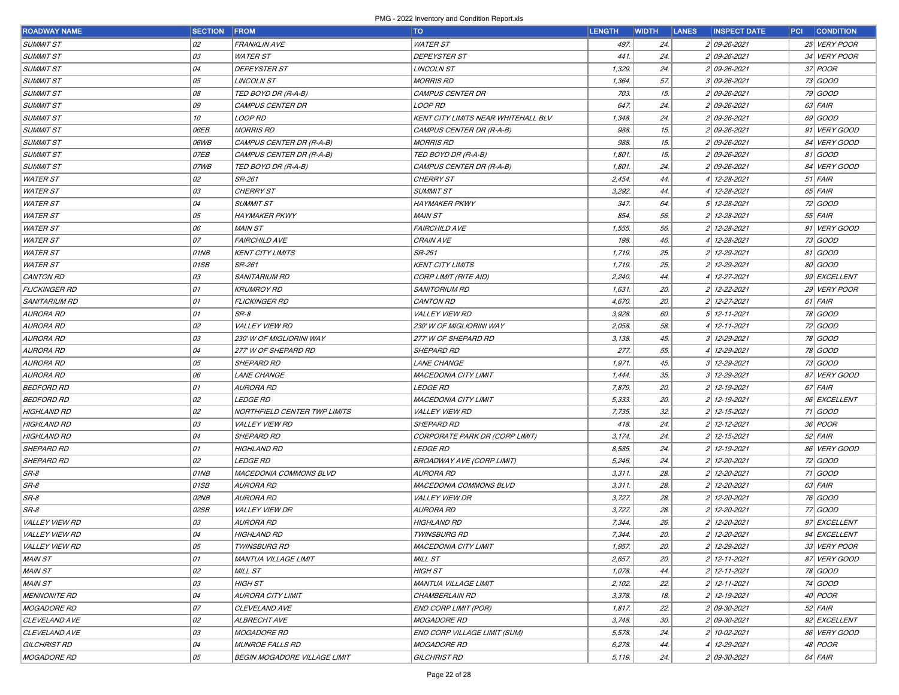| ROADWAY NAME | SECTION | FROM | TO | LENGTH | WIDTH | LANES | INSPECT DATE | PCI | CONDITION |
|---|---|---|---|---|---|---|---|---|---|
| SUMMIT ST | 02 | FRANKLIN AVE | WATER ST | 497. | 24. | 2 | 09-26-2021 | 25 | VERY POOR |
| SUMMIT ST | 03 | WATER ST | DEPEYSTER ST | 441. | 24. | 2 | 09-26-2021 | 34 | VERY POOR |
| SUMMIT ST | 04 | DEPEYSTER ST | LINCOLN ST | 1,329. | 24. | 2 | 09-26-2021 | 37 | POOR |
| SUMMIT ST | 05 | LINCOLN ST | MORRIS RD | 1,364. | 57. | 3 | 09-26-2021 | 73 | GOOD |
| SUMMIT ST | 08 | TED BOYD DR (R-A-B) | CAMPUS CENTER DR | 703. | 15. | 2 | 09-26-2021 | 79 | GOOD |
| SUMMIT ST | 09 | CAMPUS CENTER DR | LOOP RD | 647. | 24. | 2 | 09-26-2021 | 63 | FAIR |
| SUMMIT ST | 10 | LOOP RD | KENT CITY LIMITS NEAR WHITEHALL BLV | 1,348. | 24. | 2 | 09-26-2021 | 69 | GOOD |
| SUMMIT ST | 06EB | MORRIS RD | CAMPUS CENTER DR (R-A-B) | 988. | 15. | 2 | 09-26-2021 | 91 | VERY GOOD |
| SUMMIT ST | 06WB | CAMPUS CENTER DR (R-A-B) | MORRIS RD | 988. | 15. | 2 | 09-26-2021 | 84 | VERY GOOD |
| SUMMIT ST | 07EB | CAMPUS CENTER DR (R-A-B) | TED BOYD DR (R-A-B) | 1,801. | 15. | 2 | 09-26-2021 | 81 | GOOD |
| SUMMIT ST | 07WB | TED BOYD DR (R-A-B) | CAMPUS CENTER DR (R-A-B) | 1,801. | 24. | 2 | 09-26-2021 | 84 | VERY GOOD |
| WATER ST | 02 | SR-261 | CHERRY ST | 2,454. | 44. | 4 | 12-28-2021 | 51 | FAIR |
| WATER ST | 03 | CHERRY ST | SUMMIT ST | 3,292. | 44. | 4 | 12-28-2021 | 65 | FAIR |
| WATER ST | 04 | SUMMIT ST | HAYMAKER PKWY | 347. | 64. | 5 | 12-28-2021 | 72 | GOOD |
| WATER ST | 05 | HAYMAKER PKWY | MAIN ST | 854. | 56. | 2 | 12-28-2021 | 55 | FAIR |
| WATER ST | 06 | MAIN ST | FAIRCHILD AVE | 1,555. | 56. | 2 | 12-28-2021 | 91 | VERY GOOD |
| WATER ST | 07 | FAIRCHILD AVE | CRAIN AVE | 198. | 46. | 4 | 12-28-2021 | 73 | GOOD |
| WATER ST | 01NB | KENT CITY LIMITS | SR-261 | 1,719. | 25. | 2 | 12-29-2021 | 81 | GOOD |
| WATER ST | 01SB | SR-261 | KENT CITY LIMITS | 1,719. | 25. | 2 | 12-29-2021 | 80 | GOOD |
| CANTON RD | 03 | SANITARIUM RD | CORP LIMIT (RITE AID) | 2,240. | 44. | 4 | 12-27-2021 | 99 | EXCELLENT |
| FLICKINGER RD | 01 | KRUMROY RD | SANITORIUM RD | 1,631. | 20. | 2 | 12-22-2021 | 29 | VERY POOR |
| SANITARIUM RD | 01 | FLICKINGER RD | CANTON RD | 4,670. | 20. | 2 | 12-27-2021 | 61 | FAIR |
| AURORA RD | 01 | SR-8 | VALLEY VIEW RD | 3,928. | 60. | 5 | 12-11-2021 | 78 | GOOD |
| AURORA RD | 02 | VALLEY VIEW RD | 230' W OF MIGLIORINI WAY | 2,058. | 58. | 4 | 12-11-2021 | 72 | GOOD |
| AURORA RD | 03 | 230' W OF MIGLIORINI WAY | 277' W OF SHEPARD RD | 3,138. | 45. | 3 | 12-29-2021 | 78 | GOOD |
| AURORA RD | 04 | 277' W OF SHEPARD RD | SHEPARD RD | 277. | 55. | 4 | 12-29-2021 | 78 | GOOD |
| AURORA RD | 05 | SHEPARD RD | LANE CHANGE | 1,971. | 45. | 3 | 12-29-2021 | 73 | GOOD |
| AURORA RD | 06 | LANE CHANGE | MACEDONIA CITY LIMIT | 1,444. | 35. | 3 | 12-29-2021 | 87 | VERY GOOD |
| BEDFORD RD | 01 | AURORA RD | LEDGE RD | 7,879. | 20. | 2 | 12-19-2021 | 67 | FAIR |
| BEDFORD RD | 02 | LEDGE RD | MACEDONIA CITY LIMIT | 5,333. | 20. | 2 | 12-19-2021 | 96 | EXCELLENT |
| HIGHLAND RD | 02 | NORTHFIELD CENTER TWP LIMITS | VALLEY VIEW RD | 7,735. | 32. | 2 | 12-15-2021 | 71 | GOOD |
| HIGHLAND RD | 03 | VALLEY VIEW RD | SHEPARD RD | 418. | 24. | 2 | 12-12-2021 | 36 | POOR |
| HIGHLAND RD | 04 | SHEPARD RD | CORPORATE PARK DR (CORP LIMIT) | 3,174. | 24. | 2 | 12-15-2021 | 52 | FAIR |
| SHEPARD RD | 01 | HIGHLAND RD | LEDGE RD | 8,585. | 24. | 2 | 12-19-2021 | 86 | VERY GOOD |
| SHEPARD RD | 02 | LEDGE RD | BROADWAY AVE (CORP LIMIT) | 5,246. | 24. | 2 | 12-20-2021 | 72 | GOOD |
| SR-8 | 01NB | MACEDONIA COMMONS BLVD | AURORA RD | 3,311. | 28. | 2 | 12-20-2021 | 71 | GOOD |
| SR-8 | 01SB | AURORA RD | MACEDONIA COMMONS BLVD | 3,311. | 28. | 2 | 12-20-2021 | 63 | FAIR |
| SR-8 | 02NB | AURORA RD | VALLEY VIEW DR | 3,727. | 28. | 2 | 12-20-2021 | 76 | GOOD |
| SR-8 | 02SB | VALLEY VIEW DR | AURORA RD | 3,727. | 28. | 2 | 12-20-2021 | 77 | GOOD |
| VALLEY VIEW RD | 03 | AURORA RD | HIGHLAND RD | 7,344. | 26. | 2 | 12-20-2021 | 97 | EXCELLENT |
| VALLEY VIEW RD | 04 | HIGHLAND RD | TWINSBURG RD | 7,344. | 20. | 2 | 12-20-2021 | 94 | EXCELLENT |
| VALLEY VIEW RD | 05 | TWINSBURG RD | MACEDONIA CITY LIMIT | 1,957. | 20. | 2 | 12-29-2021 | 33 | VERY POOR |
| MAIN ST | 01 | MANTUA VILLAGE LIMIT | MILL ST | 2,657. | 20. | 2 | 12-11-2021 | 87 | VERY GOOD |
| MAIN ST | 02 | MILL ST | HIGH ST | 1,078. | 44. | 2 | 12-11-2021 | 78 | GOOD |
| MAIN ST | 03 | HIGH ST | MANTUA VILLAGE LIMIT | 2,102. | 22. | 2 | 12-11-2021 | 74 | GOOD |
| MENNONITE RD | 04 | AURORA CITY LIMIT | CHAMBERLAIN RD | 3,378. | 18. | 2 | 12-19-2021 | 40 | POOR |
| MOGADORE RD | 07 | CLEVELAND AVE | END CORP LIMIT (POR) | 1,817. | 22. | 2 | 09-30-2021 | 52 | FAIR |
| CLEVELAND AVE | 02 | ALBRECHT AVE | MOGADORE RD | 3,748. | 30. | 2 | 09-30-2021 | 92 | EXCELLENT |
| CLEVELAND AVE | 03 | MOGADORE RD | END CORP VILLAGE LIMIT (SUM) | 5,578. | 24. | 2 | 10-02-2021 | 86 | VERY GOOD |
| GILCHRIST RD | 04 | MUNROE FALLS RD | MOGADORE RD | 6,278. | 44. | 4 | 12-29-2021 | 48 | POOR |
| MOGADORE RD | 05 | BEGIN MOGADORE VILLAGE LIMIT | GILCHRIST RD | 5,119. | 24. | 2 | 09-30-2021 | 64 | FAIR |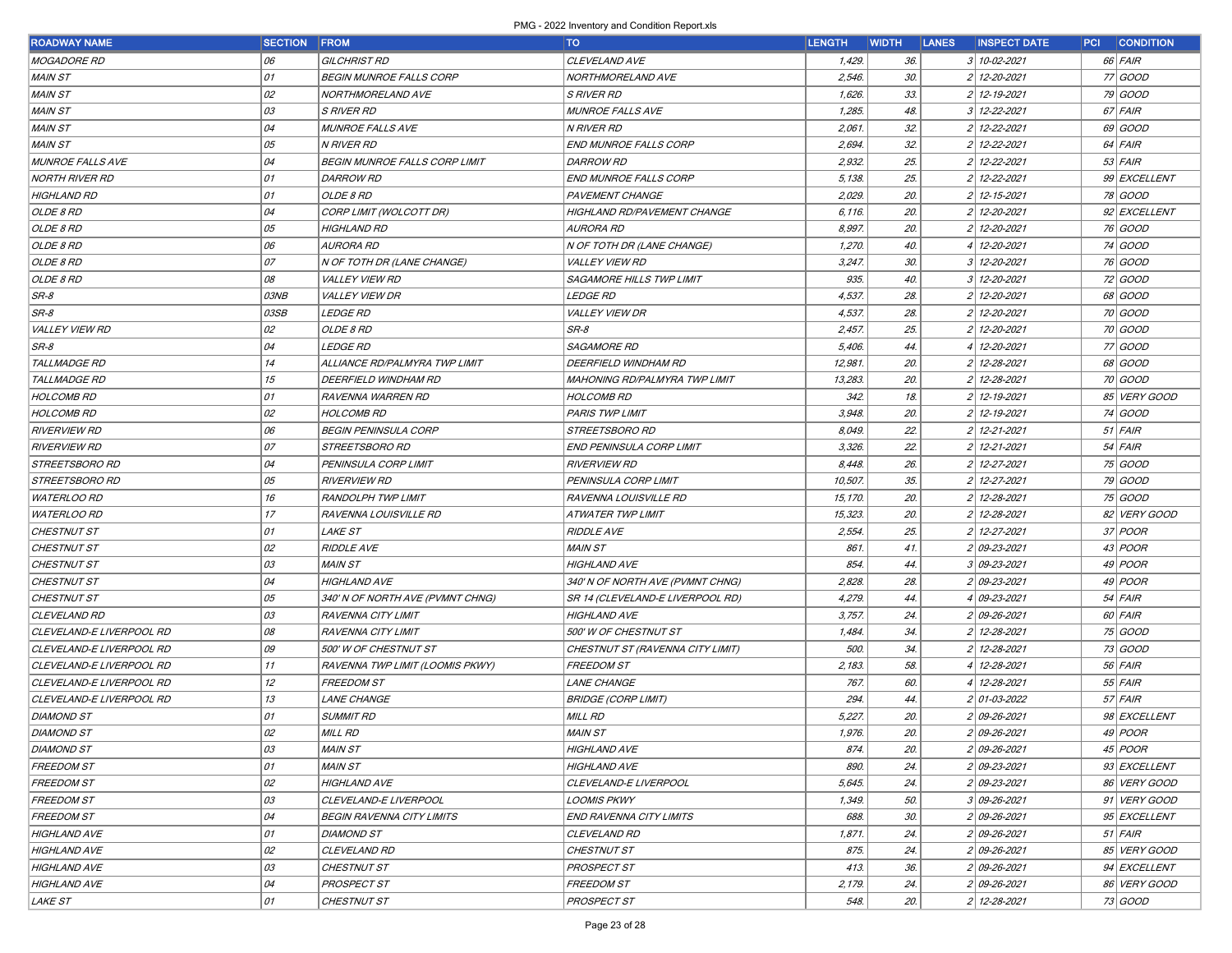| ROADWAY NAME | SECTION | FROM | TO | LENGTH | WIDTH | LANES | INSPECT DATE | PCI | CONDITION |
|---|---|---|---|---|---|---|---|---|---|
| MOGADORE RD | 06 | GILCHRIST RD | CLEVELAND AVE | 1,429. | 36. | 3 | 10-02-2021 | 66 | FAIR |
| MAIN ST | 01 | BEGIN MUNROE FALLS CORP | NORTHMORELAND AVE | 2,546. | 30. | 2 | 12-20-2021 | 77 | GOOD |
| MAIN ST | 02 | NORTHMORELAND AVE | S RIVER RD | 1,626. | 33. | 2 | 12-19-2021 | 79 | GOOD |
| MAIN ST | 03 | S RIVER RD | MUNROE FALLS AVE | 1,285. | 48. | 3 | 12-22-2021 | 67 | FAIR |
| MAIN ST | 04 | MUNROE FALLS AVE | N RIVER RD | 2,061. | 32. | 2 | 12-22-2021 | 69 | GOOD |
| MAIN ST | 05 | N RIVER RD | END MUNROE FALLS CORP | 2,694. | 32. | 2 | 12-22-2021 | 64 | FAIR |
| MUNROE FALLS AVE | 04 | BEGIN MUNROE FALLS CORP LIMIT | DARROW RD | 2,932. | 25. | 2 | 12-22-2021 | 53 | FAIR |
| NORTH RIVER RD | 01 | DARROW RD | END MUNROE FALLS CORP | 5,138. | 25. | 2 | 12-22-2021 | 99 | EXCELLENT |
| HIGHLAND RD | 01 | OLDE 8 RD | PAVEMENT CHANGE | 2,029. | 20. | 2 | 12-15-2021 | 78 | GOOD |
| OLDE 8 RD | 04 | CORP LIMIT (WOLCOTT DR) | HIGHLAND RD/PAVEMENT CHANGE | 6,116. | 20. | 2 | 12-20-2021 | 92 | EXCELLENT |
| OLDE 8 RD | 05 | HIGHLAND RD | AURORA RD | 8,997. | 20. | 2 | 12-20-2021 | 76 | GOOD |
| OLDE 8 RD | 06 | AURORA RD | N OF TOTH DR (LANE CHANGE) | 1,270. | 40. | 4 | 12-20-2021 | 74 | GOOD |
| OLDE 8 RD | 07 | N OF TOTH DR (LANE CHANGE) | VALLEY VIEW RD | 3,247. | 30. | 3 | 12-20-2021 | 76 | GOOD |
| OLDE 8 RD | 08 | VALLEY VIEW RD | SAGAMORE HILLS TWP LIMIT | 935. | 40. | 3 | 12-20-2021 | 72 | GOOD |
| SR-8 | 03NB | VALLEY VIEW DR | LEDGE RD | 4,537. | 28. | 2 | 12-20-2021 | 68 | GOOD |
| SR-8 | 03SB | LEDGE RD | VALLEY VIEW DR | 4,537. | 28. | 2 | 12-20-2021 | 70 | GOOD |
| VALLEY VIEW RD | 02 | OLDE 8 RD | SR-8 | 2,457. | 25. | 2 | 12-20-2021 | 70 | GOOD |
| SR-8 | 04 | LEDGE RD | SAGAMORE RD | 5,406. | 44. | 4 | 12-20-2021 | 77 | GOOD |
| TALLMADGE RD | 14 | ALLIANCE RD/PALMYRA TWP LIMIT | DEERFIELD WINDHAM RD | 12,981. | 20. | 2 | 12-28-2021 | 68 | GOOD |
| TALLMADGE RD | 15 | DEERFIELD WINDHAM RD | MAHONING RD/PALMYRA TWP LIMIT | 13,283. | 20. | 2 | 12-28-2021 | 70 | GOOD |
| HOLCOMB RD | 01 | RAVENNA WARREN RD | HOLCOMB RD | 342. | 18. | 2 | 12-19-2021 | 85 | VERY GOOD |
| HOLCOMB RD | 02 | HOLCOMB RD | PARIS TWP LIMIT | 3,948. | 20. | 2 | 12-19-2021 | 74 | GOOD |
| RIVERVIEW RD | 06 | BEGIN PENINSULA CORP | STREETSBORO RD | 8,049. | 22. | 2 | 12-21-2021 | 51 | FAIR |
| RIVERVIEW RD | 07 | STREETSBORO RD | END PENINSULA CORP LIMIT | 3,326. | 22. | 2 | 12-21-2021 | 54 | FAIR |
| STREETSBORO RD | 04 | PENINSULA CORP LIMIT | RIVERVIEW RD | 8,448. | 26. | 2 | 12-27-2021 | 75 | GOOD |
| STREETSBORO RD | 05 | RIVERVIEW RD | PENINSULA CORP LIMIT | 10,507. | 35. | 2 | 12-27-2021 | 79 | GOOD |
| WATERLOO RD | 16 | RANDOLPH TWP LIMIT | RAVENNA LOUISVILLE RD | 15,170. | 20. | 2 | 12-28-2021 | 75 | GOOD |
| WATERLOO RD | 17 | RAVENNA LOUISVILLE RD | ATWATER TWP LIMIT | 15,323. | 20. | 2 | 12-28-2021 | 82 | VERY GOOD |
| CHESTNUT ST | 01 | LAKE ST | RIDDLE AVE | 2,554. | 25. | 2 | 12-27-2021 | 37 | POOR |
| CHESTNUT ST | 02 | RIDDLE AVE | MAIN ST | 861. | 41. | 2 | 09-23-2021 | 43 | POOR |
| CHESTNUT ST | 03 | MAIN ST | HIGHLAND AVE | 854. | 44. | 3 | 09-23-2021 | 49 | POOR |
| CHESTNUT ST | 04 | HIGHLAND AVE | 340' N OF NORTH AVE (PVMNT CHNG) | 2,828. | 28. | 2 | 09-23-2021 | 49 | POOR |
| CHESTNUT ST | 05 | 340' N OF NORTH AVE (PVMNT CHNG) | SR 14 (CLEVELAND-E LIVERPOOL RD) | 4,279. | 44. | 4 | 09-23-2021 | 54 | FAIR |
| CLEVELAND RD | 03 | RAVENNA CITY LIMIT | HIGHLAND AVE | 3,757. | 24. | 2 | 09-26-2021 | 60 | FAIR |
| CLEVELAND-E LIVERPOOL RD | 08 | RAVENNA CITY LIMIT | 500' W OF CHESTNUT ST | 1,484. | 34. | 2 | 12-28-2021 | 75 | GOOD |
| CLEVELAND-E LIVERPOOL RD | 09 | 500' W OF CHESTNUT ST | CHESTNUT ST (RAVENNA CITY LIMIT) | 500. | 34. | 2 | 12-28-2021 | 73 | GOOD |
| CLEVELAND-E LIVERPOOL RD | 11 | RAVENNA TWP LIMIT (LOOMIS PKWY) | FREEDOM ST | 2,183. | 58. | 4 | 12-28-2021 | 56 | FAIR |
| CLEVELAND-E LIVERPOOL RD | 12 | FREEDOM ST | LANE CHANGE | 767. | 60. | 4 | 12-28-2021 | 55 | FAIR |
| CLEVELAND-E LIVERPOOL RD | 13 | LANE CHANGE | BRIDGE (CORP LIMIT) | 294. | 44. | 2 | 01-03-2022 | 57 | FAIR |
| DIAMOND ST | 01 | SUMMIT RD | MILL RD | 5,227. | 20. | 2 | 09-26-2021 | 98 | EXCELLENT |
| DIAMOND ST | 02 | MILL RD | MAIN ST | 1,976. | 20. | 2 | 09-26-2021 | 49 | POOR |
| DIAMOND ST | 03 | MAIN ST | HIGHLAND AVE | 874. | 20. | 2 | 09-26-2021 | 45 | POOR |
| FREEDOM ST | 01 | MAIN ST | HIGHLAND AVE | 890. | 24. | 2 | 09-23-2021 | 93 | EXCELLENT |
| FREEDOM ST | 02 | HIGHLAND AVE | CLEVELAND-E LIVERPOOL | 5,645. | 24. | 2 | 09-23-2021 | 86 | VERY GOOD |
| FREEDOM ST | 03 | CLEVELAND-E LIVERPOOL | LOOMIS PKWY | 1,349. | 50. | 3 | 09-26-2021 | 91 | VERY GOOD |
| FREEDOM ST | 04 | BEGIN RAVENNA CITY LIMITS | END RAVENNA CITY LIMITS | 688. | 30. | 2 | 09-26-2021 | 95 | EXCELLENT |
| HIGHLAND AVE | 01 | DIAMOND ST | CLEVELAND RD | 1,871. | 24. | 2 | 09-26-2021 | 51 | FAIR |
| HIGHLAND AVE | 02 | CLEVELAND RD | CHESTNUT ST | 875. | 24. | 2 | 09-26-2021 | 85 | VERY GOOD |
| HIGHLAND AVE | 03 | CHESTNUT ST | PROSPECT ST | 413. | 36. | 2 | 09-26-2021 | 94 | EXCELLENT |
| HIGHLAND AVE | 04 | PROSPECT ST | FREEDOM ST | 2,179. | 24. | 2 | 09-26-2021 | 86 | VERY GOOD |
| LAKE ST | 01 | CHESTNUT ST | PROSPECT ST | 548. | 20. | 2 | 12-28-2021 | 73 | GOOD |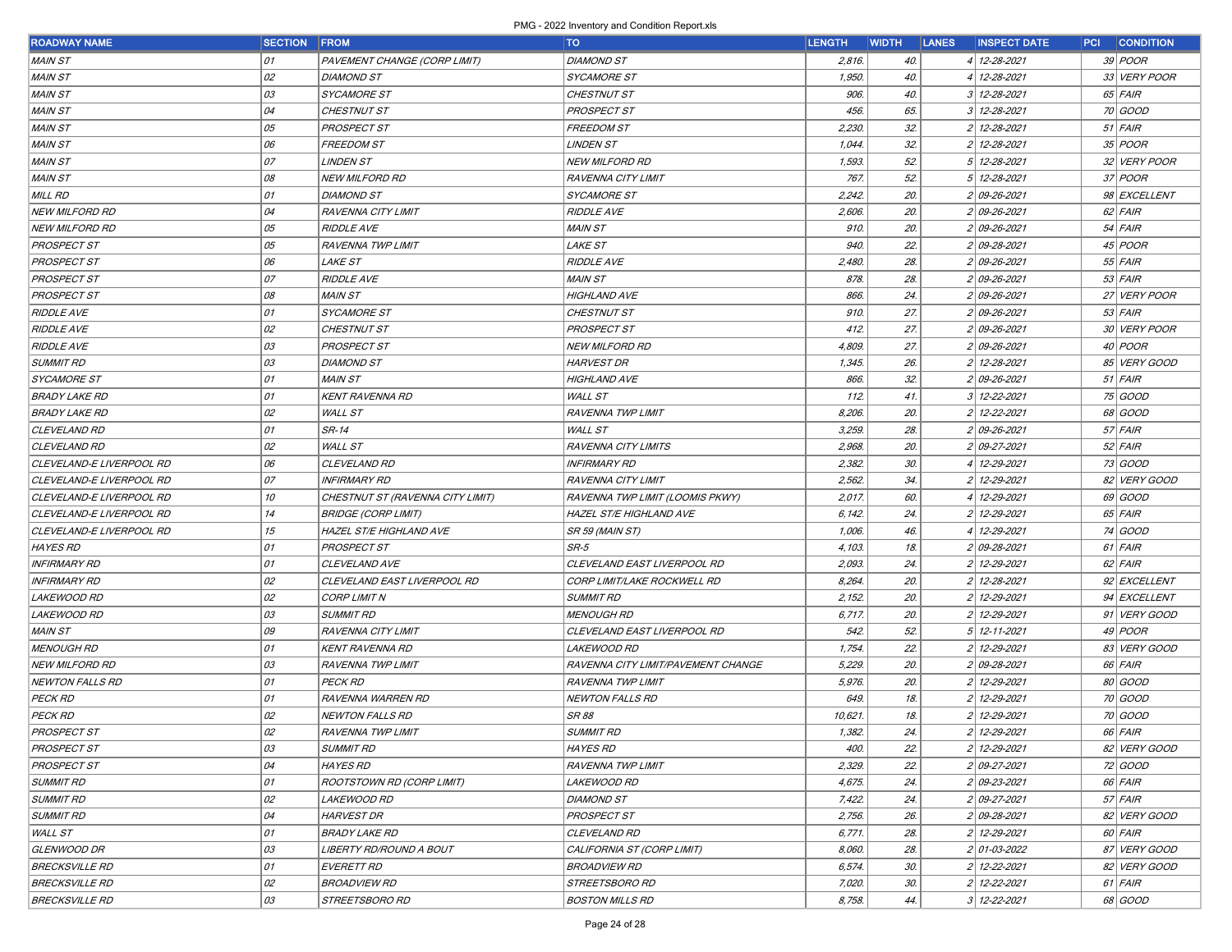| ROADWAY NAME | SECTION | FROM | TO | LENGTH | WIDTH | LANES | INSPECT DATE | PCI | CONDITION |
|---|---|---|---|---|---|---|---|---|---|
| MAIN ST | 01 | PAVEMENT CHANGE (CORP LIMIT) | DIAMOND ST | 2,816. | 40. | 4 | 12-28-2021 | 39 | POOR |
| MAIN ST | 02 | DIAMOND ST | SYCAMORE ST | 1,950. | 40. | 4 | 12-28-2021 | 33 | VERY POOR |
| MAIN ST | 03 | SYCAMORE ST | CHESTNUT ST | 906. | 40. | 3 | 12-28-2021 | 65 | FAIR |
| MAIN ST | 04 | CHESTNUT ST | PROSPECT ST | 456. | 65. | 3 | 12-28-2021 | 70 | GOOD |
| MAIN ST | 05 | PROSPECT ST | FREEDOM ST | 2,230. | 32. | 2 | 12-28-2021 | 51 | FAIR |
| MAIN ST | 06 | FREEDOM ST | LINDEN ST | 1,044. | 32. | 2 | 12-28-2021 | 35 | POOR |
| MAIN ST | 07 | LINDEN ST | NEW MILFORD RD | 1,593. | 52. | 5 | 12-28-2021 | 32 | VERY POOR |
| MAIN ST | 08 | NEW MILFORD RD | RAVENNA CITY LIMIT | 767. | 52. | 5 | 12-28-2021 | 37 | POOR |
| MILL RD | 01 | DIAMOND ST | SYCAMORE ST | 2,242. | 20. | 2 | 09-26-2021 | 98 | EXCELLENT |
| NEW MILFORD RD | 04 | RAVENNA CITY LIMIT | RIDDLE AVE | 2,606. | 20. | 2 | 09-26-2021 | 62 | FAIR |
| NEW MILFORD RD | 05 | RIDDLE AVE | MAIN ST | 910. | 20. | 2 | 09-26-2021 | 54 | FAIR |
| PROSPECT ST | 05 | RAVENNA TWP LIMIT | LAKE ST | 940. | 22. | 2 | 09-28-2021 | 45 | POOR |
| PROSPECT ST | 06 | LAKE ST | RIDDLE AVE | 2,480. | 28. | 2 | 09-26-2021 | 55 | FAIR |
| PROSPECT ST | 07 | RIDDLE AVE | MAIN ST | 878. | 28. | 2 | 09-26-2021 | 53 | FAIR |
| PROSPECT ST | 08 | MAIN ST | HIGHLAND AVE | 866. | 24. | 2 | 09-26-2021 | 27 | VERY POOR |
| RIDDLE AVE | 01 | SYCAMORE ST | CHESTNUT ST | 910. | 27. | 2 | 09-26-2021 | 53 | FAIR |
| RIDDLE AVE | 02 | CHESTNUT ST | PROSPECT ST | 412. | 27. | 2 | 09-26-2021 | 30 | VERY POOR |
| RIDDLE AVE | 03 | PROSPECT ST | NEW MILFORD RD | 4,809. | 27. | 2 | 09-26-2021 | 40 | POOR |
| SUMMIT RD | 03 | DIAMOND ST | HARVEST DR | 1,345. | 26. | 2 | 12-28-2021 | 85 | VERY GOOD |
| SYCAMORE ST | 01 | MAIN ST | HIGHLAND AVE | 866. | 32. | 2 | 09-26-2021 | 51 | FAIR |
| BRADY LAKE RD | 01 | KENT RAVENNA RD | WALL ST | 112. | 41. | 3 | 12-22-2021 | 75 | GOOD |
| BRADY LAKE RD | 02 | WALL ST | RAVENNA TWP LIMIT | 8,206. | 20. | 2 | 12-22-2021 | 68 | GOOD |
| CLEVELAND RD | 01 | SR-14 | WALL ST | 3,259. | 28. | 2 | 09-26-2021 | 57 | FAIR |
| CLEVELAND RD | 02 | WALL ST | RAVENNA CITY LIMITS | 2,968. | 20. | 2 | 09-27-2021 | 52 | FAIR |
| CLEVELAND-E LIVERPOOL RD | 06 | CLEVELAND RD | INFIRMARY RD | 2,382. | 30. | 4 | 12-29-2021 | 73 | GOOD |
| CLEVELAND-E LIVERPOOL RD | 07 | INFIRMARY RD | RAVENNA CITY LIMIT | 2,562. | 34. | 2 | 12-29-2021 | 82 | VERY GOOD |
| CLEVELAND-E LIVERPOOL RD | 10 | CHESTNUT ST (RAVENNA CITY LIMIT) | RAVENNA TWP LIMIT (LOOMIS PKWY) | 2,017. | 60. | 4 | 12-29-2021 | 69 | GOOD |
| CLEVELAND-E LIVERPOOL RD | 14 | BRIDGE (CORP LIMIT) | HAZEL ST/E HIGHLAND AVE | 6,142. | 24. | 2 | 12-29-2021 | 65 | FAIR |
| CLEVELAND-E LIVERPOOL RD | 15 | HAZEL ST/E HIGHLAND AVE | SR 59 (MAIN ST) | 1,006. | 46. | 4 | 12-29-2021 | 74 | GOOD |
| HAYES RD | 01 | PROSPECT ST | SR-5 | 4,103. | 18. | 2 | 09-28-2021 | 61 | FAIR |
| INFIRMARY RD | 01 | CLEVELAND AVE | CLEVELAND EAST LIVERPOOL RD | 2,093. | 24. | 2 | 12-29-2021 | 62 | FAIR |
| INFIRMARY RD | 02 | CLEVELAND EAST LIVERPOOL RD | CORP LIMIT/LAKE ROCKWELL RD | 8,264. | 20. | 2 | 12-28-2021 | 92 | EXCELLENT |
| LAKEWOOD RD | 02 | CORP LIMIT N | SUMMIT RD | 2,152. | 20. | 2 | 12-29-2021 | 94 | EXCELLENT |
| LAKEWOOD RD | 03 | SUMMIT RD | MENOUGH RD | 6,717. | 20. | 2 | 12-29-2021 | 91 | VERY GOOD |
| MAIN ST | 09 | RAVENNA CITY LIMIT | CLEVELAND EAST LIVERPOOL RD | 542. | 52. | 5 | 12-11-2021 | 49 | POOR |
| MENOUGH RD | 01 | KENT RAVENNA RD | LAKEWOOD RD | 1,754. | 22. | 2 | 12-29-2021 | 83 | VERY GOOD |
| NEW MILFORD RD | 03 | RAVENNA TWP LIMIT | RAVENNA CITY LIMIT/PAVEMENT CHANGE | 5,229. | 20. | 2 | 09-28-2021 | 66 | FAIR |
| NEWTON FALLS RD | 01 | PECK RD | RAVENNA TWP LIMIT | 5,976. | 20. | 2 | 12-29-2021 | 80 | GOOD |
| PECK RD | 01 | RAVENNA WARREN RD | NEWTON FALLS RD | 649. | 18. | 2 | 12-29-2021 | 70 | GOOD |
| PECK RD | 02 | NEWTON FALLS RD | SR 88 | 10,621. | 18. | 2 | 12-29-2021 | 70 | GOOD |
| PROSPECT ST | 02 | RAVENNA TWP LIMIT | SUMMIT RD | 1,382. | 24. | 2 | 12-29-2021 | 66 | FAIR |
| PROSPECT ST | 03 | SUMMIT RD | HAYES RD | 400. | 22. | 2 | 12-29-2021 | 82 | VERY GOOD |
| PROSPECT ST | 04 | HAYES RD | RAVENNA TWP LIMIT | 2,329. | 22. | 2 | 09-27-2021 | 72 | GOOD |
| SUMMIT RD | 01 | ROOTSTOWN RD (CORP LIMIT) | LAKEWOOD RD | 4,675. | 24. | 2 | 09-23-2021 | 66 | FAIR |
| SUMMIT RD | 02 | LAKEWOOD RD | DIAMOND ST | 7,422. | 24. | 2 | 09-27-2021 | 57 | FAIR |
| SUMMIT RD | 04 | HARVEST DR | PROSPECT ST | 2,756. | 26. | 2 | 09-28-2021 | 82 | VERY GOOD |
| WALL ST | 01 | BRADY LAKE RD | CLEVELAND RD | 6,771. | 28. | 2 | 12-29-2021 | 60 | FAIR |
| GLENWOOD DR | 03 | LIBERTY RD/ROUND A BOUT | CALIFORNIA ST (CORP LIMIT) | 8,060. | 28. | 2 | 01-03-2022 | 87 | VERY GOOD |
| BRECKSVILLE RD | 01 | EVERETT RD | BROADVIEW RD | 6,574. | 30. | 2 | 12-22-2021 | 82 | VERY GOOD |
| BRECKSVILLE RD | 02 | BROADVIEW RD | STREETSBORO RD | 7,020. | 30. | 2 | 12-22-2021 | 61 | FAIR |
| BRECKSVILLE RD | 03 | STREETSBORO RD | BOSTON MILLS RD | 8,758. | 44. | 3 | 12-22-2021 | 68 | GOOD |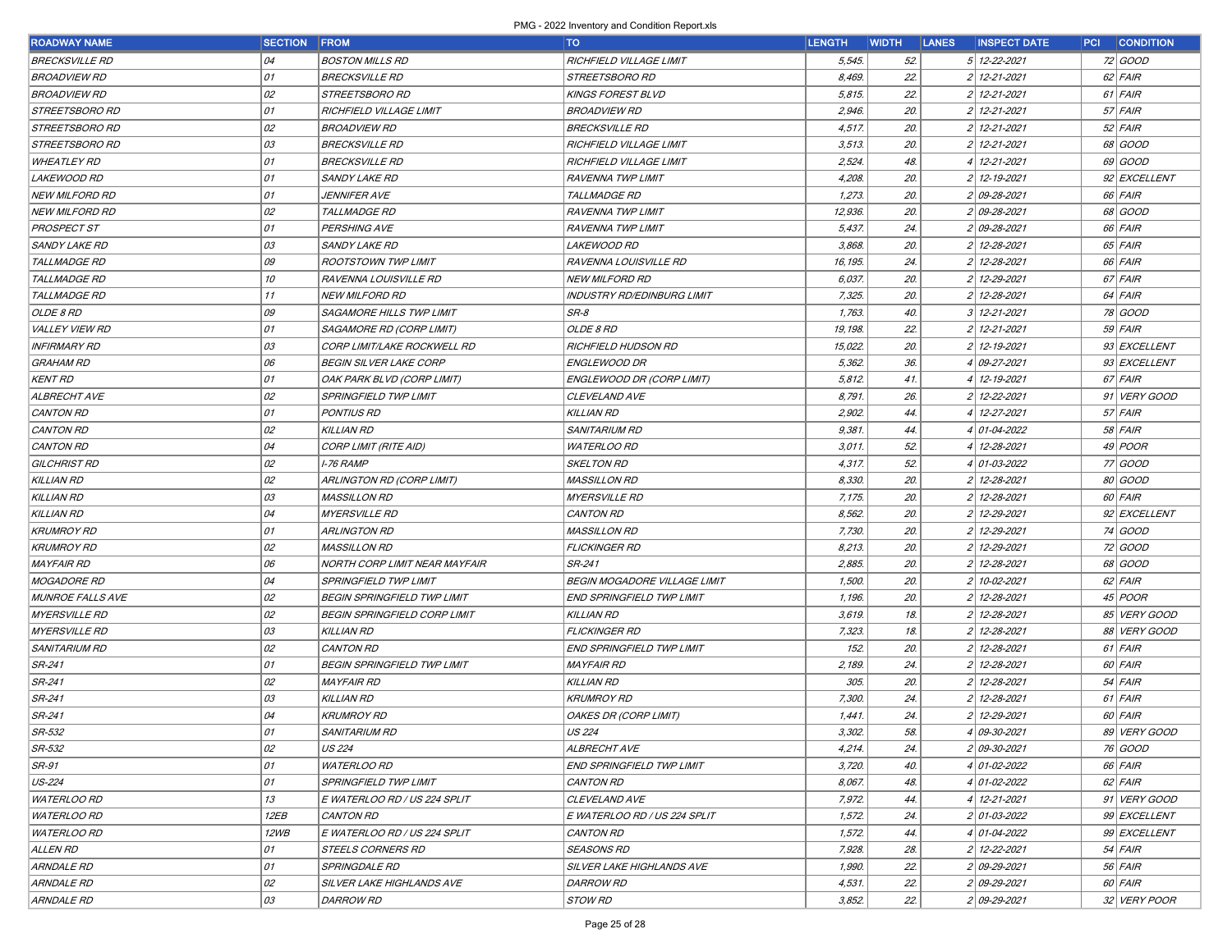| ROADWAY NAME | SECTION | FROM | TO | LENGTH | WIDTH | LANES | INSPECT DATE | PCI | CONDITION |
|---|---|---|---|---|---|---|---|---|---|
| BRECKSVILLE RD | 04 | BOSTON MILLS RD | RICHFIELD VILLAGE LIMIT | 5,545. | 52. | 5 | 12-22-2021 | 72 | GOOD |
| BROADVIEW RD | 01 | BRECKSVILLE RD | STREETSBORO RD | 8,469. | 22. | 2 | 12-21-2021 | 62 | FAIR |
| BROADVIEW RD | 02 | STREETSBORO RD | KINGS FOREST BLVD | 5,815. | 22. | 2 | 12-21-2021 | 61 | FAIR |
| STREETSBORO RD | 01 | RICHFIELD VILLAGE LIMIT | BROADVIEW RD | 2,946. | 20. | 2 | 12-21-2021 | 57 | FAIR |
| STREETSBORO RD | 02 | BROADVIEW RD | BRECKSVILLE RD | 4,517. | 20. | 2 | 12-21-2021 | 52 | FAIR |
| STREETSBORO RD | 03 | BRECKSVILLE RD | RICHFIELD VILLAGE LIMIT | 3,513. | 20. | 2 | 12-21-2021 | 68 | GOOD |
| WHEATLEY RD | 01 | BRECKSVILLE RD | RICHFIELD VILLAGE LIMIT | 2,524. | 48. | 4 | 12-21-2021 | 69 | GOOD |
| LAKEWOOD RD | 01 | SANDY LAKE RD | RAVENNA TWP LIMIT | 4,208. | 20. | 2 | 12-19-2021 | 92 | EXCELLENT |
| NEW MILFORD RD | 01 | JENNIFER AVE | TALLMADGE RD | 1,273. | 20. | 2 | 09-28-2021 | 66 | FAIR |
| NEW MILFORD RD | 02 | TALLMADGE RD | RAVENNA TWP LIMIT | 12,936. | 20. | 2 | 09-28-2021 | 68 | GOOD |
| PROSPECT ST | 01 | PERSHING AVE | RAVENNA TWP LIMIT | 5,437. | 24. | 2 | 09-28-2021 | 66 | FAIR |
| SANDY LAKE RD | 03 | SANDY LAKE RD | LAKEWOOD RD | 3,868. | 20. | 2 | 12-28-2021 | 65 | FAIR |
| TALLMADGE RD | 09 | ROOTSTOWN TWP LIMIT | RAVENNA LOUISVILLE RD | 16,195. | 24. | 2 | 12-28-2021 | 66 | FAIR |
| TALLMADGE RD | 10 | RAVENNA LOUISVILLE RD | NEW MILFORD RD | 6,037. | 20. | 2 | 12-29-2021 | 67 | FAIR |
| TALLMADGE RD | 11 | NEW MILFORD RD | INDUSTRY RD/EDINBURG LIMIT | 7,325. | 20. | 2 | 12-28-2021 | 64 | FAIR |
| OLDE 8 RD | 09 | SAGAMORE HILLS TWP LIMIT | SR-8 | 1,763. | 40. | 3 | 12-21-2021 | 78 | GOOD |
| VALLEY VIEW RD | 01 | SAGAMORE RD (CORP LIMIT) | OLDE 8 RD | 19,198. | 22. | 2 | 12-21-2021 | 59 | FAIR |
| INFIRMARY RD | 03 | CORP LIMIT/LAKE ROCKWELL RD | RICHFIELD HUDSON RD | 15,022. | 20. | 2 | 12-19-2021 | 93 | EXCELLENT |
| GRAHAM RD | 06 | BEGIN SILVER LAKE CORP | ENGLEWOOD DR | 5,362. | 36. | 4 | 09-27-2021 | 93 | EXCELLENT |
| KENT RD | 01 | OAK PARK BLVD (CORP LIMIT) | ENGLEWOOD DR (CORP LIMIT) | 5,812. | 41. | 4 | 12-19-2021 | 67 | FAIR |
| ALBRECHT AVE | 02 | SPRINGFIELD TWP LIMIT | CLEVELAND AVE | 8,791. | 26. | 2 | 12-22-2021 | 91 | VERY GOOD |
| CANTON RD | 01 | PONTIUS RD | KILLIAN RD | 2,902. | 44. | 4 | 12-27-2021 | 57 | FAIR |
| CANTON RD | 02 | KILLIAN RD | SANITARIUM RD | 9,381. | 44. | 4 | 01-04-2022 | 58 | FAIR |
| CANTON RD | 04 | CORP LIMIT (RITE AID) | WATERLOO RD | 3,011. | 52. | 4 | 12-28-2021 | 49 | POOR |
| GILCHRIST RD | 02 | I-76 RAMP | SKELTON RD | 4,317. | 52. | 4 | 01-03-2022 | 77 | GOOD |
| KILLIAN RD | 02 | ARLINGTON RD (CORP LIMIT) | MASSILLON RD | 8,330. | 20. | 2 | 12-28-2021 | 80 | GOOD |
| KILLIAN RD | 03 | MASSILLON RD | MYERSVILLE RD | 7,175. | 20. | 2 | 12-28-2021 | 60 | FAIR |
| KILLIAN RD | 04 | MYERSVILLE RD | CANTON RD | 8,562. | 20. | 2 | 12-29-2021 | 92 | EXCELLENT |
| KRUMROY RD | 01 | ARLINGTON RD | MASSILLON RD | 7,730. | 20. | 2 | 12-29-2021 | 74 | GOOD |
| KRUMROY RD | 02 | MASSILLON RD | FLICKINGER RD | 8,213. | 20. | 2 | 12-29-2021 | 72 | GOOD |
| MAYFAIR RD | 06 | NORTH CORP LIMIT NEAR MAYFAIR | SR-241 | 2,885. | 20. | 2 | 12-28-2021 | 68 | GOOD |
| MOGADORE RD | 04 | SPRINGFIELD TWP LIMIT | BEGIN MOGADORE VILLAGE LIMIT | 1,500. | 20. | 2 | 10-02-2021 | 62 | FAIR |
| MUNROE FALLS AVE | 02 | BEGIN SPRINGFIELD TWP LIMIT | END SPRINGFIELD TWP LIMIT | 1,196. | 20. | 2 | 12-28-2021 | 45 | POOR |
| MYERSVILLE RD | 02 | BEGIN SPRINGFIELD CORP LIMIT | KILLIAN RD | 3,619. | 18. | 2 | 12-28-2021 | 85 | VERY GOOD |
| MYERSVILLE RD | 03 | KILLIAN RD | FLICKINGER RD | 7,323. | 18. | 2 | 12-28-2021 | 88 | VERY GOOD |
| SANITARIUM RD | 02 | CANTON RD | END SPRINGFIELD TWP LIMIT | 152. | 20. | 2 | 12-28-2021 | 61 | FAIR |
| SR-241 | 01 | BEGIN SPRINGFIELD TWP LIMIT | MAYFAIR RD | 2,189. | 24. | 2 | 12-28-2021 | 60 | FAIR |
| SR-241 | 02 | MAYFAIR RD | KILLIAN RD | 305. | 20. | 2 | 12-28-2021 | 54 | FAIR |
| SR-241 | 03 | KILLIAN RD | KRUMROY RD | 7,300. | 24. | 2 | 12-28-2021 | 61 | FAIR |
| SR-241 | 04 | KRUMROY RD | OAKES DR (CORP LIMIT) | 1,441. | 24. | 2 | 12-29-2021 | 60 | FAIR |
| SR-532 | 01 | SANITARIUM RD | US 224 | 3,302. | 58. | 4 | 09-30-2021 | 89 | VERY GOOD |
| SR-532 | 02 | US 224 | ALBRECHT AVE | 4,214. | 24. | 2 | 09-30-2021 | 76 | GOOD |
| SR-91 | 01 | WATERLOO RD | END SPRINGFIELD TWP LIMIT | 3,720. | 40. | 4 | 01-02-2022 | 66 | FAIR |
| US-224 | 01 | SPRINGFIELD TWP LIMIT | CANTON RD | 8,067. | 48. | 4 | 01-02-2022 | 62 | FAIR |
| WATERLOO RD | 13 | E WATERLOO RD / US 224 SPLIT | CLEVELAND AVE | 7,972. | 44. | 4 | 12-21-2021 | 91 | VERY GOOD |
| WATERLOO RD | 12EB | CANTON RD | E WATERLOO RD / US 224 SPLIT | 1,572. | 24. | 2 | 01-03-2022 | 99 | EXCELLENT |
| WATERLOO RD | 12WB | E WATERLOO RD / US 224 SPLIT | CANTON RD | 1,572. | 44. | 4 | 01-04-2022 | 99 | EXCELLENT |
| ALLEN RD | 01 | STEELS CORNERS RD | SEASONS RD | 7,928. | 28. | 2 | 12-22-2021 | 54 | FAIR |
| ARNDALE RD | 01 | SPRINGDALE RD | SILVER LAKE HIGHLANDS AVE | 1,990. | 22. | 2 | 09-29-2021 | 56 | FAIR |
| ARNDALE RD | 02 | SILVER LAKE HIGHLANDS AVE | DARROW RD | 4,531. | 22. | 2 | 09-29-2021 | 60 | FAIR |
| ARNDALE RD | 03 | DARROW RD | STOW RD | 3,852. | 22. | 2 | 09-29-2021 | 32 | VERY POOR |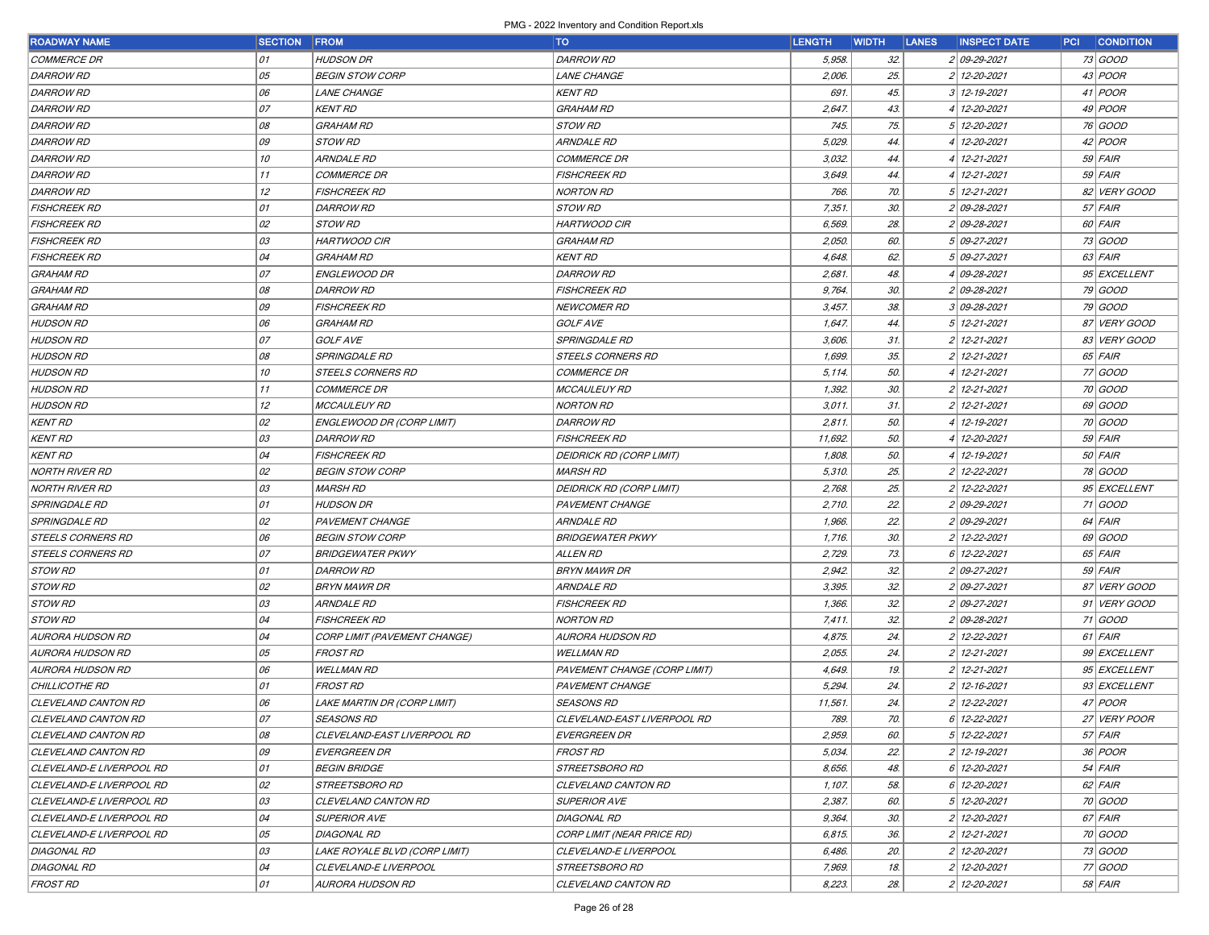| ROADWAY NAME | SECTION | FROM | TO | LENGTH | WIDTH | LANES | INSPECT DATE | PCI | CONDITION |
|---|---|---|---|---|---|---|---|---|---|
| COMMERCE DR | 01 | HUDSON DR | DARROW RD | 5,958. | 32. | 2 | 09-29-2021 | 73 | GOOD |
| DARROW RD | 05 | BEGIN STOW CORP | LANE CHANGE | 2,006. | 25. | 2 | 12-20-2021 | 43 | POOR |
| DARROW RD | 06 | LANE CHANGE | KENT RD | 691. | 45. | 3 | 12-19-2021 | 41 | POOR |
| DARROW RD | 07 | KENT RD | GRAHAM RD | 2,647. | 43. | 4 | 12-20-2021 | 49 | POOR |
| DARROW RD | 08 | GRAHAM RD | STOW RD | 745. | 75. | 5 | 12-20-2021 | 76 | GOOD |
| DARROW RD | 09 | STOW RD | ARNDALE RD | 5,029. | 44. | 4 | 12-20-2021 | 42 | POOR |
| DARROW RD | 10 | ARNDALE RD | COMMERCE DR | 3,032. | 44. | 4 | 12-21-2021 | 59 | FAIR |
| DARROW RD | 11 | COMMERCE DR | FISHCREEK RD | 3,649. | 44. | 4 | 12-21-2021 | 59 | FAIR |
| DARROW RD | 12 | FISHCREEK RD | NORTON RD | 766. | 70. | 5 | 12-21-2021 | 82 | VERY GOOD |
| FISHCREEK RD | 01 | DARROW RD | STOW RD | 7,351. | 30. | 2 | 09-28-2021 | 57 | FAIR |
| FISHCREEK RD | 02 | STOW RD | HARTWOOD CIR | 6,569. | 28. | 2 | 09-28-2021 | 60 | FAIR |
| FISHCREEK RD | 03 | HARTWOOD CIR | GRAHAM RD | 2,050. | 60. | 5 | 09-27-2021 | 73 | GOOD |
| FISHCREEK RD | 04 | GRAHAM RD | KENT RD | 4,648. | 62. | 5 | 09-27-2021 | 63 | FAIR |
| GRAHAM RD | 07 | ENGLEWOOD DR | DARROW RD | 2,681. | 48. | 4 | 09-28-2021 | 95 | EXCELLENT |
| GRAHAM RD | 08 | DARROW RD | FISHCREEK RD | 9,764. | 30. | 2 | 09-28-2021 | 79 | GOOD |
| GRAHAM RD | 09 | FISHCREEK RD | NEWCOMER RD | 3,457. | 38. | 3 | 09-28-2021 | 79 | GOOD |
| HUDSON RD | 06 | GRAHAM RD | GOLF AVE | 1,647. | 44. | 5 | 12-21-2021 | 87 | VERY GOOD |
| HUDSON RD | 07 | GOLF AVE | SPRINGDALE RD | 3,606. | 31. | 2 | 12-21-2021 | 83 | VERY GOOD |
| HUDSON RD | 08 | SPRINGDALE RD | STEELS CORNERS RD | 1,699. | 35. | 2 | 12-21-2021 | 65 | FAIR |
| HUDSON RD | 10 | STEELS CORNERS RD | COMMERCE DR | 5,114. | 50. | 4 | 12-21-2021 | 77 | GOOD |
| HUDSON RD | 11 | COMMERCE DR | MCCAULEUY RD | 1,392. | 30. | 2 | 12-21-2021 | 70 | GOOD |
| HUDSON RD | 12 | MCCAULEUY RD | NORTON RD | 3,011. | 31. | 2 | 12-21-2021 | 69 | GOOD |
| KENT RD | 02 | ENGLEWOOD DR (CORP LIMIT) | DARROW RD | 2,811. | 50. | 4 | 12-19-2021 | 70 | GOOD |
| KENT RD | 03 | DARROW RD | FISHCREEK RD | 11,692. | 50. | 4 | 12-20-2021 | 59 | FAIR |
| KENT RD | 04 | FISHCREEK RD | DEIDRICK RD (CORP LIMIT) | 1,808. | 50. | 4 | 12-19-2021 | 50 | FAIR |
| NORTH RIVER RD | 02 | BEGIN STOW CORP | MARSH RD | 5,310. | 25. | 2 | 12-22-2021 | 78 | GOOD |
| NORTH RIVER RD | 03 | MARSH RD | DEIDRICK RD (CORP LIMIT) | 2,768. | 25. | 2 | 12-22-2021 | 95 | EXCELLENT |
| SPRINGDALE RD | 01 | HUDSON DR | PAVEMENT CHANGE | 2,710. | 22. | 2 | 09-29-2021 | 71 | GOOD |
| SPRINGDALE RD | 02 | PAVEMENT CHANGE | ARNDALE RD | 1,966. | 22. | 2 | 09-29-2021 | 64 | FAIR |
| STEELS CORNERS RD | 06 | BEGIN STOW CORP | BRIDGEWATER PKWY | 1,716. | 30. | 2 | 12-22-2021 | 69 | GOOD |
| STEELS CORNERS RD | 07 | BRIDGEWATER PKWY | ALLEN RD | 2,729. | 73. | 6 | 12-22-2021 | 65 | FAIR |
| STOW RD | 01 | DARROW RD | BRYN MAWR DR | 2,942. | 32. | 2 | 09-27-2021 | 59 | FAIR |
| STOW RD | 02 | BRYN MAWR DR | ARNDALE RD | 3,395. | 32. | 2 | 09-27-2021 | 87 | VERY GOOD |
| STOW RD | 03 | ARNDALE RD | FISHCREEK RD | 1,366. | 32. | 2 | 09-27-2021 | 91 | VERY GOOD |
| STOW RD | 04 | FISHCREEK RD | NORTON RD | 7,411. | 32. | 2 | 09-28-2021 | 71 | GOOD |
| AURORA HUDSON RD | 04 | CORP LIMIT (PAVEMENT CHANGE) | AURORA HUDSON RD | 4,875. | 24. | 2 | 12-22-2021 | 61 | FAIR |
| AURORA HUDSON RD | 05 | FROST RD | WELLMAN RD | 2,055. | 24. | 2 | 12-21-2021 | 99 | EXCELLENT |
| AURORA HUDSON RD | 06 | WELLMAN RD | PAVEMENT CHANGE (CORP LIMIT) | 4,649. | 19. | 2 | 12-21-2021 | 95 | EXCELLENT |
| CHILLICOTHE RD | 01 | FROST RD | PAVEMENT CHANGE | 5,294. | 24. | 2 | 12-16-2021 | 93 | EXCELLENT |
| CLEVELAND CANTON RD | 06 | LAKE MARTIN DR (CORP LIMIT) | SEASONS RD | 11,561. | 24. | 2 | 12-22-2021 | 47 | POOR |
| CLEVELAND CANTON RD | 07 | SEASONS RD | CLEVELAND-EAST LIVERPOOL RD | 789. | 70. | 6 | 12-22-2021 | 27 | VERY POOR |
| CLEVELAND CANTON RD | 08 | CLEVELAND-EAST LIVERPOOL RD | EVERGREEN DR | 2,959. | 60. | 5 | 12-22-2021 | 57 | FAIR |
| CLEVELAND CANTON RD | 09 | EVERGREEN DR | FROST RD | 5,034. | 22. | 2 | 12-19-2021 | 36 | POOR |
| CLEVELAND-E LIVERPOOL RD | 01 | BEGIN BRIDGE | STREETSBORO RD | 8,656. | 48. | 6 | 12-20-2021 | 54 | FAIR |
| CLEVELAND-E LIVERPOOL RD | 02 | STREETSBORO RD | CLEVELAND CANTON RD | 1,107. | 58. | 6 | 12-20-2021 | 62 | FAIR |
| CLEVELAND-E LIVERPOOL RD | 03 | CLEVELAND CANTON RD | SUPERIOR AVE | 2,387. | 60. | 5 | 12-20-2021 | 70 | GOOD |
| CLEVELAND-E LIVERPOOL RD | 04 | SUPERIOR AVE | DIAGONAL RD | 9,364. | 30. | 2 | 12-20-2021 | 67 | FAIR |
| CLEVELAND-E LIVERPOOL RD | 05 | DIAGONAL RD | CORP LIMIT (NEAR PRICE RD) | 6,815. | 36. | 2 | 12-21-2021 | 70 | GOOD |
| DIAGONAL RD | 03 | LAKE ROYALE BLVD (CORP LIMIT) | CLEVELAND-E LIVERPOOL | 6,486. | 20. | 2 | 12-20-2021 | 73 | GOOD |
| DIAGONAL RD | 04 | CLEVELAND-E LIVERPOOL | STREETSBORO RD | 7,969. | 18. | 2 | 12-20-2021 | 77 | GOOD |
| FROST RD | 01 | AURORA HUDSON RD | CLEVELAND CANTON RD | 8,223. | 28. | 2 | 12-20-2021 | 58 | FAIR |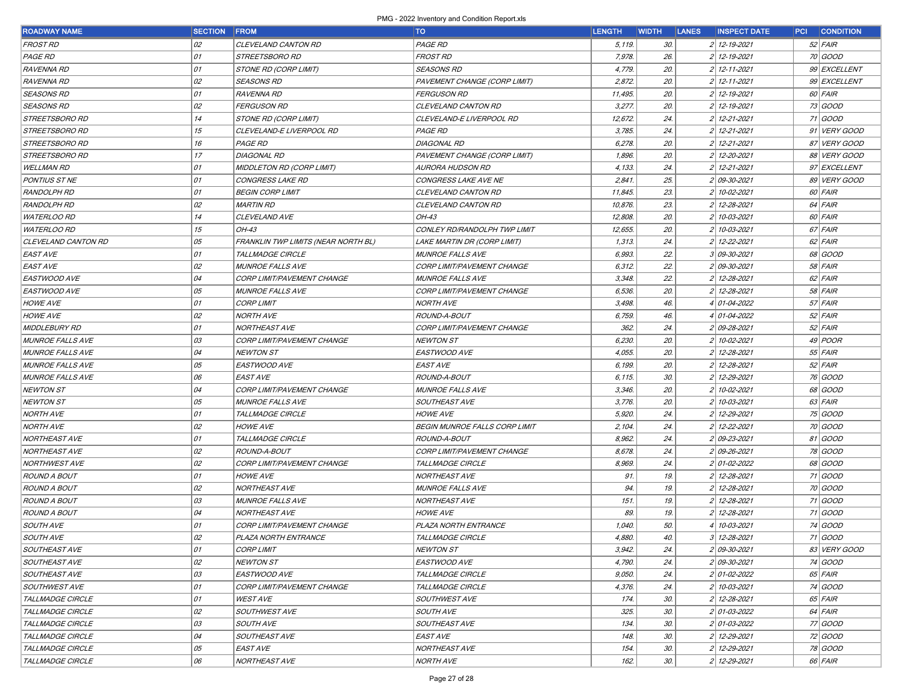| ROADWAY NAME | SECTION | FROM | TO | LENGTH | WIDTH | LANES | INSPECT DATE | PCI | CONDITION |
|---|---|---|---|---|---|---|---|---|---|
| FROST RD | 02 | CLEVELAND CANTON RD | PAGE RD | 5,119. | 30. | 2 | 12-19-2021 | 52 | FAIR |
| PAGE RD | 01 | STREETSBORO RD | FROST RD | 7,978. | 26. | 2 | 12-19-2021 | 70 | GOOD |
| RAVENNA RD | 01 | STONE RD (CORP LIMIT) | SEASONS RD | 4,779. | 20. | 2 | 12-11-2021 | 99 | EXCELLENT |
| RAVENNA RD | 02 | SEASONS RD | PAVEMENT CHANGE (CORP LIMIT) | 2,872. | 20. | 2 | 12-11-2021 | 99 | EXCELLENT |
| SEASONS RD | 01 | RAVENNA RD | FERGUSON RD | 11,495. | 20. | 2 | 12-19-2021 | 60 | FAIR |
| SEASONS RD | 02 | FERGUSON RD | CLEVELAND CANTON RD | 3,277. | 20. | 2 | 12-19-2021 | 73 | GOOD |
| STREETSBORO RD | 14 | STONE RD (CORP LIMIT) | CLEVELAND-E LIVERPOOL RD | 12,672. | 24. | 2 | 12-21-2021 | 71 | GOOD |
| STREETSBORO RD | 15 | CLEVELAND-E LIVERPOOL RD | PAGE RD | 3,785. | 24. | 2 | 12-21-2021 | 91 | VERY GOOD |
| STREETSBORO RD | 16 | PAGE RD | DIAGONAL RD | 6,278. | 20. | 2 | 12-21-2021 | 87 | VERY GOOD |
| STREETSBORO RD | 17 | DIAGONAL RD | PAVEMENT CHANGE (CORP LIMIT) | 1,896. | 20. | 2 | 12-20-2021 | 88 | VERY GOOD |
| WELLMAN RD | 01 | MIDDLETON RD (CORP LIMIT) | AURORA HUDSON RD | 4,133. | 24. | 2 | 12-21-2021 | 97 | EXCELLENT |
| PONTIUS ST NE | 01 | CONGRESS LAKE RD | CONGRESS LAKE AVE NE | 2,841. | 25. | 2 | 09-30-2021 | 89 | VERY GOOD |
| RANDOLPH RD | 01 | BEGIN CORP LIMIT | CLEVELAND CANTON RD | 11,845. | 23. | 2 | 10-02-2021 | 60 | FAIR |
| RANDOLPH RD | 02 | MARTIN RD | CLEVELAND CANTON RD | 10,876. | 23. | 2 | 12-28-2021 | 64 | FAIR |
| WATERLOO RD | 14 | CLEVELAND AVE | OH-43 | 12,808. | 20. | 2 | 10-03-2021 | 60 | FAIR |
| WATERLOO RD | 15 | OH-43 | CONLEY RD/RANDOLPH TWP LIMIT | 12,655. | 20. | 2 | 10-03-2021 | 67 | FAIR |
| CLEVELAND CANTON RD | 05 | FRANKLIN TWP LIMITS (NEAR NORTH BL) | LAKE MARTIN DR (CORP LIMIT) | 1,313. | 24. | 2 | 12-22-2021 | 62 | FAIR |
| EAST AVE | 01 | TALLMADGE CIRCLE | MUNROE FALLS AVE | 6,993. | 22. | 3 | 09-30-2021 | 68 | GOOD |
| EAST AVE | 02 | MUNROE FALLS AVE | CORP LIMIT/PAVEMENT CHANGE | 6,312. | 22. | 2 | 09-30-2021 | 58 | FAIR |
| EASTWOOD AVE | 04 | CORP LIMIT/PAVEMENT CHANGE | MUNROE FALLS AVE | 3,348. | 22. | 2 | 12-28-2021 | 62 | FAIR |
| EASTWOOD AVE | 05 | MUNROE FALLS AVE | CORP LIMIT/PAVEMENT CHANGE | 6,536. | 20. | 2 | 12-28-2021 | 58 | FAIR |
| HOWE AVE | 01 | CORP LIMIT | NORTH AVE | 3,498. | 46. | 4 | 01-04-2022 | 57 | FAIR |
| HOWE AVE | 02 | NORTH AVE | ROUND-A-BOUT | 6,759. | 46. | 4 | 01-04-2022 | 52 | FAIR |
| MIDDLEBURY RD | 01 | NORTHEAST AVE | CORP LIMIT/PAVEMENT CHANGE | 362. | 24. | 2 | 09-28-2021 | 52 | FAIR |
| MUNROE FALLS AVE | 03 | CORP LIMIT/PAVEMENT CHANGE | NEWTON ST | 6,230. | 20. | 2 | 10-02-2021 | 49 | POOR |
| MUNROE FALLS AVE | 04 | NEWTON ST | EASTWOOD AVE | 4,055. | 20. | 2 | 12-28-2021 | 55 | FAIR |
| MUNROE FALLS AVE | 05 | EASTWOOD AVE | EAST AVE | 6,199. | 20. | 2 | 12-28-2021 | 52 | FAIR |
| MUNROE FALLS AVE | 06 | EAST AVE | ROUND-A-BOUT | 6,115. | 30. | 2 | 12-29-2021 | 76 | GOOD |
| NEWTON ST | 04 | CORP LIMIT/PAVEMENT CHANGE | MUNROE FALLS AVE | 3,346. | 20. | 2 | 10-02-2021 | 68 | GOOD |
| NEWTON ST | 05 | MUNROE FALLS AVE | SOUTHEAST AVE | 3,776. | 20. | 2 | 10-03-2021 | 63 | FAIR |
| NORTH AVE | 01 | TALLMADGE CIRCLE | HOWE AVE | 5,920. | 24. | 2 | 12-29-2021 | 75 | GOOD |
| NORTH AVE | 02 | HOWE AVE | BEGIN MUNROE FALLS CORP LIMIT | 2,104. | 24. | 2 | 12-22-2021 | 70 | GOOD |
| NORTHEAST AVE | 01 | TALLMADGE CIRCLE | ROUND-A-BOUT | 8,962. | 24. | 2 | 09-23-2021 | 81 | GOOD |
| NORTHEAST AVE | 02 | ROUND-A-BOUT | CORP LIMIT/PAVEMENT CHANGE | 8,678. | 24. | 2 | 09-26-2021 | 78 | GOOD |
| NORTHWEST AVE | 02 | CORP LIMIT/PAVEMENT CHANGE | TALLMADGE CIRCLE | 8,969. | 24. | 2 | 01-02-2022 | 68 | GOOD |
| ROUND A BOUT | 01 | HOWE AVE | NORTHEAST AVE | 91. | 19. | 2 | 12-28-2021 | 71 | GOOD |
| ROUND A BOUT | 02 | NORTHEAST AVE | MUNROE FALLS AVE | 94. | 19. | 2 | 12-28-2021 | 70 | GOOD |
| ROUND A BOUT | 03 | MUNROE FALLS AVE | NORTHEAST AVE | 151. | 19. | 2 | 12-28-2021 | 71 | GOOD |
| ROUND A BOUT | 04 | NORTHEAST AVE | HOWE AVE | 89. | 19. | 2 | 12-28-2021 | 71 | GOOD |
| SOUTH AVE | 01 | CORP LIMIT/PAVEMENT CHANGE | PLAZA NORTH ENTRANCE | 1,040. | 50. | 4 | 10-03-2021 | 74 | GOOD |
| SOUTH AVE | 02 | PLAZA NORTH ENTRANCE | TALLMADGE CIRCLE | 4,880. | 40. | 3 | 12-28-2021 | 71 | GOOD |
| SOUTHEAST AVE | 01 | CORP LIMIT | NEWTON ST | 3,942. | 24. | 2 | 09-30-2021 | 83 | VERY GOOD |
| SOUTHEAST AVE | 02 | NEWTON ST | EASTWOOD AVE | 4,790. | 24. | 2 | 09-30-2021 | 74 | GOOD |
| SOUTHEAST AVE | 03 | EASTWOOD AVE | TALLMADGE CIRCLE | 9,050. | 24. | 2 | 01-02-2022 | 65 | FAIR |
| SOUTHWEST AVE | 01 | CORP LIMIT/PAVEMENT CHANGE | TALLMADGE CIRCLE | 4,376. | 24. | 2 | 10-03-2021 | 74 | GOOD |
| TALLMADGE CIRCLE | 01 | WEST AVE | SOUTHWEST AVE | 174. | 30. | 2 | 12-28-2021 | 65 | FAIR |
| TALLMADGE CIRCLE | 02 | SOUTHWEST AVE | SOUTH AVE | 325. | 30. | 2 | 01-03-2022 | 64 | FAIR |
| TALLMADGE CIRCLE | 03 | SOUTH AVE | SOUTHEAST AVE | 134. | 30. | 2 | 01-03-2022 | 77 | GOOD |
| TALLMADGE CIRCLE | 04 | SOUTHEAST AVE | EAST AVE | 148. | 30. | 2 | 12-29-2021 | 72 | GOOD |
| TALLMADGE CIRCLE | 05 | EAST AVE | NORTHEAST AVE | 154. | 30. | 2 | 12-29-2021 | 78 | GOOD |
| TALLMADGE CIRCLE | 06 | NORTHEAST AVE | NORTH AVE | 162. | 30. | 2 | 12-29-2021 | 66 | FAIR |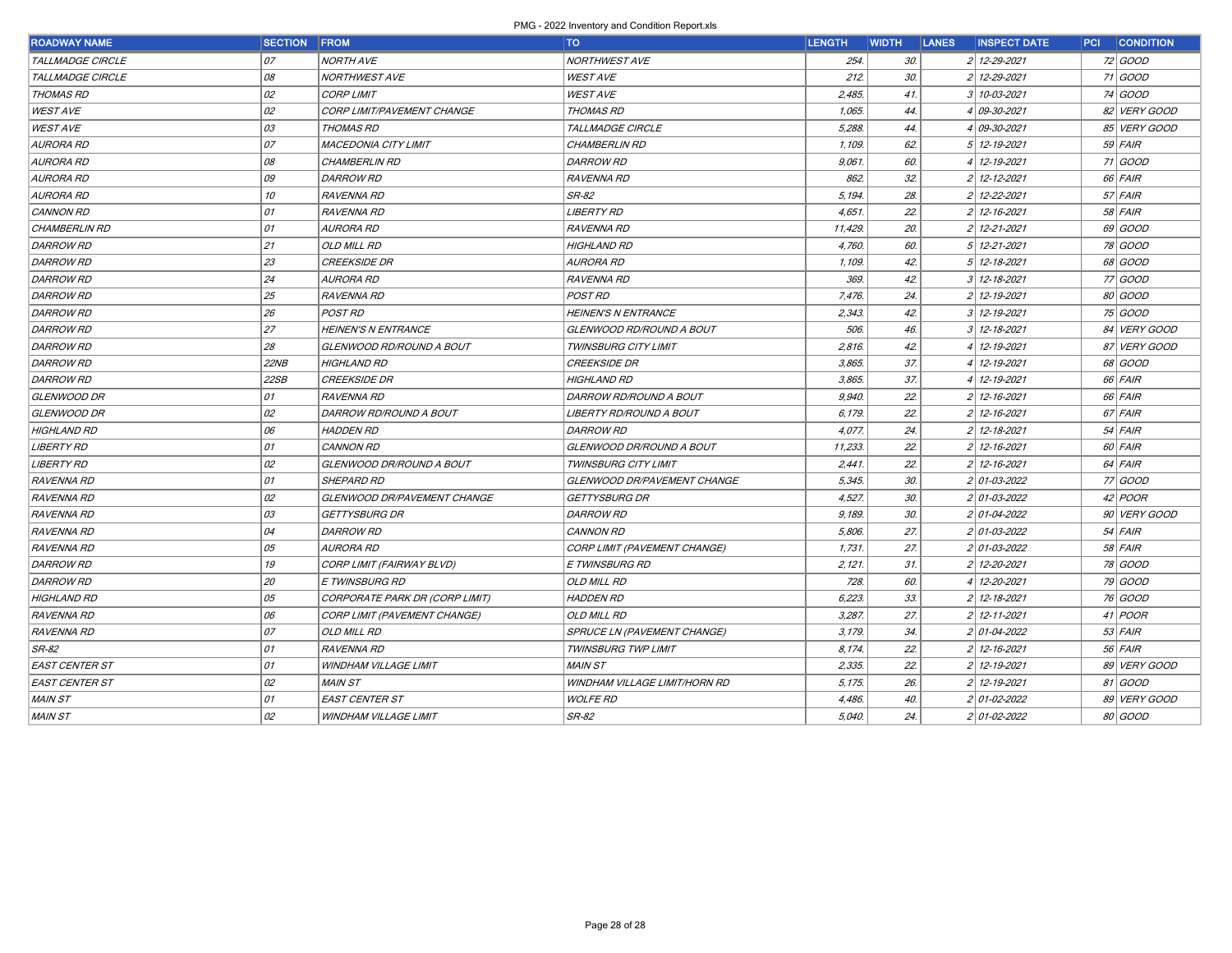| ROADWAY NAME | SECTION | FROM | TO | LENGTH | WIDTH | LANES | INSPECT DATE | PCI | CONDITION |
|---|---|---|---|---|---|---|---|---|---|
| TALLMADGE CIRCLE | 07 | NORTH AVE | NORTHWEST AVE | 254. | 30. | 2 | 12-29-2021 | 72 | GOOD |
| TALLMADGE CIRCLE | 08 | NORTHWEST AVE | WEST AVE | 212. | 30. | 2 | 12-29-2021 | 71 | GOOD |
| THOMAS RD | 02 | CORP LIMIT | WEST AVE | 2,485. | 41. | 3 | 10-03-2021 | 74 | GOOD |
| WEST AVE | 02 | CORP LIMIT/PAVEMENT CHANGE | THOMAS RD | 1,065. | 44. | 4 | 09-30-2021 | 82 | VERY GOOD |
| WEST AVE | 03 | THOMAS RD | TALLMADGE CIRCLE | 5,288. | 44. | 4 | 09-30-2021 | 85 | VERY GOOD |
| AURORA RD | 07 | MACEDONIA CITY LIMIT | CHAMBERLIN RD | 1,109. | 62. | 5 | 12-19-2021 | 59 | FAIR |
| AURORA RD | 08 | CHAMBERLIN RD | DARROW RD | 9,061. | 60. | 4 | 12-19-2021 | 71 | GOOD |
| AURORA RD | 09 | DARROW RD | RAVENNA RD | 862. | 32. | 2 | 12-12-2021 | 66 | FAIR |
| AURORA RD | 10 | RAVENNA RD | SR-82 | 5,194. | 28. | 2 | 12-22-2021 | 57 | FAIR |
| CANNON RD | 01 | RAVENNA RD | LIBERTY RD | 4,651. | 22. | 2 | 12-16-2021 | 58 | FAIR |
| CHAMBERLIN RD | 01 | AURORA RD | RAVENNA RD | 11,429. | 20. | 2 | 12-21-2021 | 69 | GOOD |
| DARROW RD | 21 | OLD MILL RD | HIGHLAND RD | 4,760. | 60. | 5 | 12-21-2021 | 78 | GOOD |
| DARROW RD | 23 | CREEKSIDE DR | AURORA RD | 1,109. | 42. | 5 | 12-18-2021 | 68 | GOOD |
| DARROW RD | 24 | AURORA RD | RAVENNA RD | 369. | 42. | 3 | 12-18-2021 | 77 | GOOD |
| DARROW RD | 25 | RAVENNA RD | POST RD | 7,476. | 24. | 2 | 12-19-2021 | 80 | GOOD |
| DARROW RD | 26 | POST RD | HEINEN'S N ENTRANCE | 2,343. | 42. | 3 | 12-19-2021 | 75 | GOOD |
| DARROW RD | 27 | HEINEN'S N ENTRANCE | GLENWOOD RD/ROUND A BOUT | 506. | 46. | 3 | 12-18-2021 | 84 | VERY GOOD |
| DARROW RD | 28 | GLENWOOD RD/ROUND A BOUT | TWINSBURG CITY LIMIT | 2,816. | 42. | 4 | 12-19-2021 | 87 | VERY GOOD |
| DARROW RD | 22NB | HIGHLAND RD | CREEKSIDE DR | 3,865. | 37. | 4 | 12-19-2021 | 68 | GOOD |
| DARROW RD | 22SB | CREEKSIDE DR | HIGHLAND RD | 3,865. | 37. | 4 | 12-19-2021 | 66 | FAIR |
| GLENWOOD DR | 01 | RAVENNA RD | DARROW RD/ROUND A BOUT | 9,940. | 22. | 2 | 12-16-2021 | 66 | FAIR |
| GLENWOOD DR | 02 | DARROW RD/ROUND A BOUT | LIBERTY RD/ROUND A BOUT | 6,179. | 22. | 2 | 12-16-2021 | 67 | FAIR |
| HIGHLAND RD | 06 | HADDEN RD | DARROW RD | 4,077. | 24. | 2 | 12-18-2021 | 54 | FAIR |
| LIBERTY RD | 01 | CANNON RD | GLENWOOD DR/ROUND A BOUT | 11,233. | 22. | 2 | 12-16-2021 | 60 | FAIR |
| LIBERTY RD | 02 | GLENWOOD DR/ROUND A BOUT | TWINSBURG CITY LIMIT | 2,441. | 22. | 2 | 12-16-2021 | 64 | FAIR |
| RAVENNA RD | 01 | SHEPARD RD | GLENWOOD DR/PAVEMENT CHANGE | 5,345. | 30. | 2 | 01-03-2022 | 77 | GOOD |
| RAVENNA RD | 02 | GLENWOOD DR/PAVEMENT CHANGE | GETTYSBURG DR | 4,527. | 30. | 2 | 01-03-2022 | 42 | POOR |
| RAVENNA RD | 03 | GETTYSBURG DR | DARROW RD | 9,189. | 30. | 2 | 01-04-2022 | 90 | VERY GOOD |
| RAVENNA RD | 04 | DARROW RD | CANNON RD | 5,806. | 27. | 2 | 01-03-2022 | 54 | FAIR |
| RAVENNA RD | 05 | AURORA RD | CORP LIMIT (PAVEMENT CHANGE) | 1,731. | 27. | 2 | 01-03-2022 | 58 | FAIR |
| DARROW RD | 19 | CORP LIMIT (FAIRWAY BLVD) | E TWINSBURG RD | 2,121. | 31. | 2 | 12-20-2021 | 78 | GOOD |
| DARROW RD | 20 | E TWINSBURG RD | OLD MILL RD | 728. | 60. | 4 | 12-20-2021 | 79 | GOOD |
| HIGHLAND RD | 05 | CORPORATE PARK DR (CORP LIMIT) | HADDEN RD | 6,223. | 33. | 2 | 12-18-2021 | 76 | GOOD |
| RAVENNA RD | 06 | CORP LIMIT (PAVEMENT CHANGE) | OLD MILL RD | 3,287. | 27. | 2 | 12-11-2021 | 41 | POOR |
| RAVENNA RD | 07 | OLD MILL RD | SPRUCE LN (PAVEMENT CHANGE) | 3,179. | 34. | 2 | 01-04-2022 | 53 | FAIR |
| SR-82 | 01 | RAVENNA RD | TWINSBURG TWP LIMIT | 8,174. | 22. | 2 | 12-16-2021 | 56 | FAIR |
| EAST CENTER ST | 01 | WINDHAM VILLAGE LIMIT | MAIN ST | 2,335. | 22. | 2 | 12-19-2021 | 89 | VERY GOOD |
| EAST CENTER ST | 02 | MAIN ST | WINDHAM VILLAGE LIMIT/HORN RD | 5,175. | 26. | 2 | 12-19-2021 | 81 | GOOD |
| MAIN ST | 01 | EAST CENTER ST | WOLFE RD | 4,486. | 40. | 2 | 01-02-2022 | 89 | VERY GOOD |
| MAIN ST | 02 | WINDHAM VILLAGE LIMIT | SR-82 | 5,040. | 24. | 2 | 01-02-2022 | 80 | GOOD |